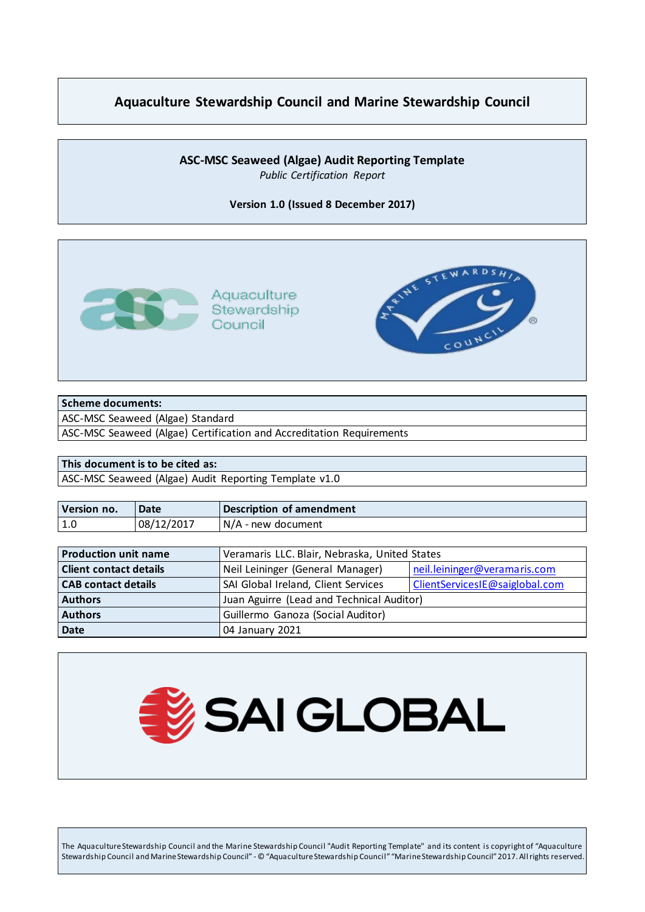# Aquaculture Stewardship Council and Marine Stewardship Council

## ASC-MSC Seaweed (Algae) Audit Reporting Template

*Public Certification Report*

**Version 1.0 (Issued 8 December 2017)**

| Scheme documents: |
|---|
| ASC-MSC Seaweed (Algae) Standard |
| ASC-MSC Seaweed (Algae) Certification and Accreditation Requirements |

| This document is to be cited as: |
|---|
| ASC-MSC Seaweed (Algae) Audit Reporting Template v1.0 |

| Version no. | Date | Description of amendment |
|---|---|---|
| 1.0 | 08/12/2017 | N/A - new document |

| | | |
|---|---|---|
| **Production unit name** | Veramaris LLC. Blair, Nebraska, United States | |
| **Client contact details** | Neil Leininger (General Manager) | neil.leininger@veramaris.com |
| **CAB contact details** | SAI Global Ireland, Client Services | ClientServicesIE@saiglobal.com |
| **Authors** | Juan Aguirre (Lead and Technical Auditor) | |
| **Authors** | Guillermo Ganoza (Social Auditor) | |
| **Date** | 04 January 2021 | |

The Aquaculture Stewardship Council and the Marine Stewardship Council "Audit Reporting Template" and its content is copyright of "Aquaculture Stewardship Council and Marine Stewardship Council" - © "Aquaculture Stewardship Council" "Marine Stewardship Council" 2017. All rights reserved.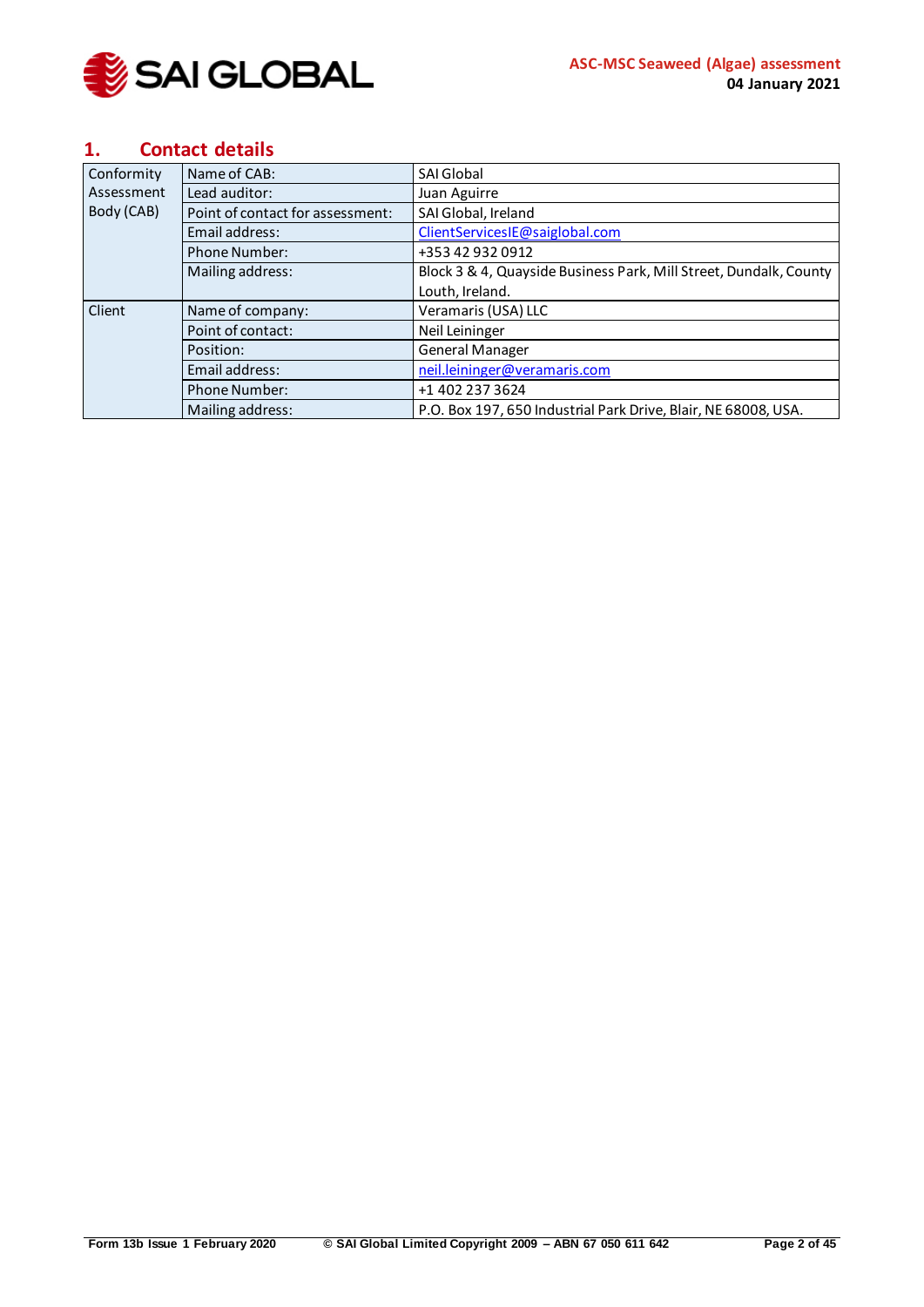## 1. Contact details

| | | |
|---|---|---|
| Conformity Assessment Body (CAB) | Name of CAB: | SAI Global |
| | Lead auditor: | Juan Aguirre |
| | Point of contact for assessment: | SAI Global, Ireland |
| | Email address: | ClientServicesIE@saiglobal.com |
| | Phone Number: | +353 42 932 0912 |
| | Mailing address: | Block 3 & 4, Quayside Business Park, Mill Street, Dundalk, County Louth, Ireland. |
| Client | Name of company: | Veramaris (USA) LLC |
| | Point of contact: | Neil Leininger |
| | Position: | General Manager |
| | Email address: | neil.leininger@veramaris.com |
| | Phone Number: | +1 402 237 3624 |
| | Mailing address: | P.O. Box 197, 650 Industrial Park Drive, Blair, NE 68008, USA. |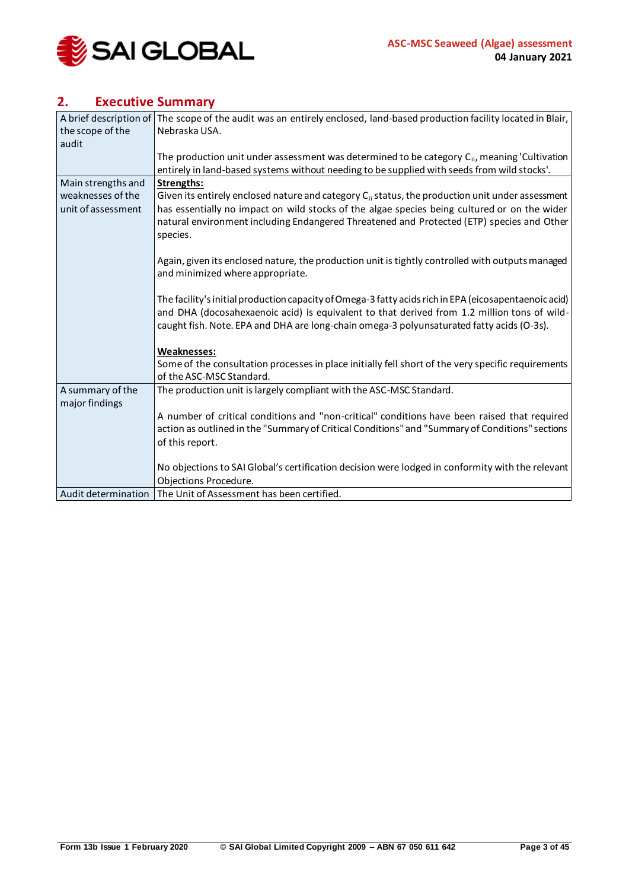## 2. Executive Summary

| | |
|---|---|
| A brief description of the scope of the audit | The scope of the audit was an entirely enclosed, land-based production facility located in Blair, Nebraska USA.<br><br>The production unit under assessment was determined to be category $C_{ii}$, meaning 'Cultivation entirely in land-based systems without needing to be supplied with seeds from wild stocks'. |
| Main strengths and weaknesses of the unit of assessment | **Strengths:**<br>Given its entirely enclosed nature and category $C_{ii}$ status, the production unit under assessment has essentially no impact on wild stocks of the algae species being cultured or on the wider natural environment including Endangered Threatened and Protected (ETP) species and Other species.<br><br>Again, given its enclosed nature, the production unit is tightly controlled with outputs managed and minimized where appropriate.<br><br>The facility's initial production capacity of Omega-3 fatty acids rich in EPA (eicosapentaenoic acid) and DHA (docosahexaenoic acid) is equivalent to that derived from 1.2 million tons of wild-caught fish. Note. EPA and DHA are long-chain omega-3 polyunsaturated fatty acids (O-3s).<br><br>**Weaknesses:**<br>Some of the consultation processes in place initially fell short of the very specific requirements of the ASC-MSC Standard. |
| A summary of the major findings | The production unit is largely compliant with the ASC-MSC Standard.<br><br>A number of critical conditions and "non-critical" conditions have been raised that required action as outlined in the "Summary of Critical Conditions" and "Summary of Conditions" sections of this report.<br><br>No objections to SAI Global's certification decision were lodged in conformity with the relevant Objections Procedure. |
| Audit determination | The Unit of Assessment has been certified. |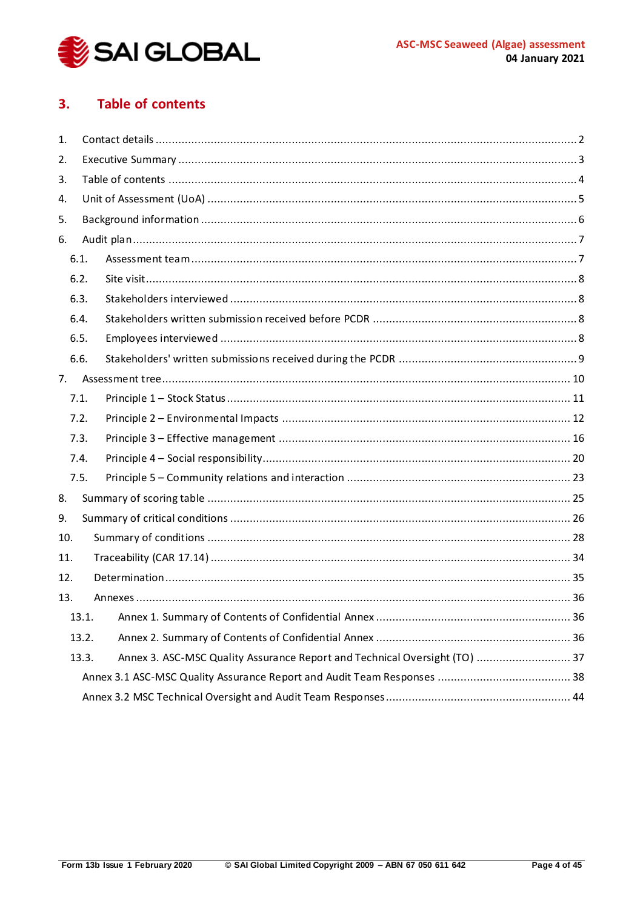## 3. Table of contents

1. Contact details ... 2
2. Executive Summary ... 3
3. Table of contents ... 4
4. Unit of Assessment (UoA) ... 5
5. Background information ... 6
6. Audit plan ... 7
   - 6.1. Assessment team ... 7
   - 6.2. Site visit ... 8
   - 6.3. Stakeholders interviewed ... 8
   - 6.4. Stakeholders written submission received before PCDR ... 8
   - 6.5. Employees interviewed ... 8
   - 6.6. Stakeholders' written submissions received during the PCDR ... 9
7. Assessment tree ... 10
   - 7.1. Principle 1 – Stock Status ... 11
   - 7.2. Principle 2 – Environmental Impacts ... 12
   - 7.3. Principle 3 – Effective management ... 16
   - 7.4. Principle 4 – Social responsibility ... 20
   - 7.5. Principle 5 – Community relations and interaction ... 23
8. Summary of scoring table ... 25
9. Summary of critical conditions ... 26
10. Summary of conditions ... 28
11. Traceability (CAR 17.14) ... 34
12. Determination ... 35
13. Annexes ... 36
    - 13.1. Annex 1. Summary of Contents of Confidential Annex ... 36
    - 13.2. Annex 2. Summary of Contents of Confidential Annex ... 36
    - 13.3. Annex 3. ASC-MSC Quality Assurance Report and Technical Oversight (TO) ... 37
    - Annex 3.1 ASC-MSC Quality Assurance Report and Audit Team Responses ... 38
    - Annex 3.2 MSC Technical Oversight and Audit Team Responses ... 44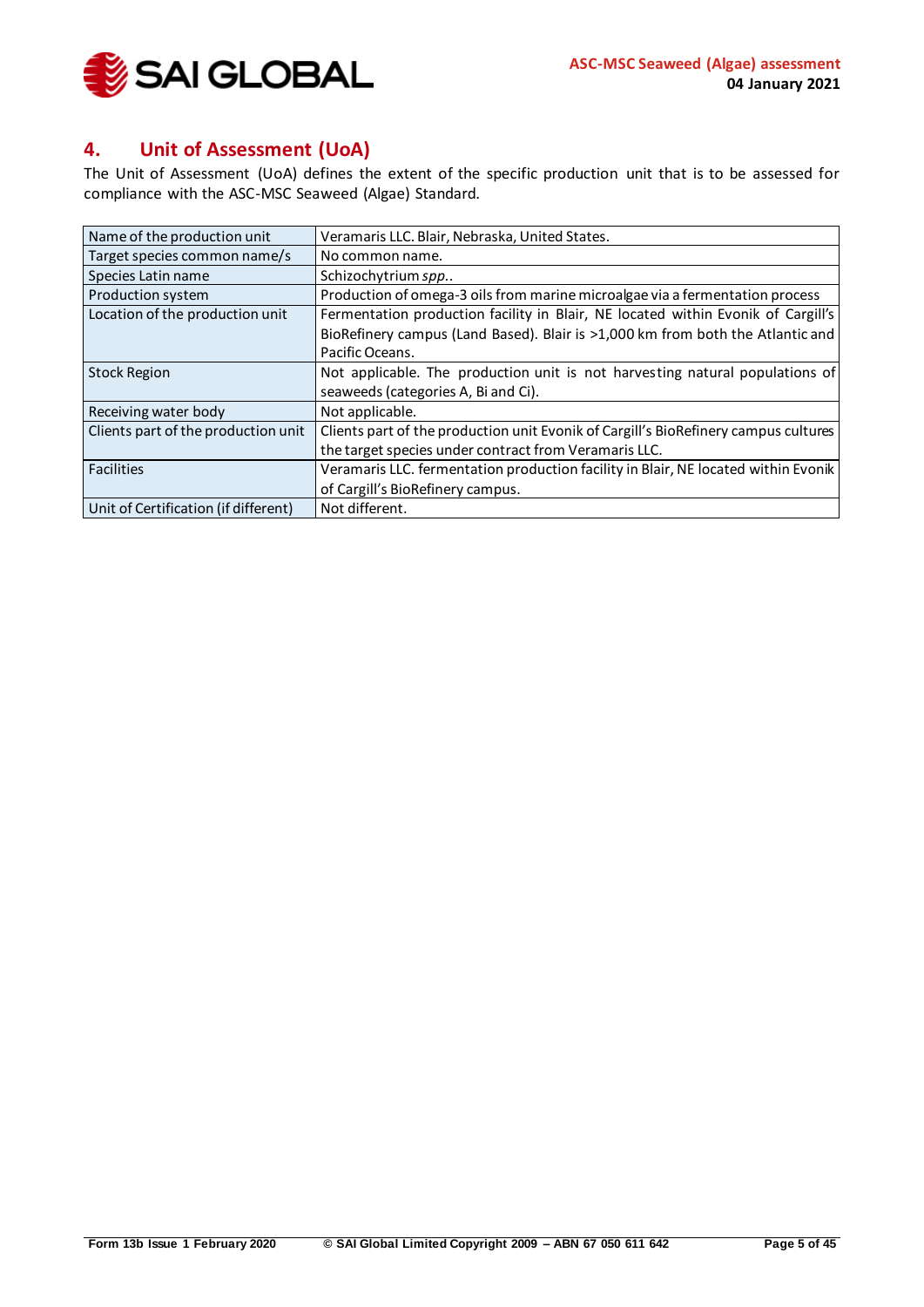## 4. Unit of Assessment (UoA)

The Unit of Assessment (UoA) defines the extent of the specific production unit that is to be assessed for compliance with the ASC-MSC Seaweed (Algae) Standard.

| | |
|---|---|
| Name of the production unit | Veramaris LLC. Blair, Nebraska, United States. |
| Target species common name/s | No common name. |
| Species Latin name | Schizochytrium *spp.*. |
| Production system | Production of omega-3 oils from marine microalgae via a fermentation process |
| Location of the production unit | Fermentation production facility in Blair, NE located within Evonik of Cargill's BioRefinery campus (Land Based). Blair is >1,000 km from both the Atlantic and Pacific Oceans. |
| Stock Region | Not applicable. The production unit is not harvesting natural populations of seaweeds (categories A, Bi and Ci). |
| Receiving water body | Not applicable. |
| Clients part of the production unit | Clients part of the production unit Evonik of Cargill's BioRefinery campus cultures the target species under contract from Veramaris LLC. |
| Facilities | Veramaris LLC. fermentation production facility in Blair, NE located within Evonik of Cargill's BioRefinery campus. |
| Unit of Certification (if different) | Not different. |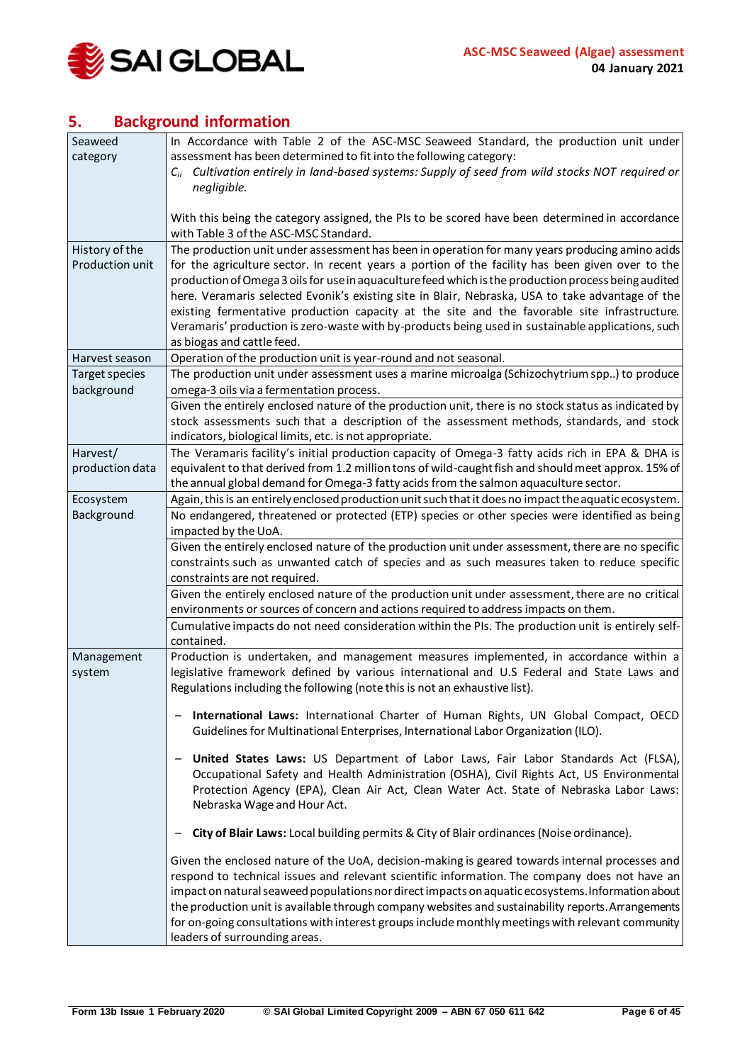## 5. Background information

| | |
|---|---|
| Seaweed category | In Accordance with Table 2 of the ASC-MSC Seaweed Standard, the production unit under assessment has been determined to fit into the following category:<br>$C_{ii}$ *Cultivation entirely in land-based systems: Supply of seed from wild stocks NOT required or negligible.*<br><br>With this being the category assigned, the PIs to be scored have been determined in accordance with Table 3 of the ASC-MSC Standard. |
| History of the Production unit | The production unit under assessment has been in operation for many years producing amino acids for the agriculture sector. In recent years a portion of the facility has been given over to the production of Omega 3 oils for use in aquaculture feed which is the production process being audited here. Veramaris selected Evonik's existing site in Blair, Nebraska, USA to take advantage of the existing fermentative production capacity at the site and the favorable site infrastructure. Veramaris' production is zero-waste with by-products being used in sustainable applications, such as biogas and cattle feed. |
| Harvest season | Operation of the production unit is year-round and not seasonal. |
| Target species background | The production unit under assessment uses a marine microalga (Schizochytrium spp..) to produce omega-3 oils via a fermentation process.<br><br>Given the entirely enclosed nature of the production unit, there is no stock status as indicated by stock assessments such that a description of the assessment methods, standards, and stock indicators, biological limits, etc. is not appropriate. |
| Harvest/ production data | The Veramaris facility's initial production capacity of Omega-3 fatty acids rich in EPA & DHA is equivalent to that derived from 1.2 million tons of wild-caught fish and should meet approx. 15% of the annual global demand for Omega-3 fatty acids from the salmon aquaculture sector. |
| Ecosystem Background | Again, this is an entirely enclosed production unit such that it does no impact the aquatic ecosystem.<br><br>No endangered, threatened or protected (ETP) species or other species were identified as being impacted by the UoA.<br><br>Given the entirely enclosed nature of the production unit under assessment, there are no specific constraints such as unwanted catch of species and as such measures taken to reduce specific constraints are not required.<br><br>Given the entirely enclosed nature of the production unit under assessment, there are no critical environments or sources of concern and actions required to address impacts on them.<br><br>Cumulative impacts do not need consideration within the PIs. The production unit is entirely self-contained. |
| Management system | Production is undertaken, and management measures implemented, in accordance within a legislative framework defined by various international and U.S Federal and State Laws and Regulations including the following (note this is not an exhaustive list).<br><br>– **International Laws:** International Charter of Human Rights, UN Global Compact, OECD Guidelines for Multinational Enterprises, International Labor Organization (ILO).<br><br>– **United States Laws:** US Department of Labor Laws, Fair Labor Standards Act (FLSA), Occupational Safety and Health Administration (OSHA), Civil Rights Act, US Environmental Protection Agency (EPA), Clean Air Act, Clean Water Act. State of Nebraska Labor Laws: Nebraska Wage and Hour Act.<br><br>– **City of Blair Laws:** Local building permits & City of Blair ordinances (Noise ordinance).<br><br>Given the enclosed nature of the UoA, decision-making is geared towards internal processes and respond to technical issues and relevant scientific information. The company does not have an impact on natural seaweed populations nor direct impacts on aquatic ecosystems. Information about the production unit is available through company websites and sustainability reports. Arrangements for on-going consultations with interest groups include monthly meetings with relevant community leaders of surrounding areas. |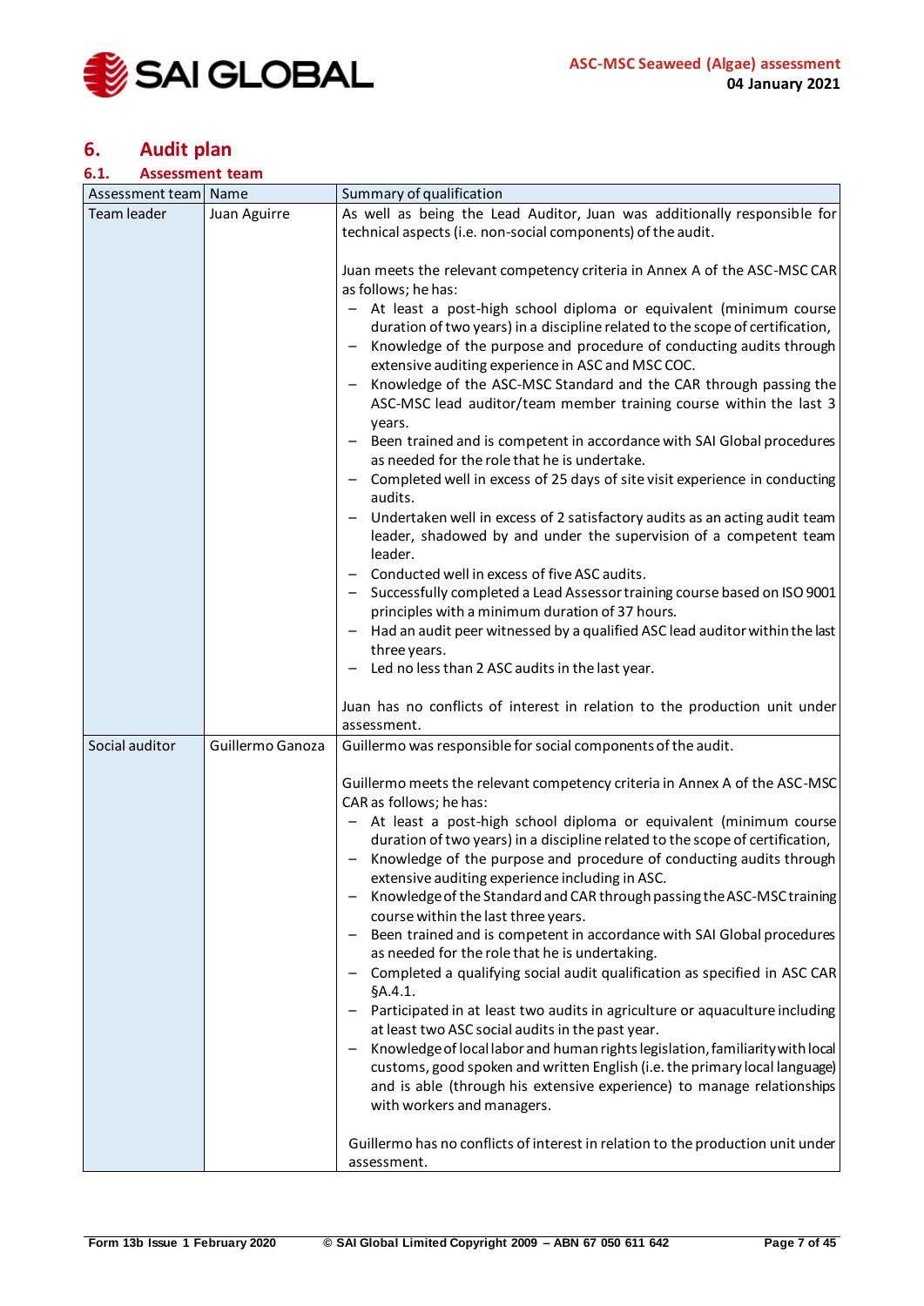## 6. Audit plan

### 6.1. Assessment team

| Assessment team | Name | Summary of qualification |
|---|---|---|
| Team leader | Juan Aguirre | As well as being the Lead Auditor, Juan was additionally responsible for technical aspects (i.e. non-social components) of the audit.<br><br>Juan meets the relevant competency criteria in Annex A of the ASC-MSC CAR as follows; he has:<br>– At least a post-high school diploma or equivalent (minimum course duration of two years) in a discipline related to the scope of certification,<br>– Knowledge of the purpose and procedure of conducting audits through extensive auditing experience in ASC and MSC COC.<br>– Knowledge of the ASC-MSC Standard and the CAR through passing the ASC-MSC lead auditor/team member training course within the last 3 years.<br>– Been trained and is competent in accordance with SAI Global procedures as needed for the role that he is undertake.<br>– Completed well in excess of 25 days of site visit experience in conducting audits.<br>– Undertaken well in excess of 2 satisfactory audits as an acting audit team leader, shadowed by and under the supervision of a competent team leader.<br>– Conducted well in excess of five ASC audits.<br>– Successfully completed a Lead Assessor training course based on ISO 9001 principles with a minimum duration of 37 hours.<br>– Had an audit peer witnessed by a qualified ASC lead auditor within the last three years.<br>– Led no less than 2 ASC audits in the last year.<br><br>Juan has no conflicts of interest in relation to the production unit under assessment. |
| Social auditor | Guillermo Ganoza | Guillermo was responsible for social components of the audit.<br><br>Guillermo meets the relevant competency criteria in Annex A of the ASC-MSC CAR as follows; he has:<br>– At least a post-high school diploma or equivalent (minimum course duration of two years) in a discipline related to the scope of certification,<br>– Knowledge of the purpose and procedure of conducting audits through extensive auditing experience including in ASC.<br>– Knowledge of the Standard and CAR through passing the ASC-MSC training course within the last three years.<br>– Been trained and is competent in accordance with SAI Global procedures as needed for the role that he is undertaking.<br>– Completed a qualifying social audit qualification as specified in ASC CAR §A.4.1.<br>– Participated in at least two audits in agriculture or aquaculture including at least two ASC social audits in the past year.<br>– Knowledge of local labor and human rights legislation, familiarity with local customs, good spoken and written English (i.e. the primary local language) and is able (through his extensive experience) to manage relationships with workers and managers.<br><br>Guillermo has no conflicts of interest in relation to the production unit under assessment. |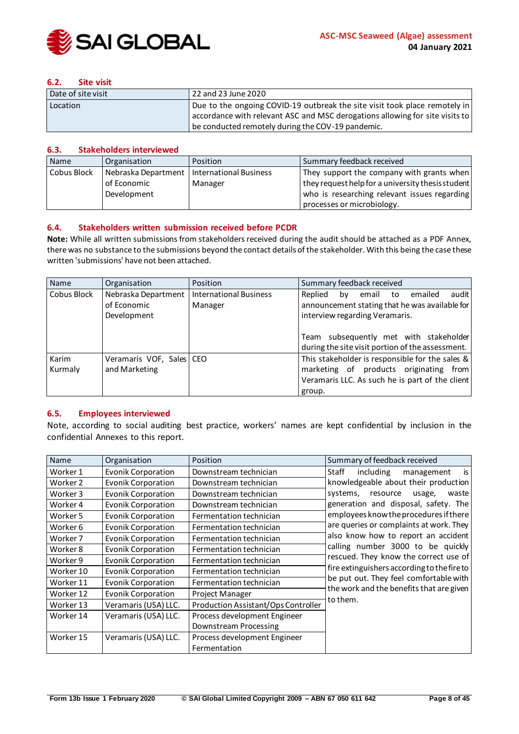### 6.2. Site visit

| | |
|---|---|
| Date of site visit | 22 and 23 June 2020 |
| Location | Due to the ongoing COVID-19 outbreak the site visit took place remotely in accordance with relevant ASC and MSC derogations allowing for site visits to be conducted remotely during the COV-19 pandemic. |

### 6.3. Stakeholders interviewed

| Name | Organisation | Position | Summary feedback received |
|---|---|---|---|
| Cobus Block | Nebraska Department of Economic Development | International Business Manager | They support the company with grants when they request help for a university thesis student who is researching relevant issues regarding processes or microbiology. |

### 6.4. Stakeholders written submission received before PCDR

**Note:** While all written submissions from stakeholders received during the audit should be attached as a PDF Annex, there was no substance to the submissions beyond the contact details of the stakeholder. With this being the case these written 'submissions' have not been attached.

| Name | Organisation | Position | Summary feedback received |
|---|---|---|---|
| Cobus Block | Nebraska Department of Economic Development | International Business Manager | Replied by email to emailed audit announcement stating that he was available for interview regarding Veramaris.<br><br>Team subsequently met with stakeholder during the site visit portion of the assessment. |
| Karim Kurmaly | Veramaris VOF, Sales and Marketing | CEO | This stakeholder is responsible for the sales & marketing of products originating from Veramaris LLC. As such he is part of the client group. |

### 6.5. Employees interviewed

Note, according to social auditing best practice, workers' names are kept confidential by inclusion in the confidential Annexes to this report.

| Name | Organisation | Position | Summary of feedback received |
|---|---|---|---|
| Worker 1 | Evonik Corporation | Downstream technician | Staff including management is knowledgeable about their production systems, resource usage, waste generation and disposal, safety. The employees know the procedures if there are queries or complaints at work. They also know how to report an accident calling number 3000 to be quickly rescued. They know the correct use of fire extinguishers according to the fire to be put out. They feel comfortable with the work and the benefits that are given to them. |
| Worker 2 | Evonik Corporation | Downstream technician | |
| Worker 3 | Evonik Corporation | Downstream technician | |
| Worker 4 | Evonik Corporation | Downstream technician | |
| Worker 5 | Evonik Corporation | Fermentation technician | |
| Worker 6 | Evonik Corporation | Fermentation technician | |
| Worker 7 | Evonik Corporation | Fermentation technician | |
| Worker 8 | Evonik Corporation | Fermentation technician | |
| Worker 9 | Evonik Corporation | Fermentation technician | |
| Worker 10 | Evonik Corporation | Fermentation technician | |
| Worker 11 | Evonik Corporation | Fermentation technician | |
| Worker 12 | Evonik Corporation | Project Manager | |
| Worker 13 | Veramaris (USA) LLC. | Production Assistant/Ops Controller | |
| Worker 14 | Veramaris (USA) LLC. | Process development Engineer Downstream Processing | |
| Worker 15 | Veramaris (USA) LLC. | Process development Engineer Fermentation | |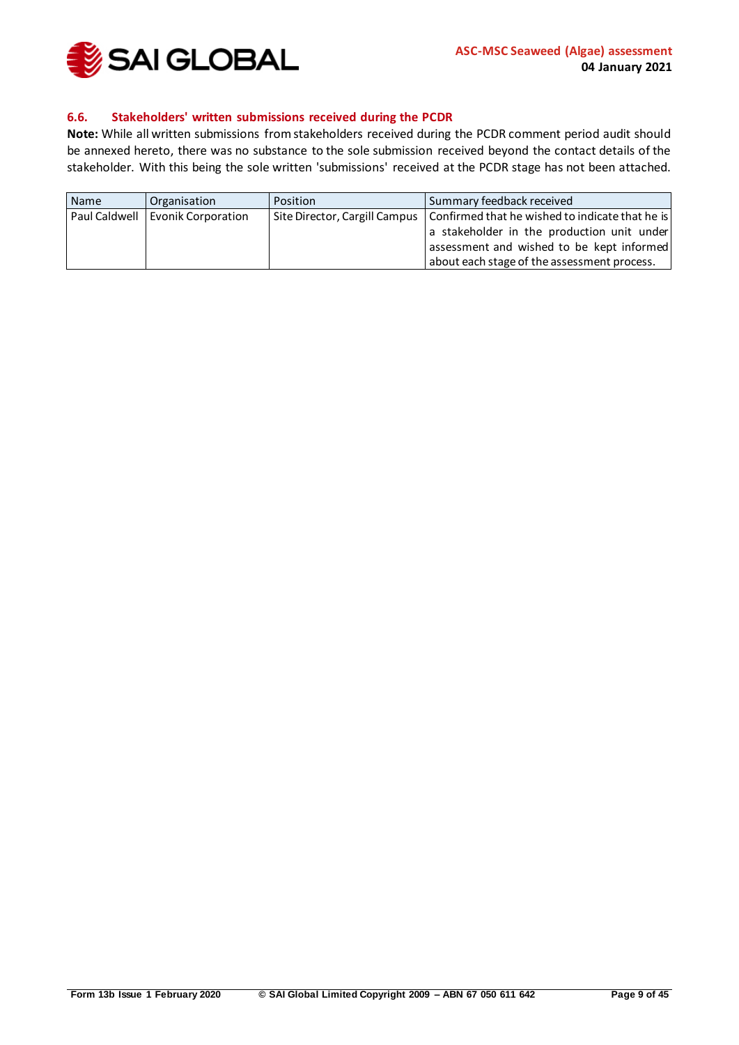### 6.6. Stakeholders' written submissions received during the PCDR

**Note:** While all written submissions from stakeholders received during the PCDR comment period audit should be annexed hereto, there was no substance to the sole submission received beyond the contact details of the stakeholder. With this being the sole written 'submissions' received at the PCDR stage has not been attached.

| Name | Organisation | Position | Summary feedback received |
|---|---|---|---|
| Paul Caldwell | Evonik Corporation | Site Director, Cargill Campus | Confirmed that he wished to indicate that he is a stakeholder in the production unit under assessment and wished to be kept informed about each stage of the assessment process. |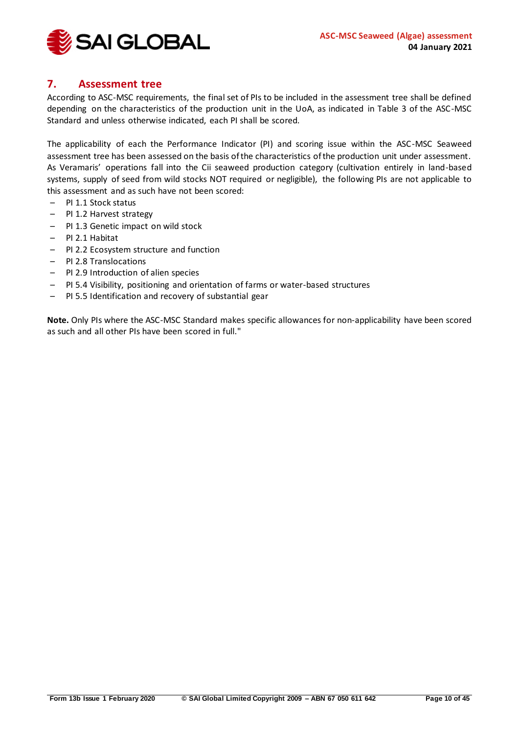## 7. Assessment tree

According to ASC-MSC requirements, the final set of PIs to be included in the assessment tree shall be defined depending on the characteristics of the production unit in the UoA, as indicated in Table 3 of the ASC-MSC Standard and unless otherwise indicated, each PI shall be scored.

The applicability of each the Performance Indicator (PI) and scoring issue within the ASC-MSC Seaweed assessment tree has been assessed on the basis of the characteristics of the production unit under assessment. As Veramaris' operations fall into the Cii seaweed production category (cultivation entirely in land-based systems, supply of seed from wild stocks NOT required or negligible), the following PIs are not applicable to this assessment and as such have not been scored:

- PI 1.1 Stock status
- PI 1.2 Harvest strategy
- PI 1.3 Genetic impact on wild stock
- PI 2.1 Habitat
- PI 2.2 Ecosystem structure and function
- PI 2.8 Translocations
- PI 2.9 Introduction of alien species
- PI 5.4 Visibility, positioning and orientation of farms or water-based structures
- PI 5.5 Identification and recovery of substantial gear

**Note.** Only PIs where the ASC-MSC Standard makes specific allowances for non-applicability have been scored as such and all other PIs have been scored in full."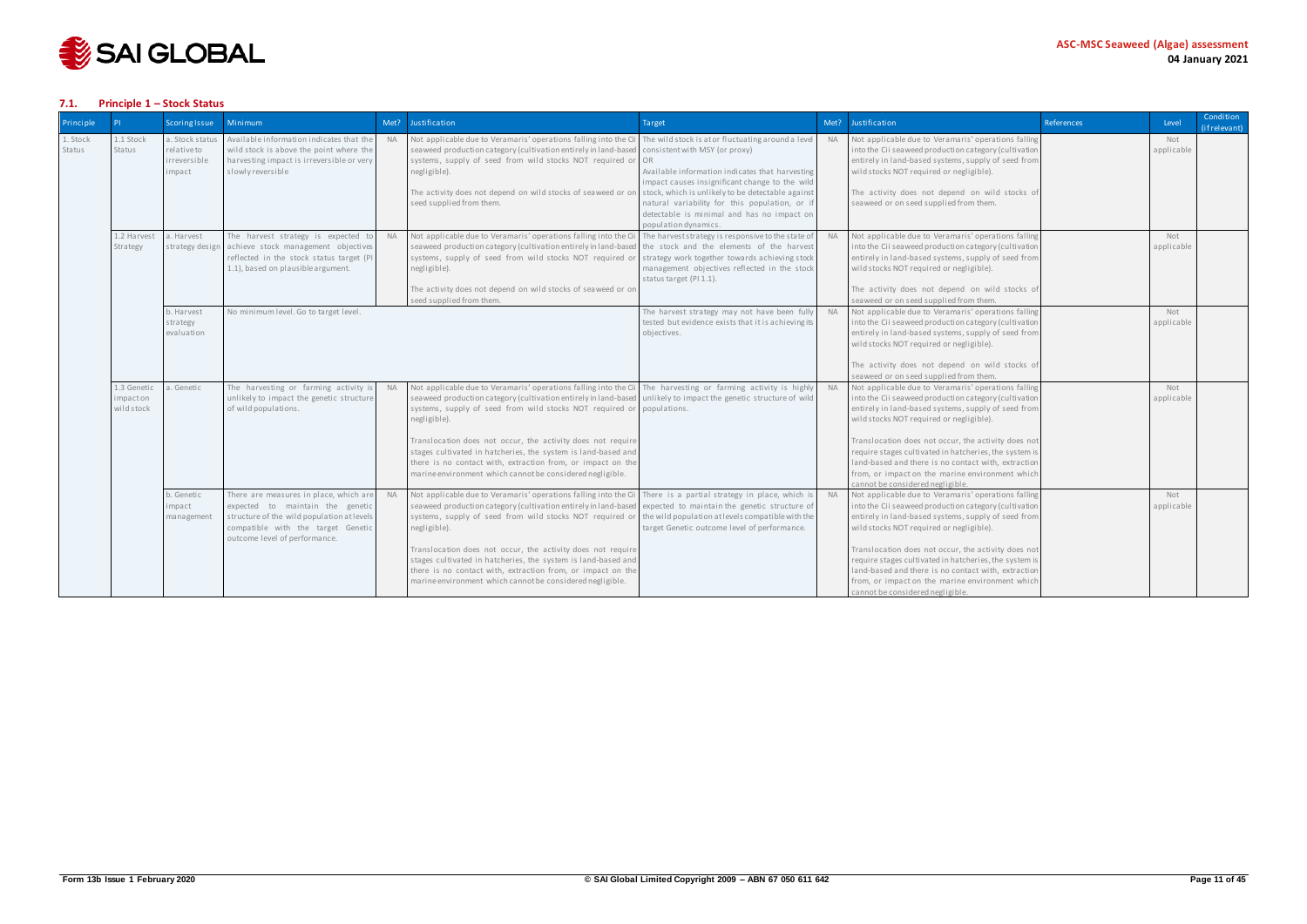### 7.1. Principle 1 – Stock Status

| Principle | PI | Scoring Issue | Minimum | Met? | Justification | Target | Met? | Justification | References | Level | Condition (if relevant) |
|---|---|---|---|---|---|---|---|---|---|---|---|
| 1. Stock Status | 1.1 Stock Status | a. Stock status relative to irreversible impact | Available information indicates that the wild stock is above the point where the harvesting impact is irreversible or very slowly reversible | NA | Not applicable due to Veramaris' operations falling into the Cii seaweed production category (cultivation entirely in land-based systems, supply of seed from wild stocks NOT required or negligible).<br><br>The activity does not depend on wild stocks of seaweed or on seed supplied from them. | The wild stock is at or fluctuating around a level consistent with MSY (or proxy)<br>OR<br>Available information indicates that harvesting impact causes insignificant change to the wild stock, which is unlikely to be detectable against natural variability for this population, or if detectable is minimal and has no impact on population dynamics. | NA | Not applicable due to Veramaris' operations falling into the Cii seaweed production category (cultivation entirely in land-based systems, supply of seed from wild stocks NOT required or negligible).<br><br>The activity does not depend on wild stocks of seaweed or on seed supplied from them. | | Not applicable | |
| | 1.2 Harvest Strategy | a. Harvest strategy design | The harvest strategy is expected to achieve stock management objectives reflected in the stock status target (PI 1.1), based on plausible argument. | NA | Not applicable due to Veramaris' operations falling into the Cii seaweed production category (cultivation entirely in land-based systems, supply of seed from wild stocks NOT required or negligible).<br><br>The activity does not depend on wild stocks of seaweed or on seed supplied from them. | The harvest strategy is responsive to the state of the stock and the elements of the harvest strategy work together towards achieving stock management objectives reflected in the stock status target (PI 1.1). | NA | Not applicable due to Veramaris' operations falling into the Cii seaweed production category (cultivation entirely in land-based systems, supply of seed from wild stocks NOT required or negligible).<br><br>The activity does not depend on wild stocks of seaweed or on seed supplied from them. | | Not applicable | |
| | | b. Harvest strategy evaluation | No minimum level. Go to target level. | | | The harvest strategy may not have been fully tested but evidence exists that it is achieving its objectives. | NA | Not applicable due to Veramaris' operations falling into the Cii seaweed production category (cultivation entirely in land-based systems, supply of seed from wild stocks NOT required or negligible).<br><br>The activity does not depend on wild stocks of seaweed or on seed supplied from them. | | Not applicable | |
| | 1.3 Genetic impact on wild stock | a. Genetic | The harvesting or farming activity is unlikely to impact the genetic structure of wild populations. | NA | Not applicable due to Veramaris' operations falling into the Cii seaweed production category (cultivation entirely in land-based systems, supply of seed from wild stocks NOT required or negligible).<br><br>Translocation does not occur, the activity does not require stages cultivated in hatcheries, the system is land-based and there is no contact with, extraction from, or impact on the marine environment which cannot be considered negligible. | The harvesting or farming activity is highly unlikely to impact the genetic structure of wild populations. | NA | Not applicable due to Veramaris' operations falling into the Cii seaweed production category (cultivation entirely in land-based systems, supply of seed from wild stocks NOT required or negligible).<br><br>Translocation does not occur, the activity does not require stages cultivated in hatcheries, the system is land-based and there is no contact with, extraction from, or impact on the marine environment which cannot be considered negligible. | | Not applicable | |
| | | b. Genetic impact management | There are measures in place, which are expected to maintain the genetic structure of the wild population at levels compatible with the target Genetic outcome level of performance. | NA | Not applicable due to Veramaris' operations falling into the Cii seaweed production category (cultivation entirely in land-based systems, supply of seed from wild stocks NOT required or negligible).<br><br>Translocation does not occur, the activity does not require stages cultivated in hatcheries, the system is land-based and there is no contact with, extraction from, or impact on the marine environment which cannot be considered negligible. | There is a partial strategy in place, which is expected to maintain the genetic structure of the wild population at levels compatible with the target Genetic outcome level of performance. | NA | Not applicable due to Veramaris' operations falling into the Cii seaweed production category (cultivation entirely in land-based systems, supply of seed from wild stocks NOT required or negligible).<br><br>Translocation does not occur, the activity does not require stages cultivated in hatcheries, the system is land-based and there is no contact with, extraction from, or impact on the marine environment which cannot be considered negligible. | | Not applicable | |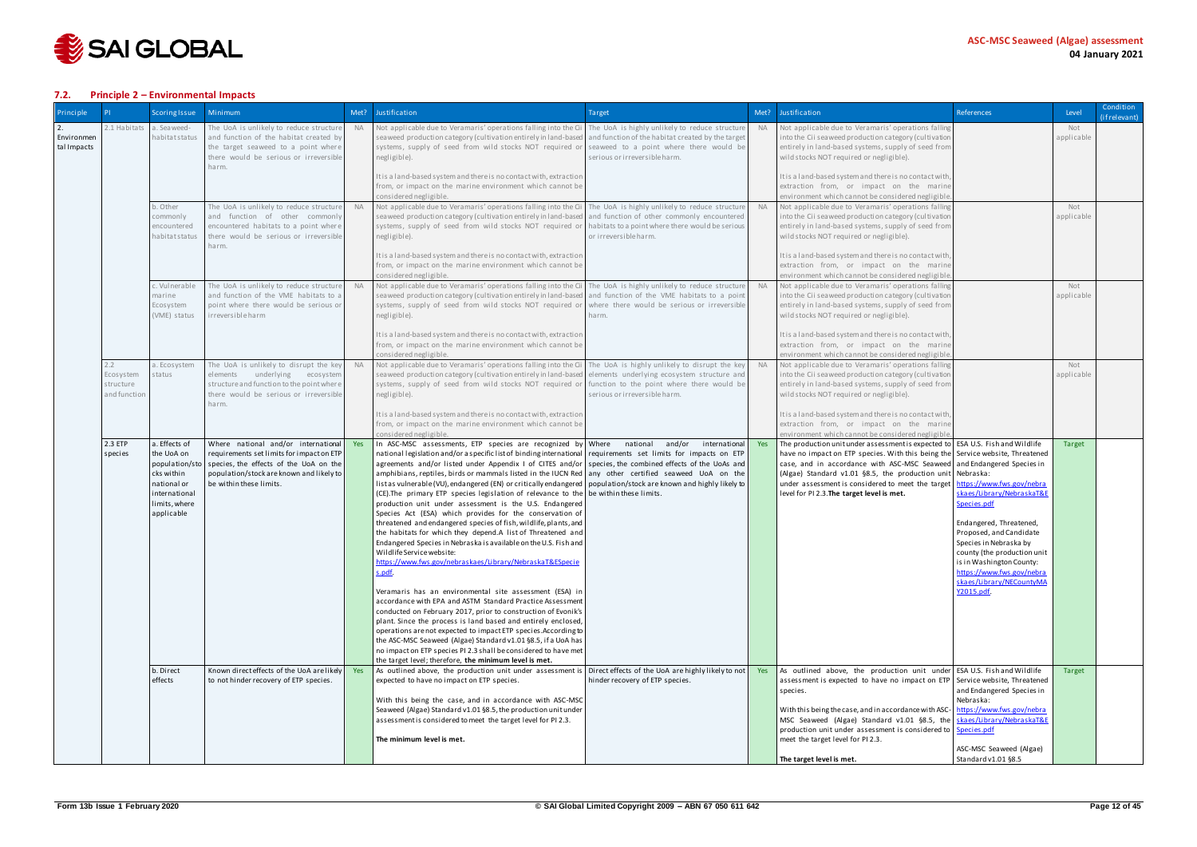## 7.2. Principle 2 – Environmental Impacts

| Principle | PI | Scoring Issue | Minimum | Met? | Justification | Target | Met? | Justification | References | Level | Condition (if relevant) |
|---|---|---|---|---|---|---|---|---|---|---|---|
| 2. Environmental Impacts | 2.1 Habitats | a. Seaweed-habitat status | The UoA is unlikely to reduce structure and function of the habitat created by the target seaweed to a point where there would be serious or irreversible harm. | NA | Not applicable due to Veramaris' operations falling into the Cii seaweed production category (cultivation entirely in land-based systems, supply of seed from wild stocks NOT required or negligible).<br><br>It is a land-based system and there is no contact with, extraction from, or impact on the marine environment which cannot be considered negligible. | The UoA is highly unlikely to reduce structure and function of the habitat created by the target seaweed to a point where there would be serious or irreversible harm. | NA | Not applicable due to Veramaris' operations falling into the Cii seaweed production category (cultivation entirely in land-based systems, supply of seed from wild stocks NOT required or negligible).<br><br>It is a land-based system and there is no contact with, extraction from, or impact on the marine environment which cannot be considered negligible. | | Not applicable | |
| | | b. Other commonly encountered habitat status | The UoA is unlikely to reduce structure and function of other commonly encountered habitats to a point where there would be serious or irreversible harm. | NA | Not applicable due to Veramaris' operations falling into the Cii seaweed production category (cultivation entirely in land-based systems, supply of seed from wild stocks NOT required or negligible).<br><br>It is a land-based system and there is no contact with, extraction from, or impact on the marine environment which cannot be considered negligible. | The UoA is highly unlikely to reduce structure and function of other commonly encountered habitats to a point where there would be serious or irreversible harm. | NA | Not applicable due to Veramaris' operations falling into the Cii seaweed production category (cultivation entirely in land-based systems, supply of seed from wild stocks NOT required or negligible).<br><br>It is a land-based system and there is no contact with, extraction from, or impact on the marine environment which cannot be considered negligible. | | Not applicable | |
| | | c. Vulnerable marine Ecosystem (VME) status | The UoA is unlikely to reduce structure and function of the VME habitats to a point where there would be serious or irreversible harm | NA | Not applicable due to Veramaris' operations falling into the Cii seaweed production category (cultivation entirely in land-based systems, supply of seed from wild stocks NOT required or negligible).<br><br>It is a land-based system and there is no contact with, extraction from, or impact on the marine environment which cannot be considered negligible. | The UoA is highly unlikely to reduce structure and function of the VME habitats to a point where there would be serious or irreversible harm. | NA | Not applicable due to Veramaris' operations falling into the Cii seaweed production category (cultivation entirely in land-based systems, supply of seed from wild stocks NOT required or negligible).<br><br>It is a land-based system and there is no contact with, extraction from, or impact on the marine environment which cannot be considered negligible. | | Not applicable | |
| | 2.2 Ecosystem structure and function | a. Ecosystem status | The UoA is unlikely to disrupt the key elements underlying ecosystem structure and function to the point where there would be serious or irreversible harm. | NA | Not applicable due to Veramaris' operations falling into the Cii seaweed production category (cultivation entirely in land-based systems, supply of seed from wild stocks NOT required or negligible).<br><br>It is a land-based system and there is no contact with, extraction from, or impact on the marine environment which cannot be considered negligible. | The UoA is highly unlikely to disrupt the key elements underlying ecosystem structure and function to the point where there would be serious or irreversible harm. | NA | Not applicable due to Veramaris' operations falling into the Cii seaweed production category (cultivation entirely in land-based systems, supply of seed from wild stocks NOT required or negligible).<br><br>It is a land-based system and there is no contact with, extraction from, or impact on the marine environment which cannot be considered negligible. | | Not applicable | |
| | 2.3 ETP species | a. Effects of the UoA on population/stocks within national or international limits, where applicable | Where national and/or international requirements set limits for impact on ETP species, the effects of the UoA on the population/stock are known and likely to be within these limits. | Yes | In ASC-MSC assessments, ETP species are recognized by national legislation and/or a specific list of binding international agreements and/or listed under Appendix I of CITES and/or amphibians, reptiles, birds or mammals listed in the IUCN Red list as vulnerable (VU), endangered (EN) or critically endangered (CE).The primary ETP species legislation of relevance to the production unit under assessment is the U.S. Endangered Species Act (ESA) which provides for the conservation of threatened and endangered species of fish, wildlife, plants, and the habitats for which they depend.A list of Threatened and Endangered Species in Nebraska is available on the U.S. Fish and Wildlife Service website: https://www.fws.gov/nebraskaes/Library/NebraskaT&ESpecies.pdf.<br><br>Veramaris has an environmental site assessment (ESA) in accordance with EPA and ASTM Standard Practice Assessment conducted on February 2017, prior to construction of Evonik's plant. Since the process is land based and entirely enclosed, operations are not expected to impact ETP species.According to the ASC-MSC Seaweed (Algae) Standard v1.01 §8.5, if a UoA has no impact on ETP species PI 2.3 shall be considered to have met the target level; therefore, **the minimum level is met.** | Where national and/or international requirements set limits for impacts on ETP species, the combined effects of the UoAs and any other certified seaweed UoA on the population/stock are known and highly likely to be within these limits. | Yes | The production unit under assessment is expected to have no impact on ETP species. With this being the case, and in accordance with ASC-MSC Seaweed (Algae) Standard v1.01 §8.5, the production unit under assessment is considered to meet the target level for PI 2.3. **The target level is met.** | ESA U.S. Fish and Wildlife Service website, Threatened and Endangered Species in Nebraska: https://www.fws.gov/nebraskaes/Library/NebraskaT&ESpecies.pdf<br><br>Endangered, Threatened, Proposed, and Candidate Species in Nebraska by county (the production unit is in Washington County: https://www.fws.gov/nebraskaes/Library/NECountyMAY2015.pdf. | Target | |
| | | b. Direct effects | Known direct effects of the UoA are likely to not hinder recovery of ETP species. | Yes | As outlined above, the production unit under assessment is expected to have no impact on ETP species.<br><br>With this being the case, and in accordance with ASC-MSC Seaweed (Algae) Standard v1.01 §8.5, the production unit under assessment is considered to meet the target level for PI 2.3.<br><br>**The minimum level is met.** | Direct effects of the UoA are highly likely to not hinder recovery of ETP species. | Yes | As outlined above, the production unit under assessment is expected to have no impact on ETP species.<br><br>With this being the case, and in accordance with ASC-MSC Seaweed (Algae) Standard v1.01 §8.5, the production unit under assessment is considered to meet the target level for PI 2.3.<br><br>**The target level is met.** | ESA U.S. Fish and Wildlife Service website, Threatened and Endangered Species in Nebraska: https://www.fws.gov/nebraskaes/Library/NebraskaT&ESpecies.pdf<br><br>ASC-MSC Seaweed (Algae) Standard v1.01 §8.5 | Target | |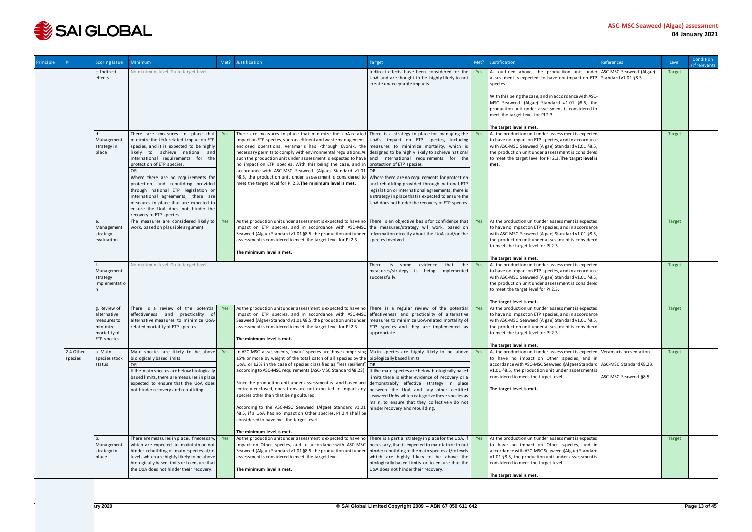| Principle | PI | Scoring Issue | Minimum | Met? | Justification | Target | Met? | Justification | References | Level | Condition (if relevant) |
|---|---|---|---|---|---|---|---|---|---|---|---|
| | | c. Indirect effects | No minimum level. Go to target level. | | | Indirect effects have been considered for the UoA and are thought to be highly likely to not create unacceptable impacts. | Yes | As outlined above, the production unit under assessment is expected to have no impact on ETP species.<br><br>With this being the case, and in accordance with ASC-MSC Seaweed (Algae) Standard v1.01 §8.5, the production unit under assessment is considered to meet the target level for PI 2.3.<br><br>**The target level is met.** | ASC-MSC Seaweed (Algae) Standard v1.01 §8.5. | Target | |
| | | d. Management strategy in place | There are measures in place that minimize the UoA-related impact on ETP species, and it is expected to be highly likely to achieve national and international requirements for the protection of ETP species.<br>OR<br>Where there are no requirements for protection and rebuilding provided through national ETP legislation or international agreements, there are measures in place that are expected to ensure the UoA does not hinder the recovery of ETP species. | Yes | There are measures in place that minimize the UoA-related impact on ETP species, such as effluent and waste management, enclosed operations. Veramaris has -through Evonik, the necessary permits to comply with environmental regulations. As such the production unit under assessment is expected to have no impact on ETP species. With this being the case, and in accordance with ASC-MSC Seaweed (Algae) Standard v1.01 §8.5, the production unit under assessment is considered to meet the target level for PI 2.3. **The minimum level is met.** | There is a strategy in place for managing the UoA's impact on ETP species, including measures to minimize mortality, which is designed to be highly likely to achieve national and international requirements for the protection of ETP species.<br>OR<br>Where there are no requirements for protection and rebuilding provided through national ETP legislation or international agreements, there is a strategy in place that is expected to ensure the UoA does not hinder the recovery of ETP species. | Yes | As the production unit under assessment is expected to have no impact on ETP species, and in accordance with ASC-MSC Seaweed (Algae) Standard v1.01 §8.5, the production unit under assessment is considered to meet the target level for PI 2.3. **The target level is met.** | | Target | |
| | | e. Management strategy evaluation | The measures are considered likely to work, based on plausible argument | Yes | As the production unit under assessment is expected to have no impact on ETP species, and in accordance with ASC-MSC Seaweed (Algae) Standard v1.01 §8.5, the production unit under assessment is considered to meet the target level for PI 2.3.<br><br>**The minimum level is met.** | There is an objective basis for confidence that the measures/strategy will work, based on information directly about the UoA and/or the species involved. | Yes | As the production unit under assessment is expected to have no impact on ETP species, and in accordance with ASC-MSC Seaweed (Algae) Standard v1.01 §8.5, the production unit under assessment is considered to meet the target level for PI 2.3.<br><br>**The target level is met.** | | Target | |
| | | f. Management strategy implementation | No minimum level. Go to target level. | | | There is some evidence that the measures/strategy is being implemented successfully. | Yes | As the production unit under assessment is expected to have no impact on ETP species, and in accordance with ASC-MSC Seaweed (Algae) Standard v1.01 §8.5, the production unit under assessment is considered to meet the target level for PI 2.3.<br><br>**The target level is met.** | | Target | |
| | | g. Review of alternative measures to minimize mortality of ETP species | There is a review of the potential effectiveness and practicality of alternative measures to minimize UoA-related mortality of ETP species. | Yes | As the production unit under assessment is expected to have no impact on ETP species, and in accordance with ASC-MSC Seaweed (Algae) Standard v1.01 §8.5, the production unit under assessment is considered to meet the target level for PI 2.3.<br><br>**The minimum level is met.** | There is a regular review of the potential effectiveness and practicality of alternative measures to minimize UoA-related mortality of ETP species and they are implemented as appropriate. | Yes | As the production unit under assessment is expected to have no impact on ETP species, and in accordance with ASC-MSC Seaweed (Algae) Standard v1.01 §8.5, the production unit under assessment is considered to meet the target level for PI 2.3.<br><br>**The target level is met.** | | Target | |
| | 2.4 Other species | a. Main species stock status | Main species are likely to be above biologically based limits<br>OR<br>If the main species are below biologically based limits, there are measures in place expected to ensure that the UoA does not hinder recovery and rebuilding. | Yes | In ASC-MSC assessments, "main" species are those comprising ≥5% or more by weight of the total catch of all species by the UoA, or ≥2% in the case of species classified as "less resilient" according to ASC-MSC requirements (ASC-MSC Standard §8.23).<br><br>Since the production unit under assessment is land based and entirely enclosed, operations are not expected to impact any species other than that being cultured.<br><br>According to the ASC-MSC Seaweed (Algae) Standard v1.01 §8.5, if a UoA has no impact on Other species, PI 2.4 shall be considered to have met the target level.<br><br>**The minimum level is met.** | Main species are highly likely to be above biologically based limits<br>OR<br>If the main species are below biologically based limits there is either evidence of recovery or a demonstrably effective strategy in place between the UoA and any other certified seaweed UoAs which categorize these species as main, to ensure that they collectively do not hinder recovery and rebuilding. | Yes | As the production unit under assessment is expected to have no impact on Other species, and in accordance with ASC-MSC Seaweed (Algae) Standard v1.01 §8.5, the production unit under assessment is considered to meet the target level.<br><br>**The target level is met.** | Veramaris presentation.<br><br>ASC-MSC Standard §8.23.<br><br>ASC-MSC Seaweed §8.5. | Target | |
| | | b. Management strategy in place | There are measures in place, if necessary, which are expected to maintain or not hinder rebuilding of main species at/to levels which are highly likely to be above biologically based limits or to ensure that the UoA does not hinder their recovery. | Yes | As the production unit under assessment is expected to have no impact on Other species, and in accordance with ASC-MSC Seaweed (Algae) Standard v1.01 §8.5, the production unit under assessment is considered to meet the target level.<br><br>**The minimum level is met.** | There is a partial strategy in place for the UoA, if necessary, that is expected to maintain or to not hinder rebuilding of the main species at/to levels which are highly likely to be above the biologically based limits or to ensure that the UoA does not hinder their recovery. | Yes | As the production unit under assessment is expected to have no impact on Other species, and in accordance with ASC-MSC Seaweed (Algae) Standard v1.01 §8.5, the production unit under assessment is considered to meet the target level.<br><br>**The target level is met.** | | Target | |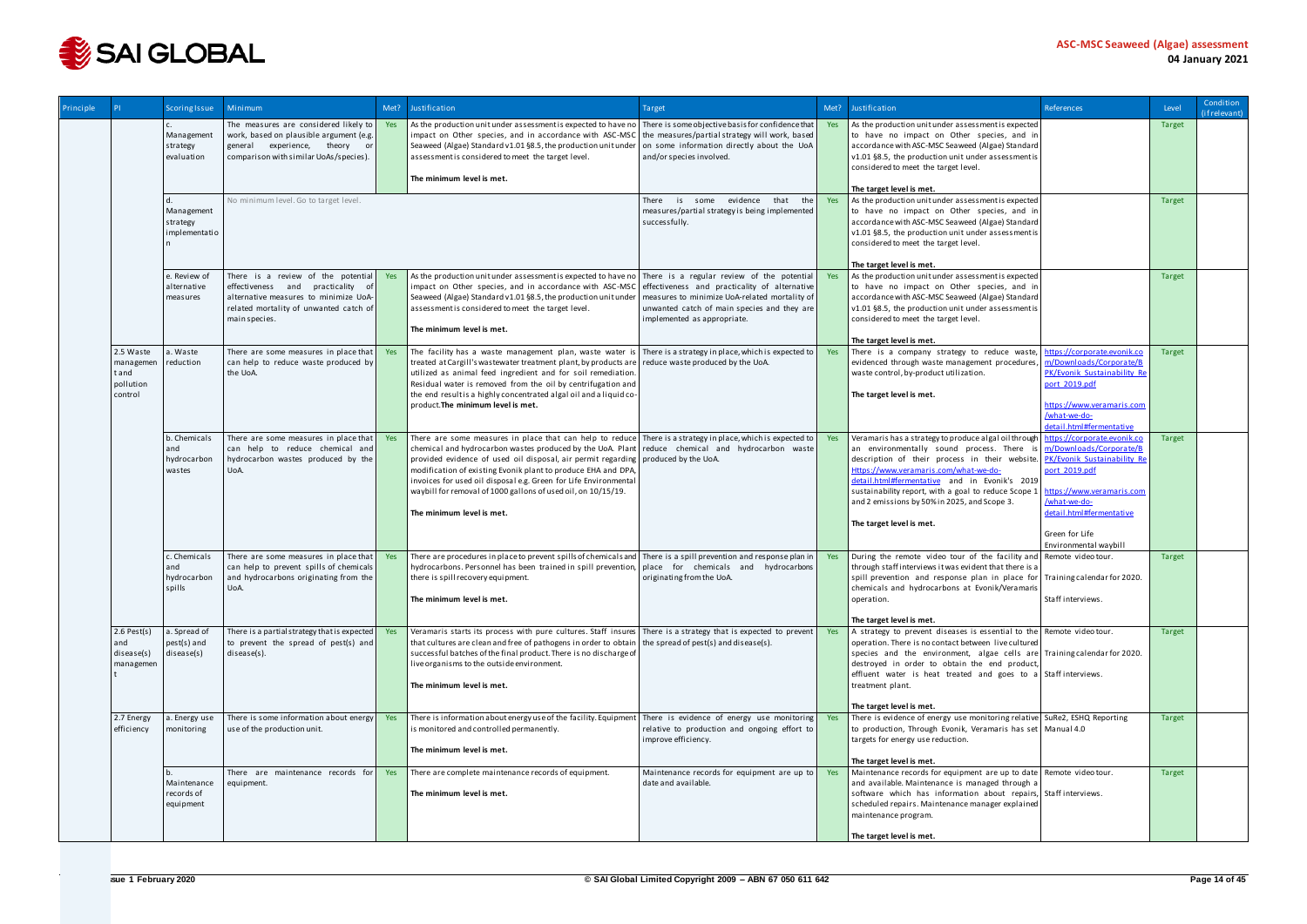| Principle | PI | Scoring Issue | Minimum | Met? | Justification | Target | Met? | Justification | References | Level | Condition (if relevant) |
|---|---|---|---|---|---|---|---|---|---|---|---|
| | | c. Management strategy evaluation | The measures are considered likely to work, based on plausible argument (e.g. general experience, theory or comparison with similar UoAs/species). | Yes | As the production unit under assessment is expected to have no impact on Other species, and in accordance with ASC-MSC Seaweed (Algae) Standard v1.01 §8.5, the production unit under assessment is considered to meet the target level.<br><br>**The minimum level is met.** | There is some objective basis for confidence that the measures/partial strategy will work, based on some information directly about the UoA and/or species involved. | Yes | As the production unit under assessment is expected to have no impact on Other species, and in accordance with ASC-MSC Seaweed (Algae) Standard v1.01 §8.5, the production unit under assessment is considered to meet the target level.<br><br>**The target level is met.** | | Target | |
| | | d. Management strategy implementation | No minimum level. Go to target level. | | | There is some evidence that the measures/partial strategy is being implemented successfully. | Yes | As the production unit under assessment is expected to have no impact on Other species, and in accordance with ASC-MSC Seaweed (Algae) Standard v1.01 §8.5, the production unit under assessment is considered to meet the target level.<br><br>**The target level is met.** | | Target | |
| | | e. Review of alternative measures | There is a review of the potential effectiveness and practicality of alternative measures to minimize UoA-related mortality of unwanted catch of main species. | Yes | As the production unit under assessment is expected to have no impact on Other species, and in accordance with ASC-MSC Seaweed (Algae) Standard v1.01 §8.5, the production unit under assessment is considered to meet the target level.<br><br>**The minimum level is met.** | There is a regular review of the potential effectiveness and practicality of alternative measures to minimize UoA-related mortality of unwanted catch of main species and they are implemented as appropriate. | Yes | As the production unit under assessment is expected to have no impact on Other species, and in accordance with ASC-MSC Seaweed (Algae) Standard v1.01 §8.5, the production unit under assessment is considered to meet the target level.<br><br>**The target level is met.** | | Target | |
| | 2.5 Waste management and pollution control | a. Waste reduction | There are some measures in place that can help to reduce waste produced by the UoA. | Yes | The facility has a waste management plan, waste water is treated at Cargill's wastewater treatment plant, by products are utilized as animal feed ingredient and for soil remediation. Residual water is removed from the oil by centrifugation and the end result is a highly concentrated algal oil and a liquid co-product. **The minimum level is met.** | There is a strategy in place, which is expected to reduce waste produced by the UoA. | Yes | There is a company strategy to reduce waste, evidenced through waste management procedures, waste control, by-product utilization.<br><br>**The target level is met.** | https://corporate.evonik.com/Downloads/Corporate/BPK/Evonik_Sustainability_Report_2019.pdf<br><br>https://www.veramaris.com/what-we-do-detail.html#fermentative | Target | |
| | | b. Chemicals and hydrocarbon wastes | There are some measures in place that can help to reduce chemical and hydrocarbon wastes produced by the UoA. | Yes | There are some measures in place that can help to reduce chemical and hydrocarbon wastes produced by the UoA. Plant provided evidence of used oil disposal, air permit regarding modification of existing Evonik plant to produce EHA and DPA, invoices for used oil disposal e.g. Green for Life Environmental waybill for removal of 1000 gallons of used oil, on 10/15/19.<br><br>**The minimum level is met.** | There is a strategy in place, which is expected to reduce chemical and hydrocarbon waste produced by the UoA. | Yes | Veramaris has a strategy to produce algal oil through an environmentally sound process. There is description of their process in their website. Https://www.veramaris.com/what-we-do-detail.html#fermentative and in Evonik's 2019 sustainability report, with a goal to reduce Scope 1 and 2 emissions by 50% in 2025, and Scope 3.<br><br>**The target level is met.** | https://corporate.evonik.com/Downloads/Corporate/BPK/Evonik_Sustainability_Report_2019.pdf<br><br>https://www.veramaris.com/what-we-do-detail.html#fermentative<br><br>Green for Life Environmental waybill | Target | |
| | | c. Chemicals and hydrocarbon spills | There are some measures in place that can help to prevent spills of chemicals and hydrocarbons originating from the UoA. | Yes | There are procedures in place to prevent spills of chemicals and hydrocarbons. Personnel has been trained in spill prevention, there is spill recovery equipment.<br><br>**The minimum level is met.** | There is a spill prevention and response plan in place for chemicals and hydrocarbons originating from the UoA. | Yes | During the remote video tour of the facility and through staff interviews it was evident that there is a spill prevention and response plan in place for chemicals and hydrocarbons at Evonik/Veramaris operation.<br><br>**The target level is met.** | Remote video tour.<br><br>Training calendar for 2020.<br><br>Staff interviews. | Target | |
| | 2.6 Pest(s) and disease(s) management | a. Spread of pest(s) and disease(s) | There is a partial strategy that is expected to prevent the spread of pest(s) and disease(s). | Yes | Veramaris starts its process with pure cultures. Staff insures that cultures are clean and free of pathogens in order to obtain successful batches of the final product. There is no discharge of live organisms to the outside environment.<br><br>**The minimum level is met.** | There is a strategy that is expected to prevent the spread of pest(s) and disease(s). | Yes | A strategy to prevent diseases is essential to the operation. There is no contact between live cultured species and the environment, algae cells are destroyed in order to obtain the end product, effluent water is heat treated and goes to a treatment plant.<br><br>**The target level is met.** | Remote video tour.<br><br>Training calendar for 2020.<br><br>Staff interviews. | Target | |
| | 2.7 Energy efficiency | a. Energy use monitoring | There is some information about energy use of the production unit. | Yes | There is information about energy use of the facility. Equipment is monitored and controlled permanently.<br><br>**The minimum level is met.** | There is evidence of energy use monitoring relative to production and ongoing effort to improve efficiency. | Yes | There is evidence of energy use monitoring relative to production, Through Evonik, Veramaris has set targets for energy use reduction.<br><br>**The target level is met.** | SuRe2, ESHQ Reporting Manual 4.0 | Target | |
| | | b. Maintenance records of equipment | There are maintenance records for equipment. | Yes | There are complete maintenance records of equipment.<br><br>**The minimum level is met.** | Maintenance records for equipment are up to date and available. | Yes | Maintenance records for equipment are up to date and available. Maintenance is managed through a software which has information about repairs, scheduled repairs. Maintenance manager explained maintenance program.<br><br>**The target level is met.** | Remote video tour.<br><br>Staff interviews. | Target | |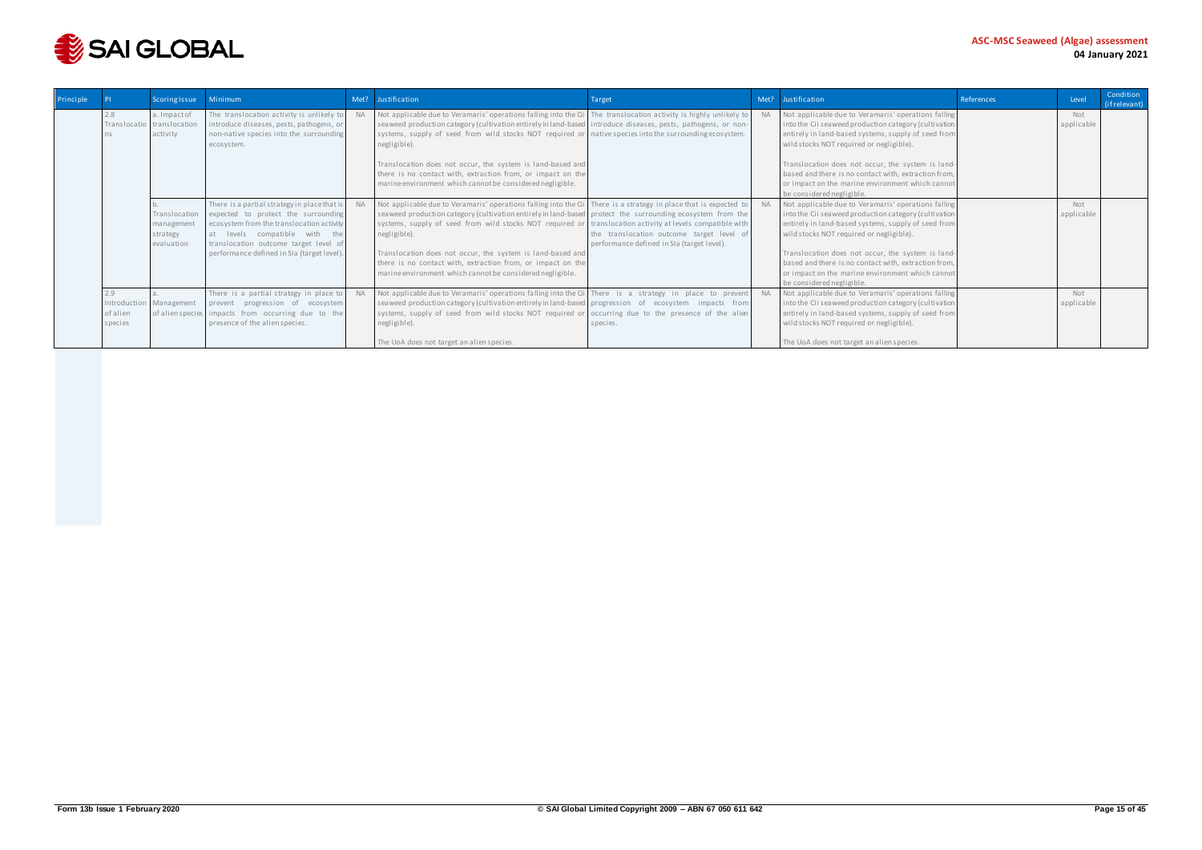| Principle | PI | Scoring Issue | Minimum | Met? | Justification | Target | Met? | Justification | References | Level | Condition (if relevant) |
|---|---|---|---|---|---|---|---|---|---|---|---|
| | 2.8 Translocations | a. Impact of translocation activity | The translocation activity is unlikely to introduce diseases, pests, pathogens, or non-native species into the surrounding ecosystem. | NA | Not applicable due to Veramaris' operations falling into the Cii seaweed production category (cultivation entirely in land-based systems, supply of seed from wild stocks NOT required or negligible).<br><br>Translocation does not occur, the system is land-based and there is no contact with, extraction from, or impact on the marine environment which cannot be considered negligible. | The translocation activity is highly unlikely to introduce diseases, pests, pathogens, or non-native species into the surrounding ecosystem. | NA | Not applicable due to Veramaris' operations falling into the Cii seaweed production category (cultivation entirely in land-based systems, supply of seed from wild stocks NOT required or negligible).<br><br>Translocation does not occur, the system is land-based and there is no contact with, extraction from, or impact on the marine environment which cannot be considered negligible. | | Not applicable | |
| | | b. Translocation management strategy evaluation | There is a partial strategy in place that is expected to protect the surrounding ecosystem from the translocation activity at levels compatible with the translocation outcome target level of performance defined in SIa (target level). | NA | Not applicable due to Veramaris' operations falling into the Cii seaweed production category (cultivation entirely in land-based systems, supply of seed from wild stocks NOT required or negligible).<br><br>Translocation does not occur, the system is land-based and there is no contact with, extraction from, or impact on the marine environment which cannot be considered negligible. | There is a strategy in place that is expected to protect the surrounding ecosystem from the translocation activity at levels compatible with the translocation outcome target level of performance defined in SIa (target level). | NA | Not applicable due to Veramaris' operations falling into the Cii seaweed production category (cultivation entirely in land-based systems, supply of seed from wild stocks NOT required or negligible).<br><br>Translocation does not occur, the system is land-based and there is no contact with, extraction from, or impact on the marine environment which cannot be considered negligible. | | Not applicable | |
| | 2.9 Introduction of alien species | a. Management of alien species | There is a partial strategy in place to prevent progression of ecosystem impacts from occurring due to the presence of the alien species. | NA | Not applicable due to Veramaris' operations falling into the Cii seaweed production category (cultivation entirely in land-based systems, supply of seed from wild stocks NOT required or negligible).<br><br>The UoA does not target an alien species. | There is a strategy in place to prevent progression of ecosystem impacts from occurring due to the presence of the alien species. | NA | Not applicable due to Veramaris' operations falling into the Cii seaweed production category (cultivation entirely in land-based systems, supply of seed from wild stocks NOT required or negligible).<br><br>The UoA does not target an alien species. | | Not applicable | |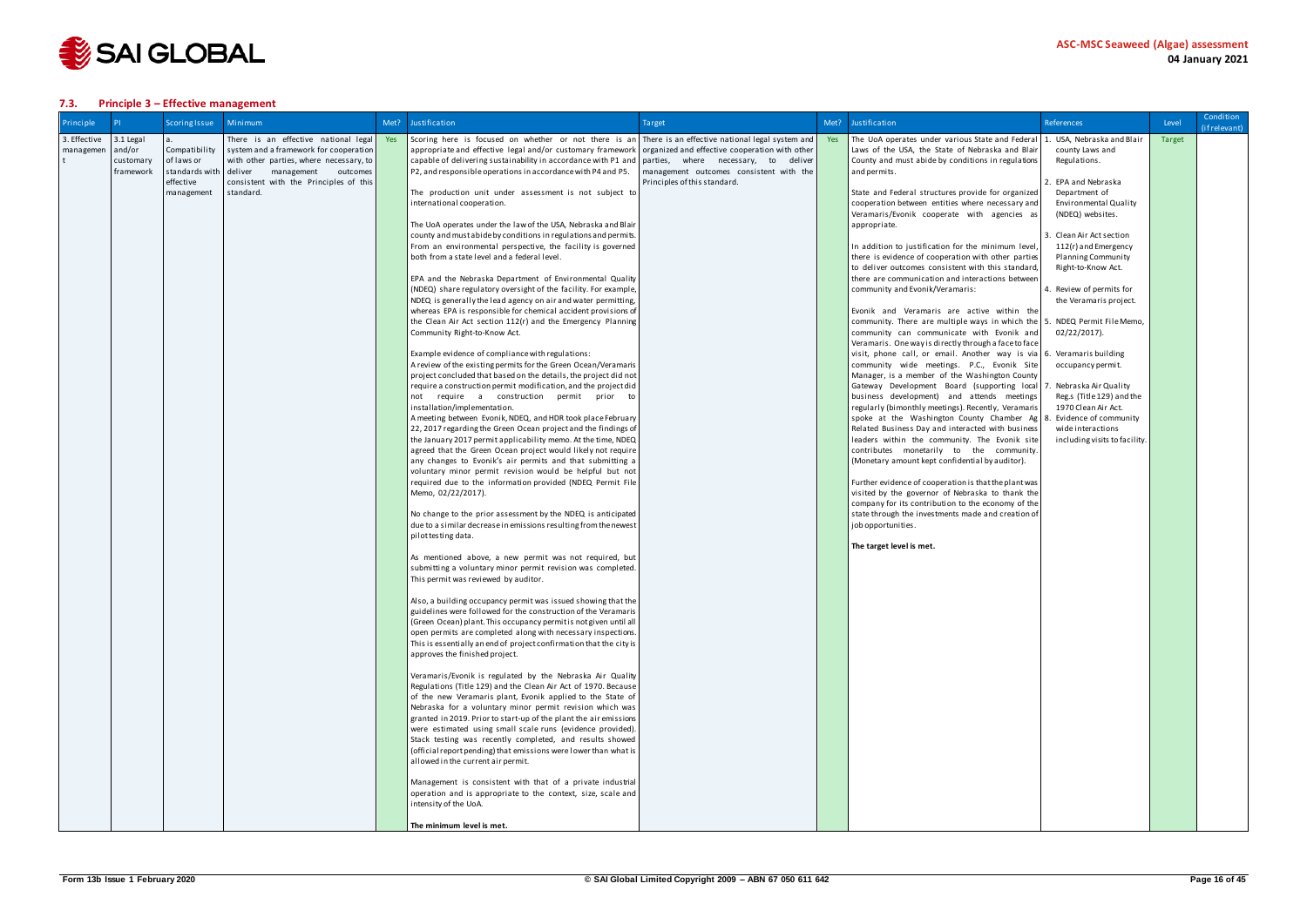## 7.3. Principle 3 – Effective management

| Principle | PI | Scoring Issue | Minimum | Met? | Justification | Target | Met? | Justification | References | Level | Condition (if relevant) |
|---|---|---|---|---|---|---|---|---|---|---|---|
| 3. Effective management | 3.1 Legal and/or customary framework | a. Compatibility of laws or standards with effective management | There is an effective national legal system and a framework for cooperation with other parties, where necessary, to deliver management outcomes consistent with the Principles of this standard. | Yes | Scoring here is focused on whether or not there is an appropriate and effective legal and/or customary framework capable of delivering sustainability in accordance with P1 and P2, and responsible operations in accordance with P4 and P5.<br><br>The production unit under assessment is not subject to international cooperation.<br><br>The UoA operates under the law of the USA, Nebraska and Blair county and must abide by conditions in regulations and permits. From an environmental perspective, the facility is governed both from a state level and a federal level.<br><br>EPA and the Nebraska Department of Environmental Quality (NDEQ) share regulatory oversight of the facility. For example, NDEQ is generally the lead agency on air and water permitting, whereas EPA is responsible for chemical accident provisions of the Clean Air Act section 112(r) and the Emergency Planning Community Right-to-Know Act.<br><br>Example evidence of compliance with regulations:<br>A review of the existing permits for the Green Ocean/Veramaris project concluded that based on the details, the project did not require a construction permit modification, and the project did not require a construction permit prior to installation/implementation.<br>A meeting between Evonik, NDEQ, and HDR took place February 22, 2017 regarding the Green Ocean project and the findings of the January 2017 permit applicability memo. At the time, NDEQ agreed that the Green Ocean project would likely not require any changes to Evonik's air permits and that submitting a voluntary minor permit revision would be helpful but not required due to the information provided (NDEQ Permit File Memo, 02/22/2017).<br><br>No change to the prior assessment by the NDEQ is anticipated due to a similar decrease in emissions resulting from the newest pilot testing data.<br><br>As mentioned above, a new permit was not required, but submitting a voluntary minor permit revision was completed. This permit was reviewed by auditor.<br><br>Also, a building occupancy permit was issued showing that the guidelines were followed for the construction of the Veramaris (Green Ocean) plant. This occupancy permit is not given until all open permits are completed along with necessary inspections. This is essentially an end of project confirmation that the city is approves the finished project.<br><br>Veramaris/Evonik is regulated by the Nebraska Air Quality Regulations (Title 129) and the Clean Air Act of 1970. Because of the new Veramaris plant, Evonik applied to the State of Nebraska for a voluntary minor permit revision which was granted in 2019. Prior to start-up of the plant the air emissions were estimated using small scale runs (evidence provided). Stack testing was recently completed, and results showed (official report pending) that emissions were lower than what is allowed in the current air permit.<br><br>Management is consistent with that of a private industrial operation and is appropriate to the context, size, scale and intensity of the UoA.<br><br>**The minimum level is met.** | There is an effective national legal system and organized and effective cooperation with other parties, where necessary, to deliver management outcomes consistent with the Principles of this standard. | Yes | The UoA operates under various State and Federal Laws of the USA, the State of Nebraska and Blair County and must abide by conditions in regulations and permits.<br><br>State and Federal structures provide for organized cooperation between entities where necessary and Veramaris/Evonik cooperate with agencies as appropriate.<br><br>In addition to justification for the minimum level, there is evidence of cooperation with other parties to deliver outcomes consistent with this standard, there are communication and interactions between community and Evonik/Veramaris:<br><br>Evonik and Veramaris are active within the community. There are multiple ways in which the community can communicate with Evonik and Veramaris. One way is directly through a face to face visit, phone call, or email. Another way is via community wide meetings. P.C., Evonik Site Manager, is a member of the Washington County Gateway Development Board (supporting local business development) and attends meetings regularly (bimonthly meetings). Recently, Veramaris spoke at the Washington County Chamber Ag Related Business Day and interacted with business leaders within the community. The Evonik site contributes monetarily to the community. (Monetary amount kept confidential by auditor).<br><br>Further evidence of cooperation is that the plant was visited by the governor of Nebraska to thank the company for its contribution to the economy of the state through the investments made and creation of job opportunities.<br><br>**The target level is met.** | 1. USA, Nebraska and Blair county Laws and Regulations.<br>2. EPA and Nebraska Department of Environmental Quality (NDEQ) websites.<br>3. Clean Air Act section 112(r) and Emergency Planning Community Right-to-Know Act.<br>4. Review of permits for the Veramaris project.<br>5. NDEQ Permit File Memo, 02/22/2017).<br>6. Veramaris building occupancy permit.<br>7. Nebraska Air Quality Reg.s (Title 129) and the 1970 Clean Air Act.<br>8. Evidence of community wide interactions including visits to facility. | Target | |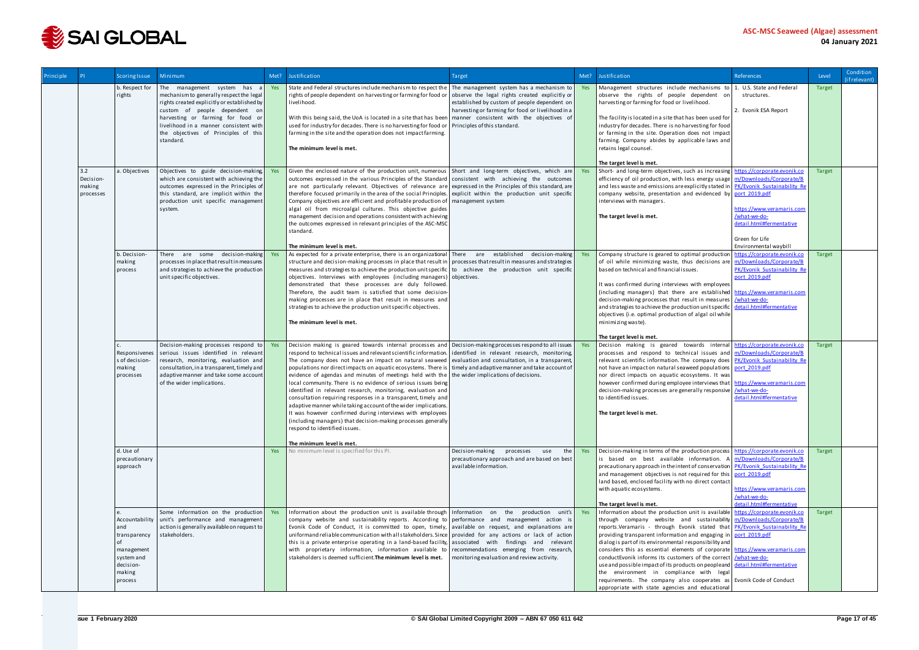| Principle | PI | Scoring Issue | Minimum | Met? | Justification | Target | Met? | Justification | References | Level | Condition (if relevant) |
|---|---|---|---|---|---|---|---|---|---|---|---|
| | | b. Respect for rights | The management system has a mechanism to generally respect the legal rights created explicitly or established by custom of people dependent on harvesting or farming for food or livelihood in a manner consistent with the objectives of Principles of this standard. | Yes | State and Federal structures include mechanism to respect the rights of people dependent on harvesting or farming for food or livelihood.<br><br>With this being said, the UoA is located in a site that has been used for industry for decades. There is no harvesting for food or farming in the site and the operation does not impact farming.<br><br>**The minimum level is met.** | The management system has a mechanism to observe the legal rights created explicitly or established by custom of people dependent on harvesting or farming for food or livelihood in a manner consistent with the objectives of Principles of this standard. | Yes | Management structures include mechanisms to observe the rights of people dependent on harvesting or farming for food or livelihood.<br><br>The facility is located in a site that has been used for industry for decades. There is no harvesting for food or farming in the site. Operation does not impact farming. Company abides by applicable laws and retains legal counsel.<br><br>**The target level is met.** | 1. U.S. State and Federal structures.<br><br>2. Evonik ESA Report | Target | |
| | 3.2 Decision-making processes | a. Objectives | Objectives to guide decision-making, which are consistent with achieving the outcomes expressed in the Principles of this standard, are implicit within the production unit specific management system. | Yes | Given the enclosed nature of the production unit, numerous outcomes expressed in the various Principles of the Standard are not particularly relevant. Objectives of relevance are therefore focused primarily in the area of the social Principles. Company objectives are efficient and profitable production of algal oil from microalgal cultures. This objective guides management decision and operations consistent with achieving the outcomes expressed in relevant principles of the ASC-MSC standard.<br><br>**The minimum level is met.** | Short and long-term objectives, which are consistent with achieving the outcomes expressed in the Principles of this standard, are explicit within the production unit specific management system | Yes | Short- and long-term objectives, such as increasing efficiency of oil production, with less energy usage and less waste and emissions are explicitly stated in company website, presentation and evidenced by interviews with managers.<br><br>**The target level is met.** | https://corporate.evonik.com/Downloads/Corporate/BPK/Evonik_Sustainability_Report_2019.pdf<br><br>https://www.veramaris.com/what-we-do-detail.html#fermentative<br><br>Green for Life<br>Environmental waybill | Target | |
| | | b. Decision-making process | There are some decision-making processes in place that result in measures and strategies to achieve the production unit specific objectives. | Yes | As expected for a private enterprise, there is an organizational structure and decision-making processes in place that result in measures and strategies to achieve the production unit specific objectives. Interviews with employees (including managers) demonstrated that these processes are duly followed. Therefore, the audit team is satisfied that some decision-making processes are in place that result in measures and strategies to achieve the production unit specific objectives.<br><br>**The minimum level is met.** | There are established decision-making processes that result in measures and strategies to achieve the production unit specific objectives. | Yes | Company structure is geared to optimal production of oil while minimizing waste, thus decisions are based on technical and financial issues.<br><br>It was confirmed during interviews with employees (including managers) that there are established decision-making processes that result in measures and strategies to achieve the production unit specific objectives (i.e. optimal production of algal oil while minimizing waste).<br><br>**The target level is met.** | https://corporate.evonik.com/Downloads/Corporate/BPK/Evonik_Sustainability_Report_2019.pdf<br><br>https://www.veramaris.com/what-we-do-detail.html#fermentative | Target | |
| | | c. Responsiveness of decision-making processes | Decision-making processes respond to serious issues identified in relevant research, monitoring, evaluation and consultation, in a transparent, timely and adaptive manner and take some account of the wider implications. | Yes | Decision making is geared towards internal processes and respond to technical issues and relevant scientific information. The company does not have an impact on natural seaweed populations nor direct impacts on aquatic ecosystems. There is evidence of agendas and minutes of meetings held with the local community. There is no evidence of serious issues being identified in relevant research, monitoring, evaluation and consultation requiring responses in a transparent, timely and adaptive manner while taking account of the wider implications. It was however confirmed during interviews with employees (including managers) that decision-making processes generally respond to identified issues.<br><br>**The minimum level is met.** | Decision-making processes respond to all issues identified in relevant research, monitoring, evaluation and consultation, in a transparent, timely and adaptive manner and take account of the wider implications of decisions. | Yes | Decision making is geared towards internal processes and respond to technical issues and relevant scientific information. The company does not have an impact on natural seaweed populations nor direct impacts on aquatic ecosystems. It was however confirmed during employee interviews that decision-making processes are generally responsive to identified issues.<br><br>**The target level is met.** | https://corporate.evonik.com/Downloads/Corporate/BPK/Evonik_Sustainability_Report_2019.pdf<br><br>https://www.veramaris.com/what-we-do-detail.html#fermentative | Target | |
| | | d. Use of precautionary approach | | Yes | No minimum level is specified for this PI. | Decision-making processes use the precautionary approach and are based on best available information. | Yes | Decision-making in terms of the production process is based on best available information. A precautionary approach in the intent of conservation and management objectives is not required for this land based, enclosed facility with no direct contact with aquatic ecosystems.<br><br>**The target level is met.** | https://corporate.evonik.com/Downloads/Corporate/BPK/Evonik_Sustainability_Report_2019.pdf<br><br>https://www.veramaris.com/what-we-do-detail.html#fermentative | Target | |
| | | e. Accountability and transparency of management system and decision-making process | Some information on the production unit's performance and management action is generally available on request to stakeholders. | Yes | Information about the production unit is available through company website and sustainability reports. According to Evonik Code of Conduct, it is committed to open, timely, uniform and reliable communication with all stakeholders. Since this is a private enterprise operating in a land-based facility, with proprietary information, information available to stakeholders is deemed sufficient. **The minimum level is met.** | Information on the production unit's performance and management action is available on request, and explanations are provided for any actions or lack of action associated with findings and relevant recommendations emerging from research, monitoring evaluation and review activity. | Yes | Information about the production unit is available through company website and sustainability reports.Veramaris - through Evonik stated that providing transparent information and engaging in dialog is part of its environmental responsibility and considers this as essential elements of corporate conductEvonik informs its customers of the correct use and possible impact of its products on people and the environment in compliance with legal requirements. The company also cooperates as appropriate with state agencies and educational | https://corporate.evonik.com/Downloads/Corporate/BPK/Evonik_Sustainability_Report_2019.pdf<br><br>https://www.veramaris.com/what-we-do-detail.html#fermentative<br><br>Evonik Code of Conduct | Target | |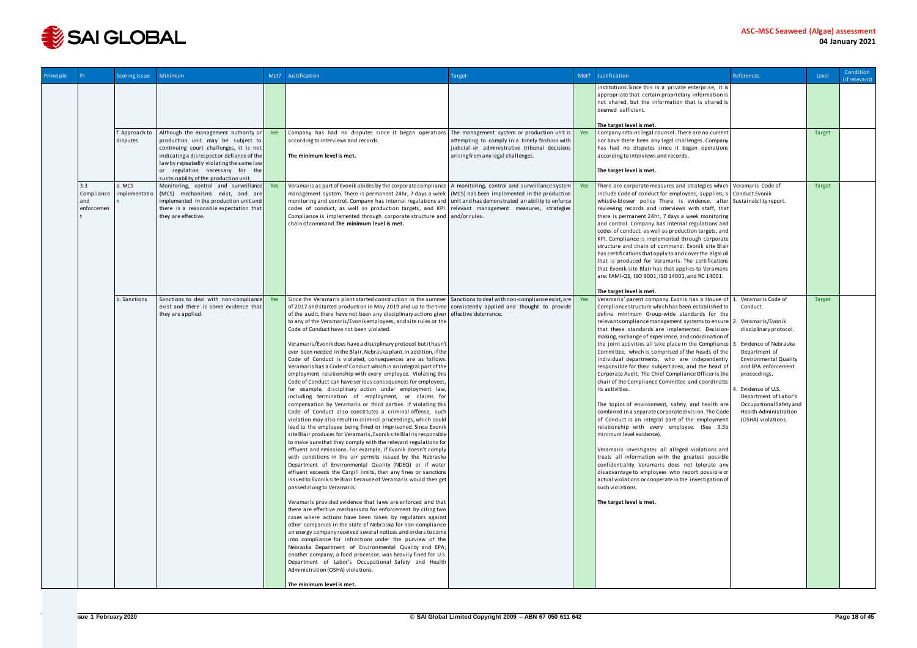| Principle | PI | Scoring Issue | Minimum | Met? | Justification | Target | Met? | Justification | References | Level | Condition (if relevant) |
|---|---|---|---|---|---|---|---|---|---|---|---|
| | | | | | | | | institutions.Since this is a private enterprise, it is appropriate that certain proprietary information is not shared, but the information that is shared is deemed sufficient.<br><br>**The target level is met.** | | | |
| | | f. Approach to disputes | Although the management authority or production unit may be subject to continuing court challenges, it is not indicating a disrespect or defiance of the law by repeatedly violating the same law or regulation necessary for the sustainability of the production unit. | Yes | Company has had no disputes since it began operations according to interviews and records.<br><br>**The minimum level is met.** | The management system or production unit is attempting to comply in a timely fashion with judicial or administrative tribunal decisions arising from any legal challenges. | Yes | Company retains legal counsel. There are no current nor have there been any legal challenges. Company has had no disputes since it began operations according to interviews and records.<br><br>**The target level is met.** | | Target | |
| | 3.3 Compliance and enforcement | a. MCS implementation | Monitoring, control and surveillance (MCS) mechanisms exist, and are implemented in the production unit and there is a reasonable expectation that they are effective. | Yes | Veramaris as part of Evonik abides by the corporate compliance management system. There is permanent 24hr, 7 days a week monitoring and control. Company has internal regulations and codes of conduct, as well as production targets, and KPI. Compliance is implemented through corporate structure and chain of command.**The minimum level is met.** | A monitoring, control and surveillance system (MCS) has been implemented in the production unit and has demonstrated an ability to enforce relevant management measures, strategies and/or rules. | Yes | There are corporate measures and strategies which include Code of conduct for employees, suppliers, a whistle-blower policy There is evidence, after reviewing records and interviews with staff, that there is permanent 24hr, 7 days a week monitoring and control. Company has internal regulations and codes of conduct, as well as production targets, and KPI. Compliance is implemented through corporate structure and chain of command. Evonik site Blair has certifications that apply to and cover the algal oil that is produced for Veramaris. The certifications that Evonik site Blair has that applies to Veramaris are: FAMI-QS, ISO 9001, ISO 14001, and RC 14001.<br><br>**The target level is met.** | Veramaris Code of Conduct.Evonik Sustainability report. | Target | |
| | | b. Sanctions | Sanctions to deal with non-compliance exist and there is some evidence that they are applied. | Yes | Since the Veramaris plant started construction in the summer of 2017 and started production in May 2019 and up to the time of the audit, there have not been any disciplinary actions given to any of the Veramaris/Evonik employees, and site rules or the Code of Conduct have not been violated.<br><br>Veramaris/Evonik does have a disciplinary protocol but it hasn't ever been needed in the Blair, Nebraska plant. In addition, if the Code of Conduct is violated, consequences are as follows: Veramaris has a Code of Conduct which is an integral part of the employment relationship with every employee. Violating this Code of Conduct can have serious consequences for employees, for example, disciplinary action under employment law, including termination of employment, or claims for compensation by Veramaris or third parties. If violating this Code of Conduct also constitutes a criminal offense, such violation may also result in criminal proceedings, which could lead to the employee being fined or imprisoned. Since Evonik site Blair produces for Veramaris, Evonik site Blair is responsible to make sure that they comply with the relevant regulations for effluent and emissions. For example, if Evonik doesn't comply with conditions in the air permits issued by the Nebraska Department of Environmental Quality (NDEQ) or if water effluent exceeds the Cargill limits, then any fines or sanctions issued to Evonik site Blair because of Veramaris would then get passed along to Veramaris.<br><br>Veramaris provided evidence that laws are enforced and that there are effective mechanisms for enforcement by citing two cases where actions have been taken by regulators against other companies in the state of Nebraska for non-compliance: an energy company received several notices and orders to come into compliance for infractions under the purview of the Nebraska Department of Environmental Quality and EPA; another company, a food processor, was heavily fined for U.S. Department of Labor's Occupational Safety and Health Administration (OSHA) violations.<br><br>**The minimum level is met.** | Sanctions to deal with non-compliance exist, are consistently applied and thought to provide effective deterrence. | Yes | Veramaris' parent company Evonik has a House of Compliance structure which has been established to define minimum Group-wide standards for the relevant compliance management systems to ensure that these standards are implemented. Decision-making, exchange of experience, and coordination of the joint activities all take place in the Compliance Committee, which is comprised of the heads of the individual departments, who are independently responsible for their subject area, and the head of Corporate Audit. The Chief Compliance Officer is the chair of the Compliance Committee and coordinates its activities.<br><br>The topics of environment, safety, and health are combined in a separate corporate division. The Code of Conduct is an integral part of the employment relationship with every employee. (See 3.3b minimum level evidence).<br><br>Veramaris investigates all alleged violations and treats all information with the greatest possible confidentiality. Veramaris does not tolerate any disadvantage to employees who report possible or actual violations or cooperate in the investigation of such violations.<br><br>**The target level is met.** | 1. Veramaris Code of Conduct.<br>2. Veramaris/Evonik disciplinary protocol.<br>3. Evidence of Nebraska Department of Environmental Quality and EPA enforcement proceedings.<br>4. Evidence of U.S. Department of Labor's Occupational Safety and Health Administration (OSHA) violations. | Target | |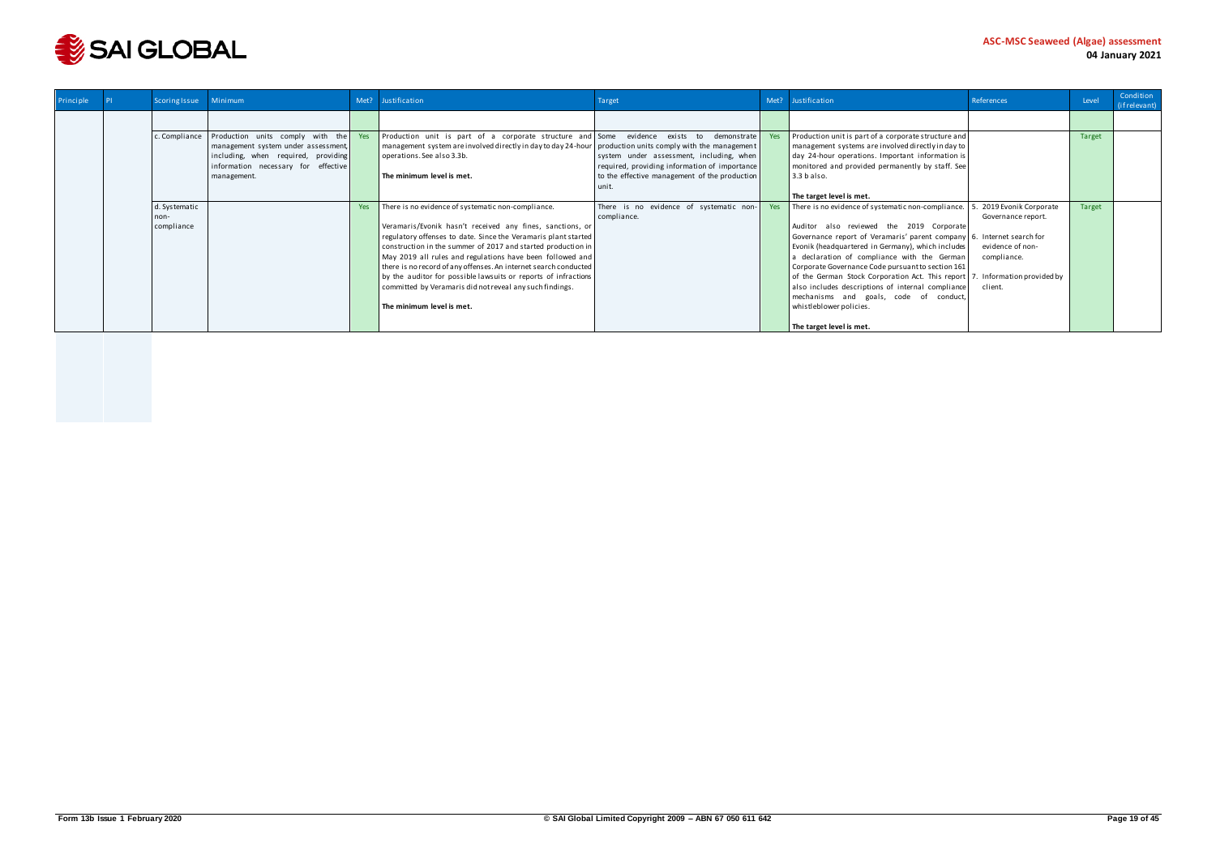| Principle | PI | Scoring Issue | Minimum | Met? | Justification | Target | Met? | Justification | References | Level | Condition (if relevant) |
|---|---|---|---|---|---|---|---|---|---|---|---|
| | | | | | | | | | | | |
| | | c. Compliance | Production units comply with the management system under assessment, including, when required, providing information necessary for effective management. | Yes | Production unit is part of a corporate structure and management system are involved directly in day to day 24-hour operations. See also 3.3b.<br><br>**The minimum level is met.** | Some evidence exists to demonstrate production units comply with the management system under assessment, including, when required, providing information of importance to the effective management of the production unit. | Yes | Production unit is part of a corporate structure and management systems are involved directly in day to day 24-hour operations. Important information is monitored and provided permanently by staff. See 3.3 b also.<br><br>**The target level is met.** | | Target | |
| | | d. Systematic non-compliance | | Yes | There is no evidence of systematic non-compliance.<br><br>Veramaris/Evonik hasn't received any fines, sanctions, or regulatory offenses to date. Since the Veramaris plant started construction in the summer of 2017 and started production in May 2019 all rules and regulations have been followed and there is no record of any offenses. An internet search conducted by the auditor for possible lawsuits or reports of infractions committed by Veramaris did not reveal any such findings.<br><br>**The minimum level is met.** | There is no evidence of systematic non-compliance. | Yes | There is no evidence of systematic non-compliance.<br><br>Auditor also reviewed the 2019 Corporate Governance report of Veramaris' parent company Evonik (headquartered in Germany), which includes a declaration of compliance with the German Corporate Governance Code pursuant to section 161 of the German Stock Corporation Act. This report also includes descriptions of internal compliance mechanisms and goals, code of conduct, whistleblower policies.<br><br>**The target level is met.** | 5. 2019 Evonik Corporate Governance report.<br>6. Internet search for evidence of non-compliance.<br>7. Information provided by client. | Target | |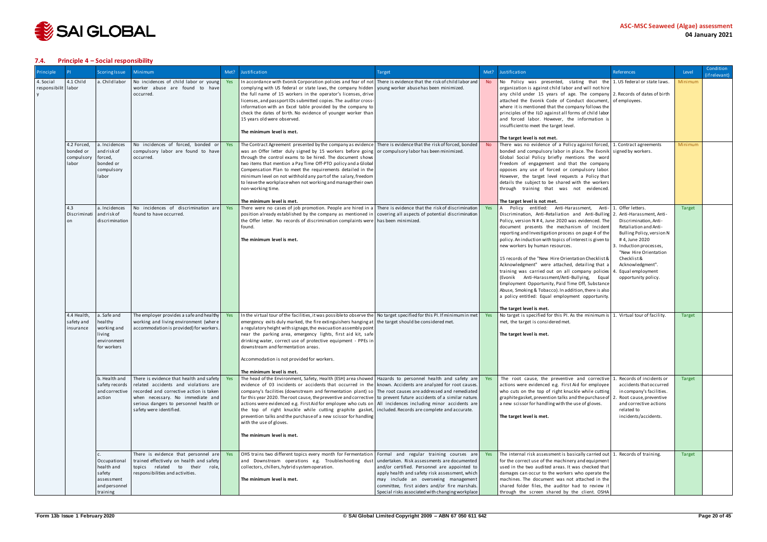## 7.4. Principle 4 – Social responsibility

| Principle | PI | Scoring Issue | Minimum | Met? | Justification | Target | Met? | Justification | References | Level | Condition (if relevant) |
|---|---|---|---|---|---|---|---|---|---|---|---|
| 4. Social responsibility | 4.1 Child labor | a. Child labor | No incidences of child labor or young worker abuse are found to have occurred. | Yes | In accordance with Evonik Corporation policies and fear of not complying with US federal or state laws, the company hidden the full name of 15 workers in the operator's licenses, drive licenses, and passport IDs submitted copies. The auditor cross-information with an Excel table provided by the company to check the dates of birth. No evidence of younger worker than 15 years old were observed.<br><br>**The minimum level is met.** | There is evidence that the risk of child labor and young worker abuse has been minimized. | No | No Policy was presented, stating that the organization is against child labor and will not hire any child under 15 years of age. The company attached the Evonik Code of Conduct document, where it is mentioned that the company follows the principles of the ILO against all forms of child labor and forced labor. However, the information is insufficient to meet the target level.<br><br>**The target level is not met.** | 1. US federal or state laws.<br>2. Records of dates of birth of employees. | Minimum | |
| | 4.2 Forced, bonded or compulsory labor | a. Incidences and risk of forced, bonded or compulsory labor | No incidences of forced, bonded or compulsory labor are found to have occurred. | Yes | The Contract Agreement presented by the company as evidence was an Offer letter duly signed by 15 workers before going through the control exams to be hired. The document shows two items that mention a Pay Time Off-PTO policy and a Global Compensation Plan to meet the requirements detailed in the minimum level on not withhold any part of the salary, freedom to leave the workplace when not working and manage their own non-working time.<br><br>**The minimum level is met.** | There is evidence that the risk of forced, bonded or compulsory labor has been minimized. | No | There was no evidence of a Policy against forced, bonded and compulsory labor in place. The Evonik Global Social Policy briefly mentions the word Freedom of engagement and that the company opposes any use of forced or compulsory labor. However, the target level requests a Policy that details the subject to be shared with the workers through training that was not evidenced.<br><br>**The target level is not met.** | 1. Contract agreements signed by workers. | Minimum | |
| | 4.3 Discrimination | a. Incidences and risk of discrimination | No incidences of discrimination are found to have occurred. | Yes | There were no cases of job promotion. People are hired in a position already established by the company as mentioned in the Offer letter. No records of discrimination complaints were found.<br><br>**The minimum level is met.** | There is evidence that the risk of discrimination covering all aspects of potential discrimination has been minimized. | Yes | A Policy entitled: Anti-Harassment, Anti-Discrimination, Anti-Retaliation and Anti-Bulling Policy, version N # 4, June 2020 was evidenced. The document presents the mechanism of Incident reporting and Investigation process on page 4 of the policy. An induction with topics of interest is given to new workers by human resources.<br><br>15 records of the "New Hire Orientation Checklist & Acknowledgment" were attached, detailing that a training was carried out on all company policies (Evonik Anti-Harassment/Anti-Bullying, Equal Employment Opportunity, Paid Time Off, Substance Abuse, Smoking & Tobacco). In addition, there is also a policy entitled: Equal employment opportunity.<br><br>**The target level is met.** | 1. Offer letters.<br>2. Anti-Harassment, Anti-Discrimination, Anti-Retaliation and Anti-Bulling Policy, version N # 4, June 2020<br>3. Induction processes, "New Hire Orientation Checklist & Acknowledgment".<br>4. Equal employment opportunity policy. | Target | |
| | 4.4 Health, safety and insurance | a. Safe and healthy working and living environment for workers | The employer provides a safe and healthy working and living environment (where accommodation is provided) for workers. | Yes | In the virtual tour of the facilities, it was possible to observe the emergency exits duly marked, the fire extinguishers hanging at a regulatory height with signage, the evacuation assembly point near the parking area, emergency lights, first aid kit, safe drinking water, correct use of protective equipment - PPEs in downstream and fermentation areas.<br><br>Accommodation is not provided for workers.<br><br>**The minimum level is met.** | No target specified for this PI. If minimum in met the target should be considered met. | Yes | No target is specified for this PI. As the minimum is met, the target is considered met.<br><br>**The target level is met.** | 1. Virtual tour of facility. | Target | |
| | | b. Health and safety records and corrective action | There is evidence that health and safety related accidents and violations are recorded and corrective action is taken when necessary. No immediate and serious dangers to personnel health or safety were identified. | Yes | The head of the Environment, Safety, Health (ESH) area showed evidence of 03 incidents or accidents that occurred in the company's facilities (downstream and fermentation plant) so far this year 2020. The root cause, the preventive and corrective actions were evidenced e.g. First Aid for employee who cuts on the top of right knuckle while cutting graphite gasket, prevention talks and the purchase of a new scissor for handling with the use of gloves.<br><br>**The minimum level is met.** | Hazards to personnel health and safety are known. Accidents are analyzed for root causes. The root causes are addressed and remediated to prevent future accidents of a similar nature. All incidences including minor accidents are included. Records are complete and accurate. | Yes | The root cause, the preventive and corrective actions were evidenced e.g. First Aid for employee who cuts on the top of right knuckle while cutting graphite gasket, prevention talks and the purchase of a new scissor for handling with the use of gloves.<br><br>**The target level is met.** | 1. Records of incidents or accidents that occurred in company's facilities.<br>2. Root cause, preventive and corrective actions related to incidents/accidents. | Target | |
| | | c. Occupational health and safety assessment and personnel training | There is evidence that personnel are trained effectively on health and safety topics related to their role, responsibilities and activities. | Yes | OHS trains two different topics every month for Fermentation and Downstream operations e.g. Troubleshooting dust collectors, chillers, hybrid system operation.<br><br>**The minimum level is met.** | Formal and regular training courses are undertaken. Risk assessments are documented and/or certified. Personnel are appointed to apply health and safety risk assessment, which may include an overseeing management committee, first aiders and/or fire marshals. Special risks associated with changing workplace | Yes | The internal risk assessment is basically carried out for the correct use of the machinery and equipment used in the two audited areas. It was checked that damages can occur to the workers who operate the machines. The document was not attached in the shared folder files, the auditor had to review it through the screen shared by the client. OSHA | 1. Records of training. | Target | |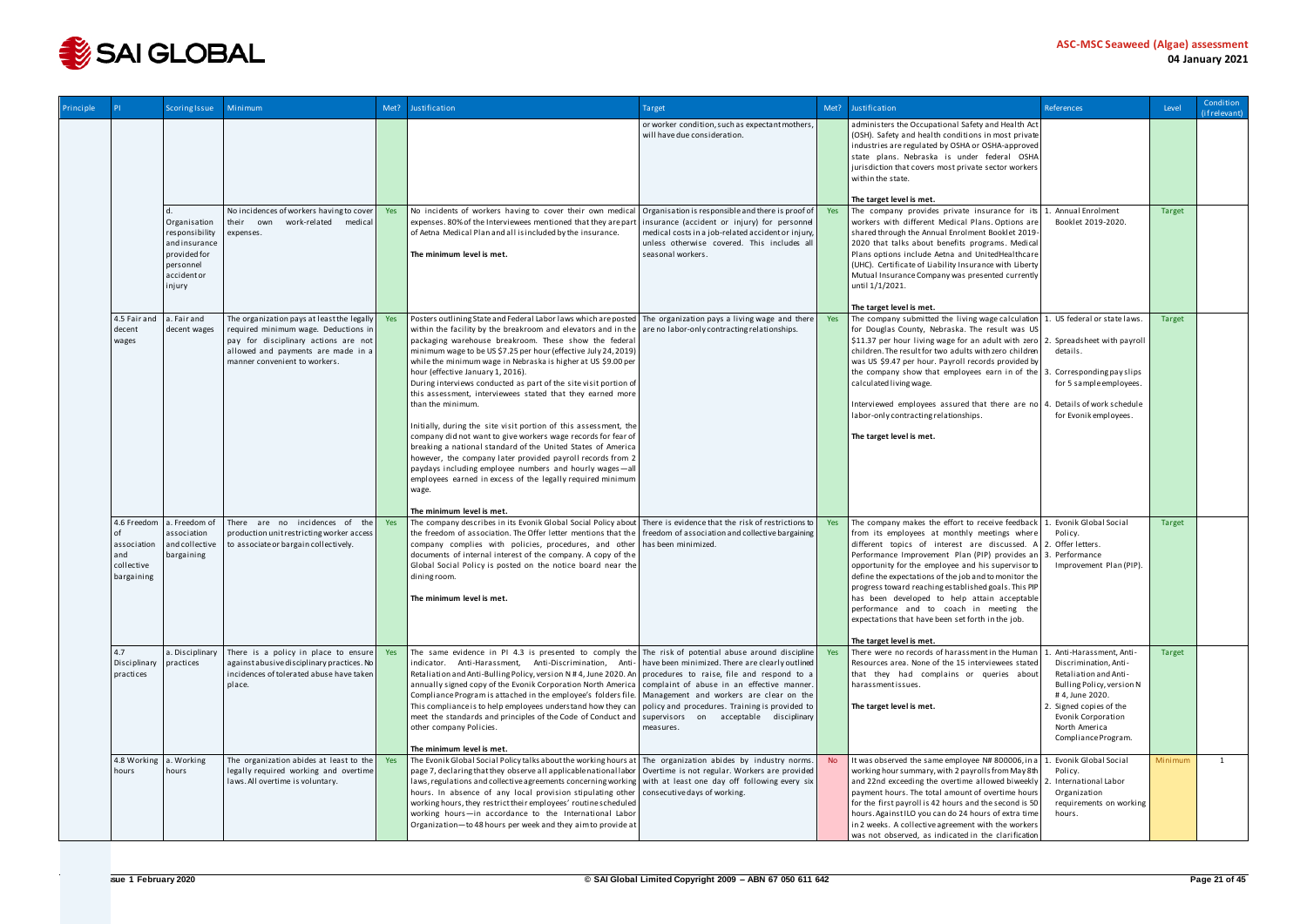| Principle | PI | Scoring Issue | Minimum | Met? | Justification | Target | Met? | Justification | References | Level | Condition (if relevant) |
|---|---|---|---|---|---|---|---|---|---|---|---|
| | | | | | | or worker condition, such as expectant mothers, will have due consideration. | | administers the Occupational Safety and Health Act (OSH). Safety and health conditions in most private industries are regulated by OSHA or OSHA-approved state plans. Nebraska is under federal OSHA jurisdiction that covers most private sector workers within the state. **The target level is met.** | | | |
| | | d. Organisation responsibility and insurance provided for personnel accident or injury | No incidences of workers having to cover their own work-related medical expenses. | Yes | No incidents of workers having to cover their own medical expenses. 80% of the Interviewees mentioned that they are part of Aetna Medical Plan and all is included by the insurance. **The minimum level is met.** | Organisation is responsible and there is proof of insurance (accident or injury) for personnel medical costs in a job-related accident or injury, unless otherwise covered. This includes all seasonal workers. | Yes | The company provides private insurance for its workers with different Medical Plans. Options are shared through the Annual Enrolment Booklet 2019-2020 that talks about benefits programs. Medical Plans options include Aetna and UnitedHealthcare (UHC). Certificate of Liability Insurance with Liberty Mutual Insurance Company was presented currently until 1/1/2021. **The target level is met.** | 1. Annual Enrolment Booklet 2019-2020. | Target | |
| | 4.5 Fair and decent wages | a. Fair and decent wages | The organization pays at least the legally required minimum wage. Deductions in pay for disciplinary actions are not allowed and payments are made in a manner convenient to workers. | Yes | Posters outlining State and Federal Labor laws which are posted within the facility by the breakroom and elevators and in the packaging warehouse breakroom. These show the federal minimum wage to be US $7.25 per hour (effective July 24, 2019) while the minimum wage in Nebraska is higher at US $9.00 per hour (effective January 1, 2016). During interviews conducted as part of the site visit portion of this assessment, interviewees stated that they earned more than the minimum. Initially, during the site visit portion of this assessment, the company did not want to give workers wage records for fear of breaking a national standard of the United States of America however, the company later provided payroll records from 2 paydays including employee numbers and hourly wages—all employees earned in excess of the legally required minimum wage. **The minimum level is met.** | The organization pays a living wage and there are no labor-only contracting relationships. | Yes | The company submitted the living wage calculation for Douglas County, Nebraska. The result was US $11.37 per hour living wage for an adult with zero children. The result for two adults with zero children was US $9.47 per hour. Payroll records provided by the company show that employees earn in of the calculated living wage. Interviewed employees assured that there are no labor-only contracting relationships. **The target level is met.** | 1. US federal or state laws. 2. Spreadsheet with payroll details. 3. Corresponding pay slips for 5 sample employees. 4. Details of work schedule for Evonik employees. | Target | |
| | 4.6 Freedom of association and collective bargaining | a. Freedom of association and collective bargaining | There are no incidences of the production unit restricting worker access to associate or bargain collectively. | Yes | The company describes in its Evonik Global Social Policy about the freedom of association. The Offer letter mentions that the company complies with policies, procedures, and other documents of internal interest of the company. A copy of the Global Social Policy is posted on the notice board near the dining room. **The minimum level is met.** | There is evidence that the risk of restrictions to freedom of association and collective bargaining has been minimized. | Yes | The company makes the effort to receive feedback from its employees at monthly meetings where different topics of interest are discussed. A Performance Improvement Plan (PIP) provides an opportunity for the employee and his supervisor to define the expectations of the job and to monitor the progress toward reaching established goals. This PIP has been developed to help attain acceptable performance and to coach in meeting the expectations that have been set forth in the job. **The target level is met.** | 1. Evonik Global Social Policy. 2. Offer letters. 3. Performance Improvement Plan (PIP). | Target | |
| | 4.7 Disciplinary practices | a. Disciplinary practices | There is a policy in place to ensure against abusive disciplinary practices. No incidences of tolerated abuse have taken place. | Yes | The same evidence in PI 4.3 is presented to comply the indicator. Anti-Harassment, Anti-Discrimination, Anti-Retaliation and Anti-Bulling Policy, version N # 4, June 2020. An annually signed copy of the Evonik Corporation North America Compliance Program is attached in the employee's folders file. This compliance is to help employees understand how they can meet the standards and principles of the Code of Conduct and other company Policies. **The minimum level is met.** | The risk of potential abuse around discipline have been minimized. There are clearly outlined procedures to raise, file and respond to a complaint of abuse in an effective manner. Management and workers are clear on the policy and procedures. Training is provided to supervisors on acceptable disciplinary measures. | Yes | There were no records of harassment in the Human Resources area. None of the 15 interviewees stated that they had complains or queries about harassment issues. **The target level is met.** | 1. Anti-Harassment, Anti-Discrimination, Anti-Retaliation and Anti-Bulling Policy, version N # 4, June 2020. 2. Signed copies of the Evonik Corporation North America Compliance Program. | Target | |
| | 4.8 Working hours | a. Working hours | The organization abides at least to the legally required working and overtime laws. All overtime is voluntary. | Yes | The Evonik Global Social Policy talks about the working hours at page 7, declaring that they observe all applicable national labor laws, regulations and collective agreements concerning working hours. In absence of any local provision stipulating other working hours, they restrict their employees' routine scheduled working hours—in accordance to the International Labor Organization—to 48 hours per week and they aim to provide at | The organization abides by industry norms. Overtime is not regular. Workers are provided with at least one day off following every six consecutive days of working. | No | It was observed the same employee N# 800006, in a working hour summary, with 2 payrolls from May 8th and 22nd exceeding the overtime allowed biweekly payment hours. The total amount of overtime hours for the first payroll is 42 hours and the second is 50 hours. Against ILO you can do 24 hours of extra time in 2 weeks. A collective agreement with the workers was not observed, as indicated in the clarification | 1. Evonik Global Social Policy. 2. International Labor Organization requirements on working hours. | Minimum | 1 |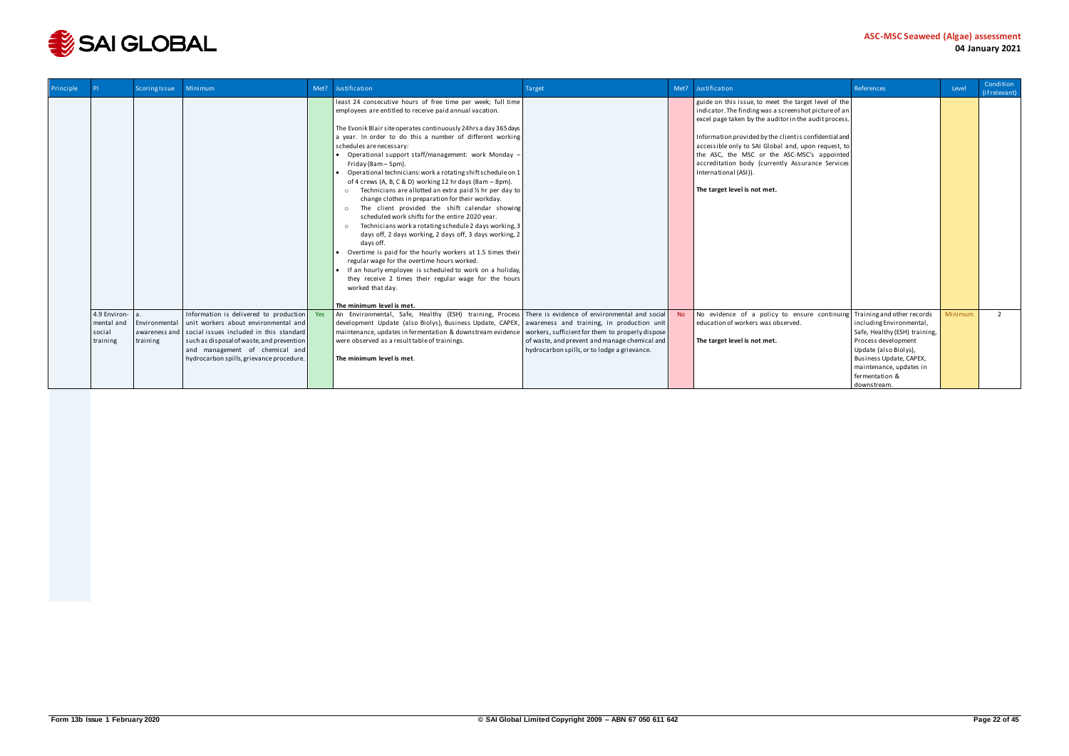| Principle | PI | Scoring Issue | Minimum | Met? | Justification | Target | Met? | Justification | References | Level | Condition (if relevant) |
|---|---|---|---|---|---|---|---|---|---|---|---|
| | | | | | least 24 consecutive hours of free time per week; full time employees are entitled to receive paid annual vacation.<br><br>The Evonik Blair site operates continuously 24hrs a day 365 days a year. In order to do this a number of different working schedules are necessary:<br>• Operational support staff/management: work Monday – Friday (8am – 5pm).<br>• Operational technicians: work a rotating shift schedule on 1 of 4 crews (A, B, C & D) working 12 hr days (8am – 8pm).<br>○ Technicians are allotted an extra paid ½ hr per day to change clothes in preparation for their workday.<br>○ The client provided the shift calendar showing scheduled work shifts for the entire 2020 year.<br>○ Technicians work a rotating schedule 2 days working, 3 days off, 2 days working, 2 days off, 3 days working, 2 days off.<br>• Overtime is paid for the hourly workers at 1.5 times their regular wage for the overtime hours worked.<br>• If an hourly employee is scheduled to work on a holiday, they receive 2 times their regular wage for the hours worked that day.<br><br>**The minimum level is met.** | | | guide on this issue, to meet the target level of the indicator. The finding was a screenshot picture of an excel page taken by the auditor in the audit process.<br><br>Information provided by the client is confidential and accessible only to SAI Global and, upon request, to the ASC, the MSC or the ASC-MSC's appointed accreditation body (currently Assurance Services International (ASI)).<br><br>**The target level is not met.** | | | |
| | 4.9 Environmental and social training | a. Environmental awareness and training | Information is delivered to production unit workers about environmental and social issues included in this standard such as disposal of waste, and prevention and management of chemical and hydrocarbon spills, grievance procedure. | Yes | An Environmental, Safe, Healthy (ESH) training, Process development Update (also Biolys), Business Update, CAPEX, maintenance, updates in fermentation & downstream evidence were observed as a result table of trainings.<br><br>**The minimum level is met**. | There is evidence of environmental and social awareness and training, in production unit workers, sufficient for them to properly dispose of waste, and prevent and manage chemical and hydrocarbon spills, or to lodge a grievance. | No | No evidence of a policy to ensure continuing education of workers was observed.<br><br>**The target level is not met.** | Training and other records including Environmental, Safe, Healthy (ESH) training, Process development Update (also Biolys), Business Update, CAPEX, maintenance, updates in fermentation & downstream. | Minimum | 2 |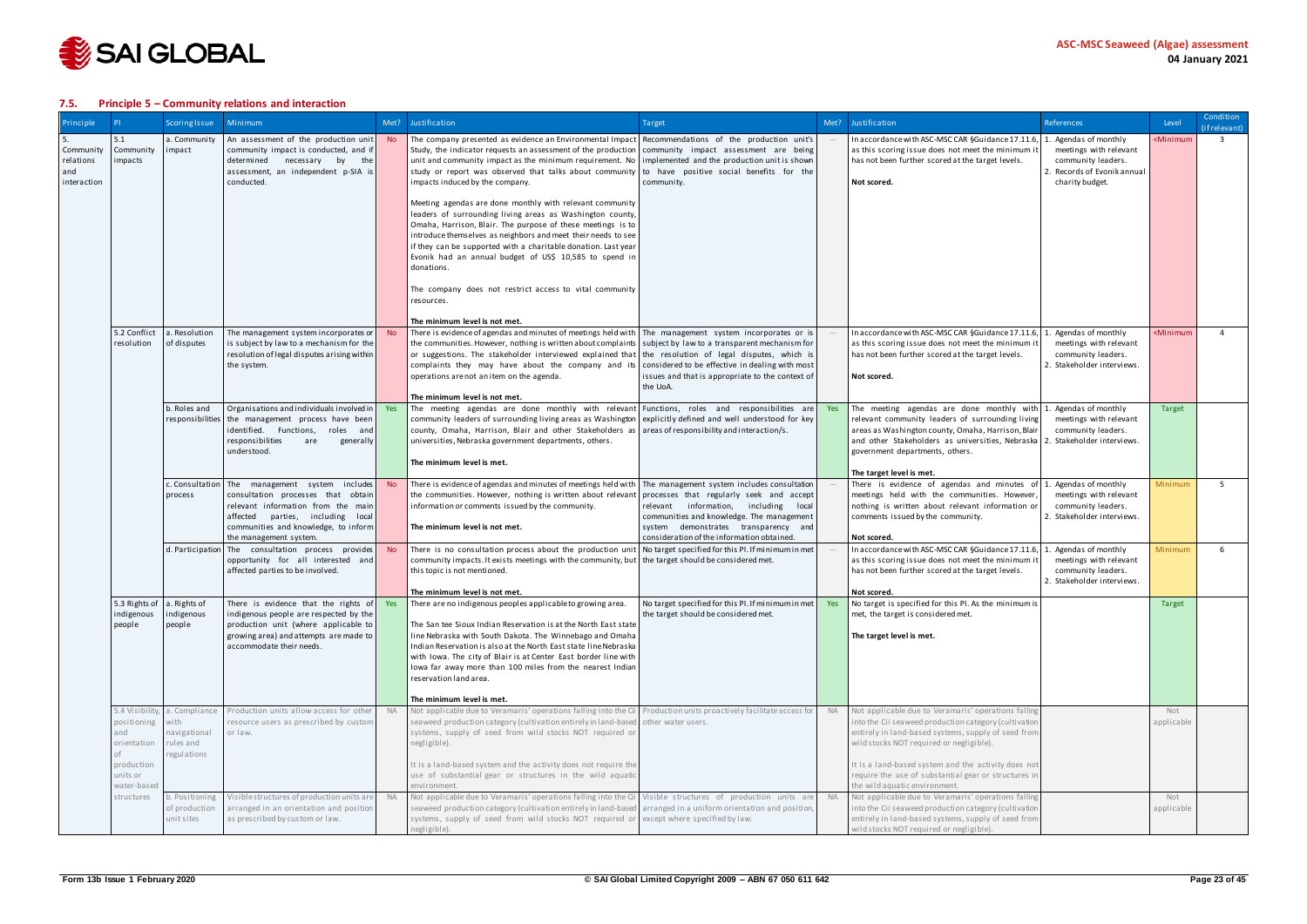## 7.5. Principle 5 – Community relations and interaction

| Principle | PI | Scoring Issue | Minimum | Met? | Justification | Target | Met? | Justification | References | Level | Condition (if relevant) |
|---|---|---|---|---|---|---|---|---|---|---|---|
| 5. Community relations and interaction | 5.1 Community impacts | a. Community impact | An assessment of the production unit community impact is conducted, and if determined necessary by the assessment, an independent p-SIA is conducted. | No | The company presented as evidence an Environmental Impact Study, the indicator requests an assessment of the production unit and community impact as the minimum requirement. No study or report was observed that talks about community impacts induced by the company.<br><br>Meeting agendas are done monthly with relevant community leaders of surrounding living areas as Washington county, Omaha, Harrison, Blair. The purpose of these meetings is to introduce themselves as neighbors and meet their needs to see if they can be supported with a charitable donation. Last year Evonik had an annual budget of US$ 10,585 to spend in donations.<br><br>The company does not restrict access to vital community resources.<br><br>**The minimum level is not met.** | Recommendations of the production unit's community impact assessment are being implemented and the production unit is shown to have positive social benefits for the community. | — | In accordance with ASC-MSC CAR §Guidance 17.11.6, as this scoring issue does not meet the minimum it has not been further scored at the target levels.<br><br>**Not scored.** | 1. Agendas of monthly meetings with relevant community leaders.<br>2. Records of Evonik annual charity budget. | <Minimum | 3 |
| | 5.2 Conflict resolution | a. Resolution of disputes | The management system incorporates or is subject by law to a mechanism for the resolution of legal disputes arising within the system. | No | There is evidence of agendas and minutes of meetings held with the communities. However, nothing is written about complaints or suggestions. The stakeholder interviewed explained that complaints they may have about the company and its operations are not an item on the agenda.<br><br>**The minimum level is not met.** | The management system incorporates or is subject by law to a transparent mechanism for the resolution of legal disputes, which is considered to be effective in dealing with most issues and that is appropriate to the context of the UoA. | — | In accordance with ASC-MSC CAR §Guidance 17.11.6, as this scoring issue does not meet the minimum it has not been further scored at the target levels.<br><br>**Not scored.** | 1. Agendas of monthly meetings with relevant community leaders.<br>2. Stakeholder interviews. | <Minimum | 4 |
| | | b. Roles and responsibilities | Organisations and individuals involved in the management process have been identified. Functions, roles and responsibilities are generally understood. | Yes | The meeting agendas are done monthly with relevant community leaders of surrounding living areas as Washington county, Omaha, Harrison, Blair and other Stakeholders as universities, Nebraska government departments, others.<br><br>**The minimum level is met.** | Functions, roles and responsibilities are explicitly defined and well understood for key areas of responsibility and interaction/s. | Yes | The meeting agendas are done monthly with relevant community leaders of surrounding living areas as Washington county, Omaha, Harrison, Blair and other Stakeholders as universities, Nebraska government departments, others.<br><br>**The target level is met.** | 1. Agendas of monthly meetings with relevant community leaders.<br>2. Stakeholder interviews. | Target | |
| | | c. Consultation process | The management system includes consultation processes that obtain relevant information from the main affected parties, including local communities and knowledge, to inform the management system. | No | There is evidence of agendas and minutes of meetings held with the communities. However, nothing is written about relevant information or comments issued by the community.<br><br>**The minimum level is not met.** | The management system includes consultation processes that regularly seek and accept relevant information, including local communities and knowledge. The management system demonstrates transparency and consideration of the information obtained. | — | There is evidence of agendas and minutes of meetings held with the communities. However, nothing is written about relevant information or comments issued by the community.<br><br>**Not scored.** | 1. Agendas of monthly meetings with relevant community leaders.<br>2. Stakeholder interviews. | Minimum | 5 |
| | | d. Participation | The consultation process provides opportunity for all interested and affected parties to be involved. | No | There is no consultation process about the production unit community impacts. It exists meetings with the community, but this topic is not mentioned.<br><br>**The minimum level is not met.** | No target specified for this PI. If minimum in met the target should be considered met. | — | In accordance with ASC-MSC CAR §Guidance 17.11.6, as this scoring issue does not meet the minimum it has not been further scored at the target levels.<br><br>**Not scored.** | 1. Agendas of monthly meetings with relevant community leaders.<br>2. Stakeholder interviews. | Minimum | 6 |
| | 5.3 Rights of indigenous people | a. Rights of indigenous people | There is evidence that the rights of indigenous people are respected by the production unit (where applicable to growing area) and attempts are made to accommodate their needs. | Yes | There are no indigenous peoples applicable to growing area.<br><br>The San tee Sioux Indian Reservation is at the North East state line Nebraska with South Dakota. The Winnebago and Omaha Indian Reservation is also at the North East state line Nebraska with Iowa. The city of Blair is at Center East border line with Iowa far away more than 100 miles from the nearest Indian reservation land area.<br><br>**The minimum level is met.** | No target specified for this PI. If minimum in met the target should be considered met. | Yes | No target is specified for this PI. As the minimum is met, the target is considered met.<br><br>**The target level is met.** | | Target | |
| | 5.4 Visibility, positioning and orientation of production units or water-based structures | a. Compliance with navigational rules and regulations | Production units allow access for other resource users as prescribed by custom or law. | NA | Not applicable due to Veramaris' operations falling into the Cii seaweed production category (cultivation entirely in land-based systems, supply of seed from wild stocks NOT required or negligible).<br><br>It is a land-based system and the activity does not require the use of substantial gear or structures in the wild aquatic environment. | Production units proactively facilitate access for other water users. | NA | Not applicable due to Veramaris' operations falling into the Cii seaweed production category (cultivation entirely in land-based systems, supply of seed from wild stocks NOT required or negligible).<br><br>It is a land-based system and the activity does not require the use of substantial gear or structures in the wild aquatic environment. | | Not applicable | |
| | | b. Positioning of production unit sites | Visible structures of production units are arranged in an orientation and position as prescribed by custom or law. | NA | Not applicable due to Veramaris' operations falling into the Cii seaweed production category (cultivation entirely in land-based systems, supply of seed from wild stocks NOT required or negligible). | Visible structures of production units are arranged in a uniform orientation and position, except where specified by law. | NA | Not applicable due to Veramaris' operations falling into the Cii seaweed production category (cultivation entirely in land-based systems, supply of seed from wild stocks NOT required or negligible). | | Not applicable | |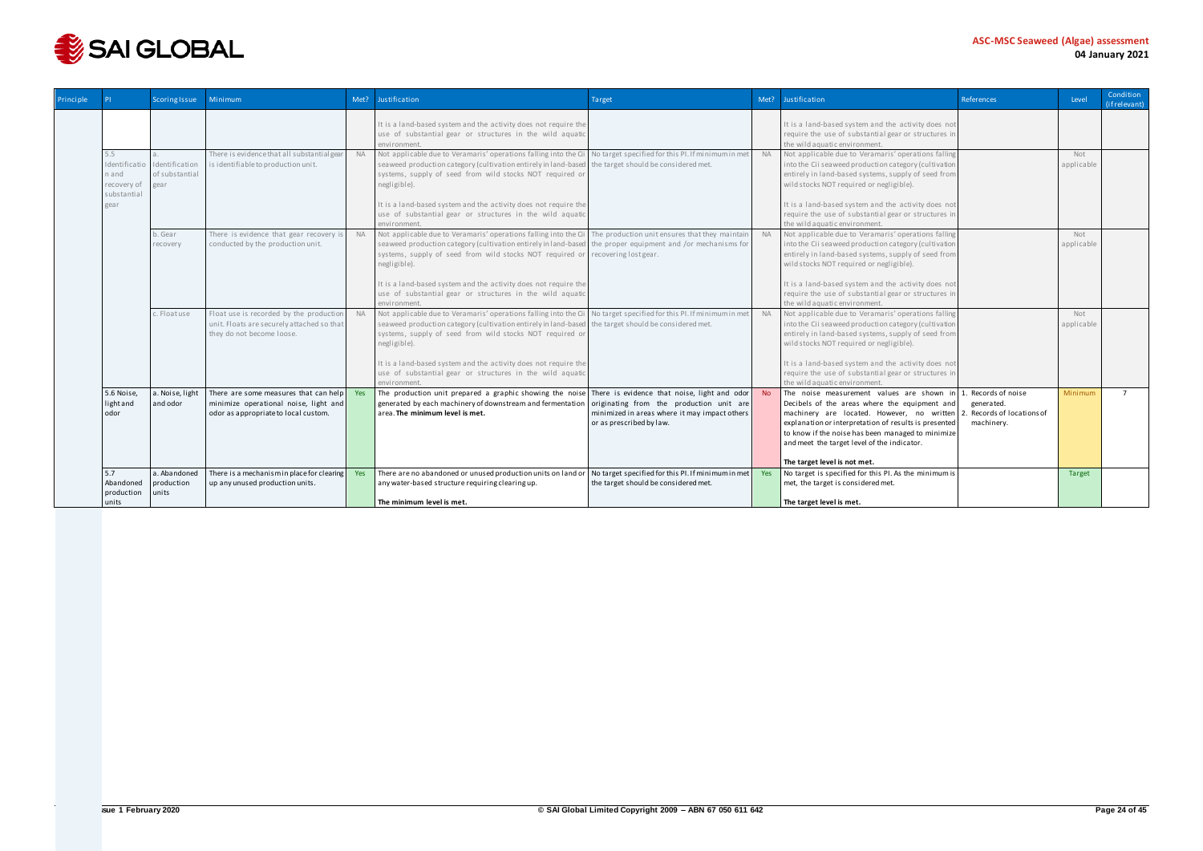| Principle | PI | Scoring Issue | Minimum | Met? | Justification | Target | Met? | Justification | References | Level | Condition (if relevant) |
|---|---|---|---|---|---|---|---|---|---|---|---|
| | | | | | It is a land-based system and the activity does not require the use of substantial gear or structures in the wild aquatic environment. | | | It is a land-based system and the activity does not require the use of substantial gear or structures in the wild aquatic environment. | | | |
| | 5.5 Identification and recovery of substantial gear | a. Identification of substantial gear | There is evidence that all substantial gear is identifiable to production unit. | NA | Not applicable due to Veramaris' operations falling into the Cii seaweed production category (cultivation entirely in land-based systems, supply of seed from wild stocks NOT required or negligible).<br><br>It is a land-based system and the activity does not require the use of substantial gear or structures in the wild aquatic environment. | No target specified for this PI. If minimum in met the target should be considered met. | NA | Not applicable due to Veramaris' operations falling into the Cii seaweed production category (cultivation entirely in land-based systems, supply of seed from wild stocks NOT required or negligible).<br><br>It is a land-based system and the activity does not require the use of substantial gear or structures in the wild aquatic environment. | | Not applicable | |
| | | b. Gear recovery | There is evidence that gear recovery is conducted by the production unit. | NA | Not applicable due to Veramaris' operations falling into the Cii seaweed production category (cultivation entirely in land-based systems, supply of seed from wild stocks NOT required or negligible).<br><br>It is a land-based system and the activity does not require the use of substantial gear or structures in the wild aquatic environment. | The production unit ensures that they maintain the proper equipment and /or mechanisms for recovering lost gear. | NA | Not applicable due to Veramaris' operations falling into the Cii seaweed production category (cultivation entirely in land-based systems, supply of seed from wild stocks NOT required or negligible).<br><br>It is a land-based system and the activity does not require the use of substantial gear or structures in the wild aquatic environment. | | Not applicable | |
| | | c. Float use | Float use is recorded by the production unit. Floats are securely attached so that they do not become loose. | NA | Not applicable due to Veramaris' operations falling into the Cii seaweed production category (cultivation entirely in land-based systems, supply of seed from wild stocks NOT required or negligible).<br><br>It is a land-based system and the activity does not require the use of substantial gear or structures in the wild aquatic environment. | No target specified for this PI. If minimum in met the target should be considered met. | NA | Not applicable due to Veramaris' operations falling into the Cii seaweed production category (cultivation entirely in land-based systems, supply of seed from wild stocks NOT required or negligible).<br><br>It is a land-based system and the activity does not require the use of substantial gear or structures in the wild aquatic environment. | | Not applicable | |
| | 5.6 Noise, light and odor | a. Noise, light and odor | There are some measures that can help minimize operational noise, light and odor as appropriate to local custom. | Yes | The production unit prepared a graphic showing the noise generated by each machinery of downstream and fermentation area. **The minimum level is met.** | There is evidence that noise, light and odor originating from the production unit are minimized in areas where it may impact others or as prescribed by law. | No | The noise measurement values are shown in Decibels of the areas where the equipment and machinery are located. However, no written explanation or interpretation of results is presented to know if the noise has been managed to minimize and meet the target level of the indicator.<br><br>**The target level is not met.** | 1. Records of noise generated.<br>2. Records of locations of machinery. | Minimum | 7 |
| | 5.7 Abandoned production units | a. Abandoned production units | There is a mechanism in place for clearing up any unused production units. | Yes | There are no abandoned or unused production units on land or any water-based structure requiring clearing up.<br><br>**The minimum level is met.** | No target specified for this PI. If minimum in met the target should be considered met. | Yes | No target is specified for this PI. As the minimum is met, the target is considered met.<br><br>**The target level is met.** | | Target | |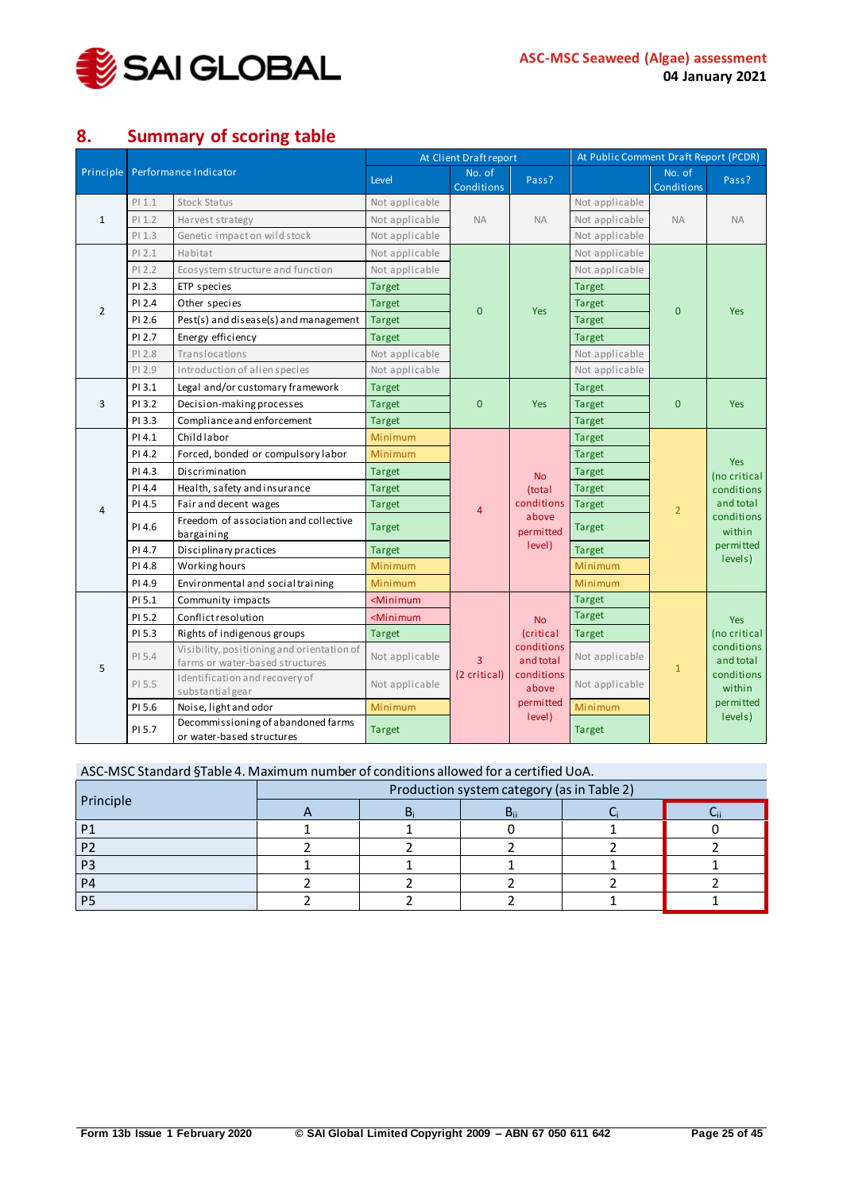## 8. Summary of scoring table

| Principle | Performance Indicator | | At Client Draft report | | | At Public Comment Draft Report (PCDR) | | |
|---|---|---|---|---|---|---|---|---|
| | | | Level | No. of Conditions | Pass? | | No. of Conditions | Pass? |
| 1 | PI 1.1 | Stock Status | Not applicable | NA | NA | Not applicable | NA | NA |
| | PI 1.2 | Harvest strategy | Not applicable | | | Not applicable | | |
| | PI 1.3 | Genetic impact on wild stock | Not applicable | | | Not applicable | | |
| 2 | PI 2.1 | Habitat | Not applicable | 0 | Yes | Not applicable | 0 | Yes |
| | PI 2.2 | Ecosystem structure and function | Not applicable | | | Not applicable | | |
| | PI 2.3 | ETP species | Target | | | Target | | |
| | PI 2.4 | Other species | Target | | | Target | | |
| | PI 2.6 | Pest(s) and disease(s) and management | Target | | | Target | | |
| | PI 2.7 | Energy efficiency | Target | | | Target | | |
| | PI 2.8 | Translocations | Not applicable | | | Not applicable | | |
| | PI 2.9 | Introduction of alien species | Not applicable | | | Not applicable | | |
| 3 | PI 3.1 | Legal and/or customary framework | Target | 0 | Yes | Target | 0 | Yes |
| | PI 3.2 | Decision-making processes | Target | | | Target | | |
| | PI 3.3 | Compliance and enforcement | Target | | | Target | | |
| 4 | PI 4.1 | Child labor | Minimum | 4 | No (total conditions above permitted level) | Target | 2 | Yes (no critical conditions and total conditions within permitted levels) |
| | PI 4.2 | Forced, bonded or compulsory labor | Minimum | | | Target | | |
| | PI 4.3 | Discrimination | Target | | | Target | | |
| | PI 4.4 | Health, safety and insurance | Target | | | Target | | |
| | PI 4.5 | Fair and decent wages | Target | | | Target | | |
| | PI 4.6 | Freedom of association and collective bargaining | Target | | | Target | | |
| | PI 4.7 | Disciplinary practices | Target | | | Target | | |
| | PI 4.8 | Working hours | Minimum | | | Minimum | | |
| | PI 4.9 | Environmental and social training | Minimum | | | Minimum | | |
| 5 | PI 5.1 | Community impacts | <Minimum | 3 (2 critical) | No (critical conditions and total conditions above permitted level) | Target | 1 | Yes (no critical conditions and total conditions within permitted levels) |
| | PI 5.2 | Conflict resolution | <Minimum | | | Target | | |
| | PI 5.3 | Rights of indigenous groups | Target | | | Target | | |
| | PI 5.4 | Visibility, positioning and orientation of farms or water-based structures | Not applicable | | | Not applicable | | |
| | PI 5.5 | Identification and recovery of substantial gear | Not applicable | | | Not applicable | | |
| | PI 5.6 | Noise, light and odor | Minimum | | | Minimum | | |
| | PI 5.7 | Decommissioning of abandoned farms or water-based structures | Target | | | Target | | |

ASC-MSC Standard §Table 4. Maximum number of conditions allowed for a certified UoA.

| Principle | Production system category (as in Table 2) | | | | |
|---|---|---|---|---|---|
| | A | $B_i$ | $B_{ii}$ | $C_i$ | $C_{ii}$ |
| P1 | 1 | 1 | 0 | 1 | 0 |
| P2 | 2 | 2 | 2 | 2 | 2 |
| P3 | 1 | 1 | 1 | 1 | 1 |
| P4 | 2 | 2 | 2 | 2 | 2 |
| P5 | 2 | 2 | 2 | 1 | 1 |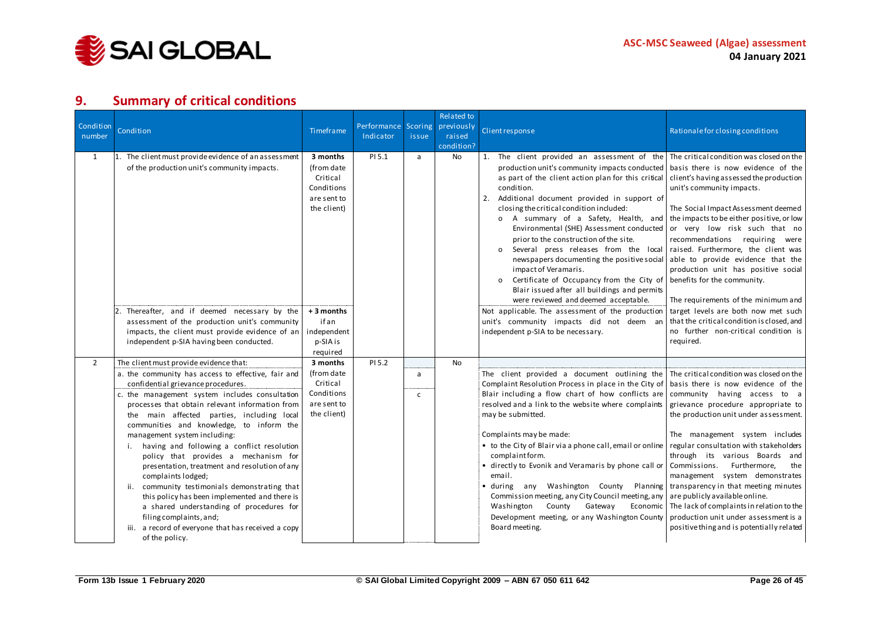## 9. Summary of critical conditions

| Condition number | Condition | Timeframe | Performance Indicator | Scoring issue | Related to previously raised condition? | Client response | Rationale for closing conditions |
|---|---|---|---|---|---|---|---|
| 1 | 1. The client must provide evidence of an assessment of the production unit's community impacts. | 3 months (from date Critical Conditions are sent to the client) | PI 5.1 | a | No | 1. The client provided an assessment of the production unit's community impacts conducted as part of the client action plan for this critical condition.<br>2. Additional document provided in support of closing the critical condition included:<br>o A summary of a Safety, Health, and Environmental (SHE) Assessment conducted prior to the construction of the site.<br>o Several press releases from the local newspapers documenting the positive social impact of Veramaris.<br>o Certificate of Occupancy from the City of Blair issued after all buildings and permits were reviewed and deemed acceptable. | The critical condition was closed on the basis there is now evidence of the client's having assessed the production unit's community impacts.<br><br>The Social Impact Assessment deemed the impacts to be either positive, or low or very low risk such that no recommendations requiring were raised. Furthermore, the client was able to provide evidence that the production unit has positive social benefits for the community.<br><br>The requirements of the minimum and target levels are both now met such that the critical condition is closed, and no further non-critical condition is required. |
| | 2. Thereafter, and if deemed necessary by the assessment of the production unit's community impacts, the client must provide evidence of an independent p-SIA having been conducted. | + 3 months if an independent p-SIA is required | | | | Not applicable. The assessment of the production unit's community impacts did not deem an independent p-SIA to be necessary. | |
| 2 | The client must provide evidence that: | 3 months (from date Critical Conditions are sent to the client) | PI 5.2 | | No | | |
| | a. the community has access to effective, fair and confidential grievance procedures. | | | a | | The client provided a document outlining the Complaint Resolution Process in place in the City of Blair including a flow chart of how conflicts are resolved and a link to the website where complaints may be submitted.<br><br>Complaints may be made:<br>• to the City of Blair via a phone call, email or online complaint form.<br>• directly to Evonik and Veramaris by phone call or email.<br>• during any Washington County Planning Commission meeting, any City Council meeting, any Washington County Gateway Economic Development meeting, or any Washington County Board meeting. | The critical condition was closed on the basis there is now evidence of the community having access to a grievance procedure appropriate to the production unit under assessment.<br><br>The management system includes regular consultation with stakeholders through its various Boards and Commissions. Furthermore, the management system demonstrates transparency in that meeting minutes are publicly available online.<br>The lack of complaints in relation to the production unit under assessment is a positive thing and is potentially related |
| | c. the management system includes consultation processes that obtain relevant information from the main affected parties, including local communities and knowledge, to inform the management system including:<br>i. having and following a conflict resolution policy that provides a mechanism for presentation, treatment and resolution of any complaints lodged;<br>ii. community testimonials demonstrating that this policy has been implemented and there is a shared understanding of procedures for filing complaints, and;<br>iii. a record of everyone that has received a copy of the policy. | | | c | | | |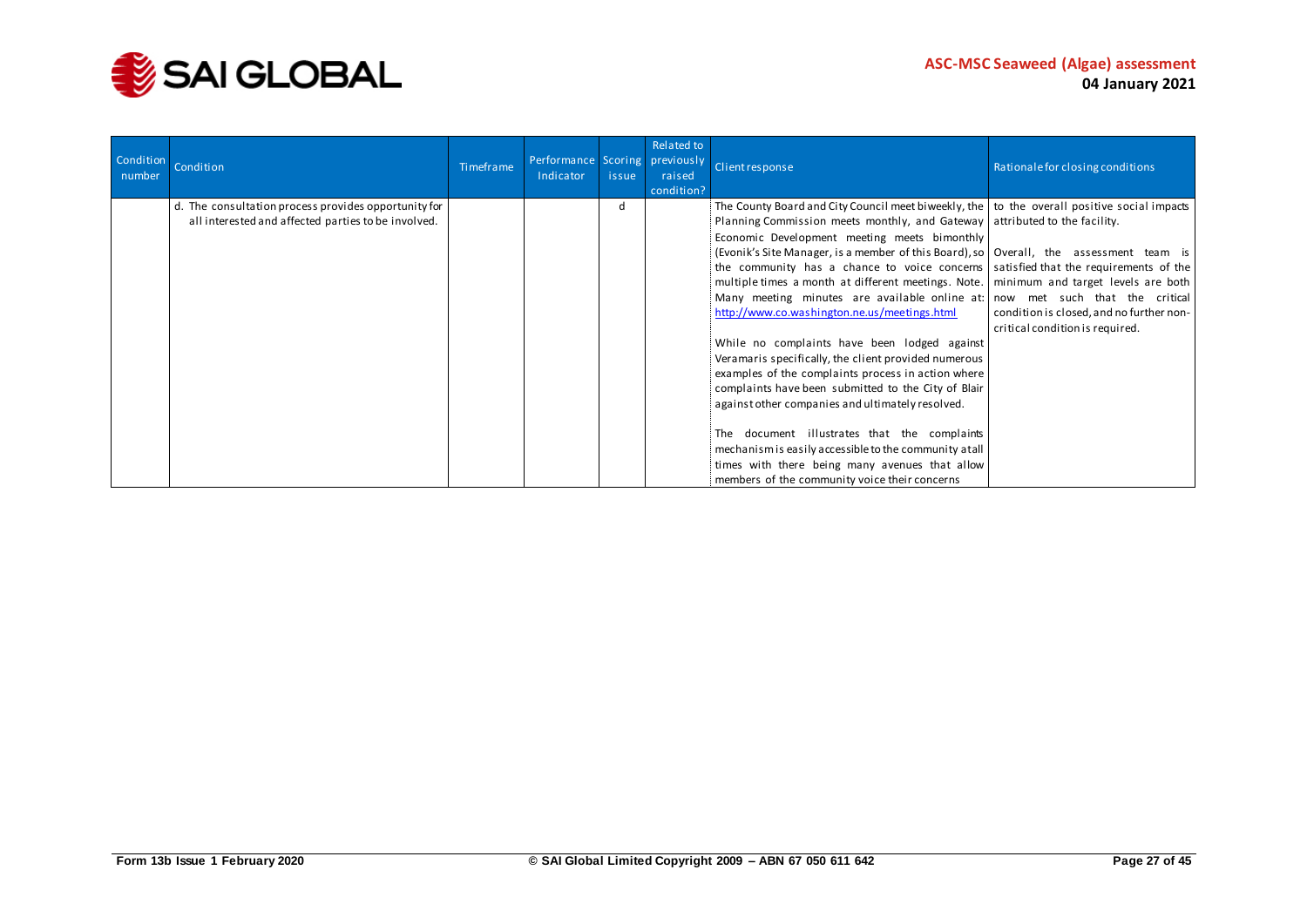| Condition number | Condition | Timeframe | Performance Indicator | Scoring issue | Related to previously raised condition? | Client response | Rationale for closing conditions |
|---|---|---|---|---|---|---|---|
| | d. The consultation process provides opportunity for all interested and affected parties to be involved. | | | d | | The County Board and City Council meet biweekly, the Planning Commission meets monthly, and Gateway Economic Development meeting meets bimonthly (Evonik's Site Manager, is a member of this Board), so the community has a chance to voice concerns multiple times a month at different meetings. Note. Many meeting minutes are available online at: [http://www.co.washington.ne.us/meetings.html](http://www.co.washington.ne.us/meetings.html) <br><br> While no complaints have been lodged against Veramaris specifically, the client provided numerous examples of the complaints process in action where complaints have been submitted to the City of Blair against other companies and ultimately resolved. <br><br> The document illustrates that the complaints mechanism is easily accessible to the community at all times with there being many avenues that allow members of the community voice their concerns | to the overall positive social impacts attributed to the facility. <br><br> Overall, the assessment team is satisfied that the requirements of the minimum and target levels are both now met such that the critical condition is closed, and no further non-critical condition is required. |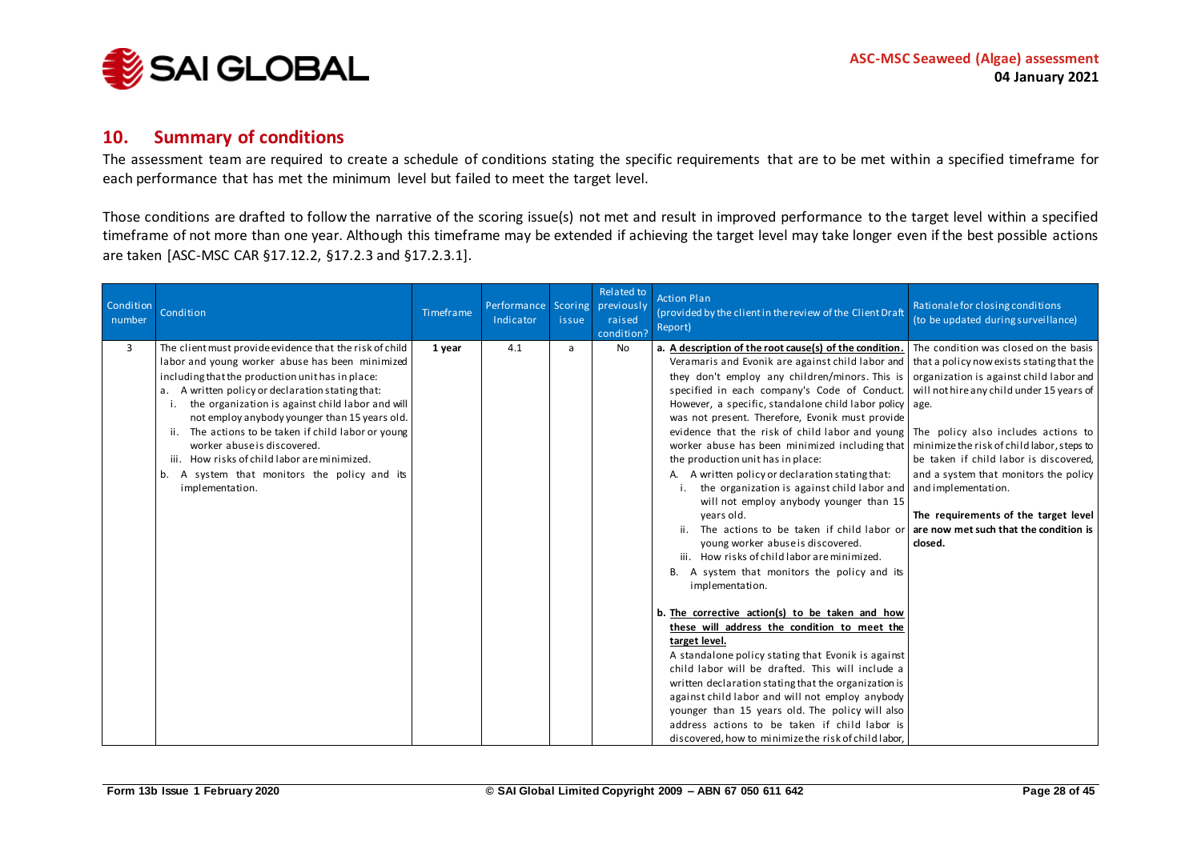## 10. Summary of conditions

The assessment team are required to create a schedule of conditions stating the specific requirements that are to be met within a specified timeframe for each performance that has met the minimum level but failed to meet the target level.

Those conditions are drafted to follow the narrative of the scoring issue(s) not met and result in improved performance to the target level within a specified timeframe of not more than one year. Although this timeframe may be extended if achieving the target level may take longer even if the best possible actions are taken [ASC-MSC CAR §17.12.2, §17.2.3 and §17.2.3.1].

| Condition number | Condition | Timeframe | Performance Indicator | Scoring issue | Related to previously raised condition? | Action Plan (provided by the client in the review of the Client Draft Report) | Rationale for closing conditions (to be updated during surveillance) |
|---|---|---|---|---|---|---|---|
| 3 | The client must provide evidence that the risk of child labor and young worker abuse has been minimized including that the production unit has in place:<br>a. A written policy or declaration stating that:<br>i. the organization is against child labor and will not employ anybody younger than 15 years old.<br>ii. The actions to be taken if child labor or young worker abuse is discovered.<br>iii. How risks of child labor are minimized.<br>b. A system that monitors the policy and its implementation. | **1 year** | 4.1 | a | No | **a. A description of the root cause(s) of the condition.**<br>Veramaris and Evonik are against child labor and they don't employ any children/minors. This is specified in each company's Code of Conduct. However, a specific, standalone child labor policy was not present. Therefore, Evonik must provide evidence that the risk of child labor and young worker abuse has been minimized including that the production unit has in place:<br>A. A written policy or declaration stating that:<br>i. the organization is against child labor and will not employ anybody younger than 15 years old.<br>ii. The actions to be taken if child labor or young worker abuse is discovered.<br>iii. How risks of child labor are minimized.<br>B. A system that monitors the policy and its implementation.<br><br>**b. The corrective action(s) to be taken and how these will address the condition to meet the target level.**<br>A standalone policy stating that Evonik is against child labor will be drafted. This will include a written declaration stating that the organization is against child labor and will not employ anybody younger than 15 years old. The policy will also address actions to be taken if child labor is discovered, how to minimize the risk of child labor, | The condition was closed on the basis that a policy now exists stating that the organization is against child labor and will not hire any child under 15 years of age.<br><br>The policy also includes actions to minimize the risk of child labor, steps to be taken if child labor is discovered, and a system that monitors the policy and implementation.<br><br>**The requirements of the target level are now met such that the condition is closed.** |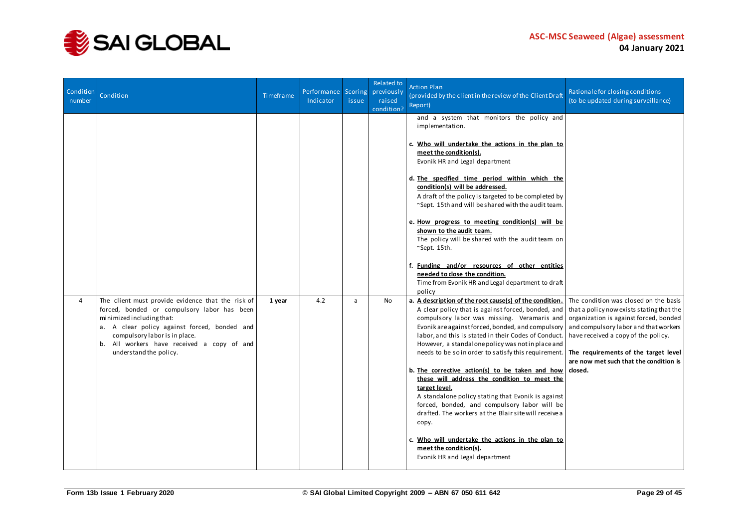| Condition number | Condition | Timeframe | Performance Indicator | Scoring issue | Related to previously raised condition? | Action Plan (provided by the client in the review of the Client Draft Report) | Rationale for closing conditions (to be updated during surveillance) |
|---|---|---|---|---|---|---|---|
| | | | | | | and a system that monitors the policy and implementation.<br><br>c. **Who will undertake the actions in the plan to meet the condition(s).**<br>Evonik HR and Legal department<br><br>d. **The specified time period within which the condition(s) will be addressed.**<br>A draft of the policy is targeted to be completed by ~Sept. 15th and will be shared with the audit team.<br><br>e. **How progress to meeting condition(s) will be shown to the audit team.**<br>The policy will be shared with the audit team on ~Sept. 15th.<br><br>f. **Funding and/or resources of other entities needed to close the condition.**<br>Time from Evonik HR and Legal department to draft policy | |
| 4 | The client must provide evidence that the risk of forced, bonded or compulsory labor has been minimized including that:<br>a. A clear policy against forced, bonded and compulsory labor is in place.<br>b. All workers have received a copy of and understand the policy. | **1 year** | 4.2 | a | No | a. **A description of the root cause(s) of the condition.**<br>A clear policy that is against forced, bonded, and compulsory labor was missing. Veramaris and Evonik are against forced, bonded, and compulsory labor, and this is stated in their Codes of Conduct. However, a standalone policy was not in place and needs to be so in order to satisfy this requirement.<br><br>b. **The corrective action(s) to be taken and how these will address the condition to meet the target level.**<br>A standalone policy stating that Evonik is against forced, bonded, and compulsory labor will be drafted. The workers at the Blair site will receive a copy.<br><br>c. **Who will undertake the actions in the plan to meet the condition(s).**<br>Evonik HR and Legal department | The condition was closed on the basis that a policy now exists stating that the organization is against forced, bonded and compulsory labor and that workers have received a copy of the policy.<br><br>**The requirements of the target level are now met such that the condition is closed.** |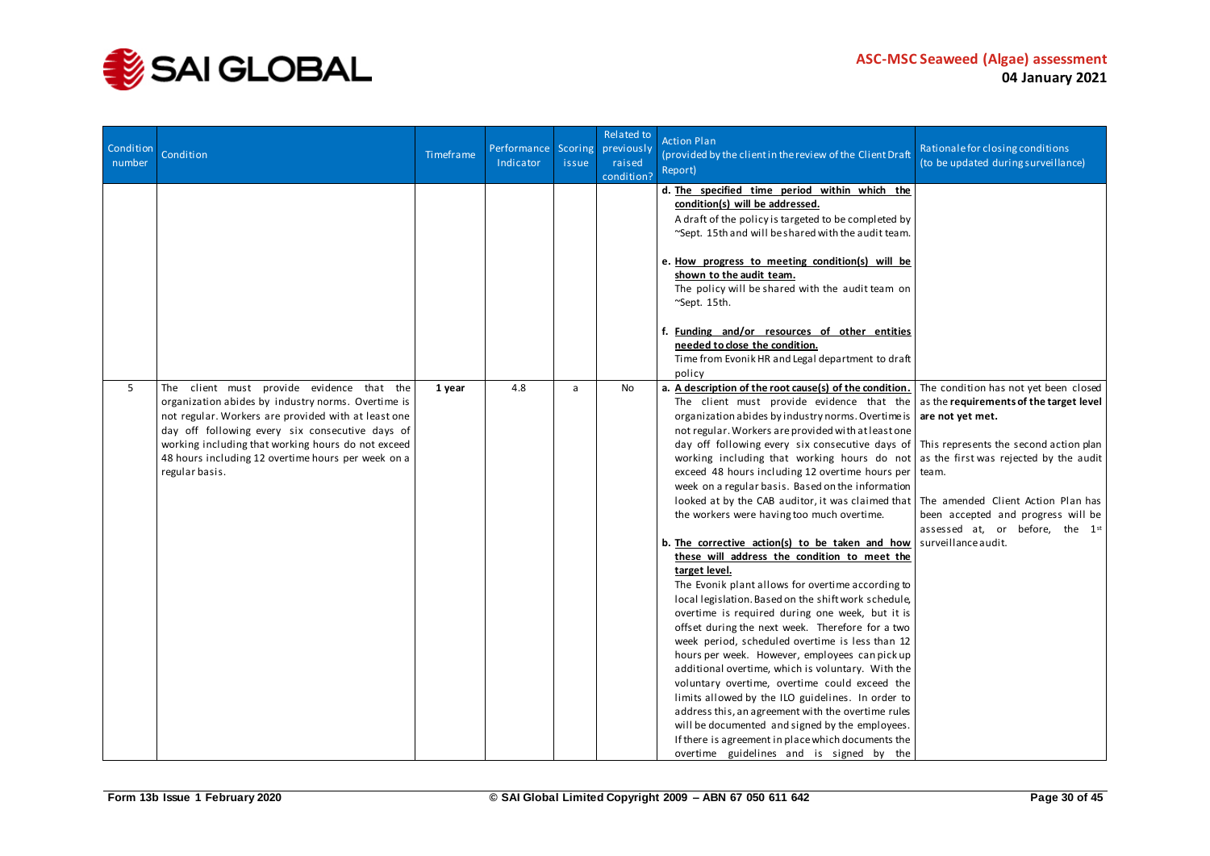| Condition number | Condition | Timeframe | Performance Indicator | Scoring issue | Related to previously raised condition? | Action Plan (provided by the client in the review of the Client Draft Report) | Rationale for closing conditions (to be updated during surveillance) |
|---|---|---|---|---|---|---|---|
| | | | | | | **d. The specified time period within which the condition(s) will be addressed.** A draft of the policy is targeted to be completed by ~Sept. 15th and will be shared with the audit team. **e. How progress to meeting condition(s) will be shown to the audit team.** The policy will be shared with the audit team on ~Sept. 15th. **f. Funding and/or resources of other entities needed to close the condition.** Time from Evonik HR and Legal department to draft policy | |
| 5 | The client must provide evidence that the organization abides by industry norms. Overtime is not regular. Workers are provided with at least one day off following every six consecutive days of working including that working hours do not exceed 48 hours including 12 overtime hours per week on a regular basis. | **1 year** | 4.8 | a | No | **a. A description of the root cause(s) of the condition.** The client must provide evidence that the organization abides by industry norms. Overtime is not regular. Workers are provided with at least one day off following every six consecutive days of working including that working hours do not exceed 48 hours including 12 overtime hours per week on a regular basis. Based on the information looked at by the CAB auditor, it was claimed that the workers were having too much overtime. **b. The corrective action(s) to be taken and how these will address the condition to meet the target level.** The Evonik plant allows for overtime according to local legislation. Based on the shift work schedule, overtime is required during one week, but it is offset during the next week. Therefore for a two week period, scheduled overtime is less than 12 hours per week. However, employees can pick up additional overtime, which is voluntary. With the voluntary overtime, overtime could exceed the limits allowed by the ILO guidelines. In order to address this, an agreement with the overtime rules will be documented and signed by the employees. If there is agreement in place which documents the overtime guidelines and is signed by the | The condition has not yet been closed as the **requirements of the target level are not yet met.** This represents the second action plan as the first was rejected by the audit team. The amended Client Action Plan has been accepted and progress will be assessed at, or before, the 1st surveillance audit. |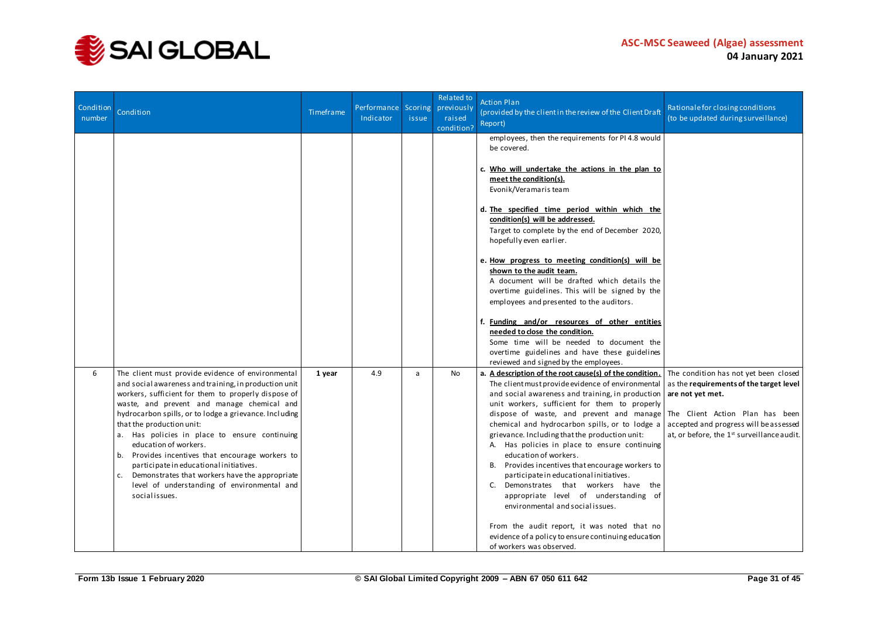| Condition number | Condition | Timeframe | Performance Indicator | Scoring issue | Related to previously raised condition? | Action Plan (provided by the client in the review of the Client Draft Report) | Rationale for closing conditions (to be updated during surveillance) |
|---|---|---|---|---|---|---|---|
| | | | | | | employees, then the requirements for PI 4.8 would be covered.<br><br>c. **Who will undertake the actions in the plan to meet the condition(s).**<br>Evonik/Veramaris team<br><br>d. **The specified time period within which the condition(s) will be addressed.**<br>Target to complete by the end of December 2020, hopefully even earlier.<br><br>e. **How progress to meeting condition(s) will be shown to the audit team.**<br>A document will be drafted which details the overtime guidelines. This will be signed by the employees and presented to the auditors.<br><br>f. **Funding and/or resources of other entities needed to close the condition.**<br>Some time will be needed to document the overtime guidelines and have these guidelines reviewed and signed by the employees. | |
| 6 | The client must provide evidence of environmental and social awareness and training, in production unit workers, sufficient for them to properly dispose of waste, and prevent and manage chemical and hydrocarbon spills, or to lodge a grievance. Including that the production unit:<br>a. Has policies in place to ensure continuing education of workers.<br>b. Provides incentives that encourage workers to participate in educational initiatives.<br>c. Demonstrates that workers have the appropriate level of understanding of environmental and social issues. | **1 year** | 4.9 | a | No | a. **A description of the root cause(s) of the condition.**<br>The client must provide evidence of environmental and social awareness and training, in production unit workers, sufficient for them to properly dispose of waste, and prevent and manage chemical and hydrocarbon spills, or to lodge a grievance. Including that the production unit:<br>A. Has policies in place to ensure continuing education of workers.<br>B. Provides incentives that encourage workers to participate in educational initiatives.<br>C. Demonstrates that workers have the appropriate level of understanding of environmental and social issues.<br><br>From the audit report, it was noted that no evidence of a policy to ensure continuing education of workers was observed. | The condition has not yet been closed as the **requirements of the target level are not yet met.**<br><br>The Client Action Plan has been accepted and progress will be assessed at, or before, the 1st surveillance audit. |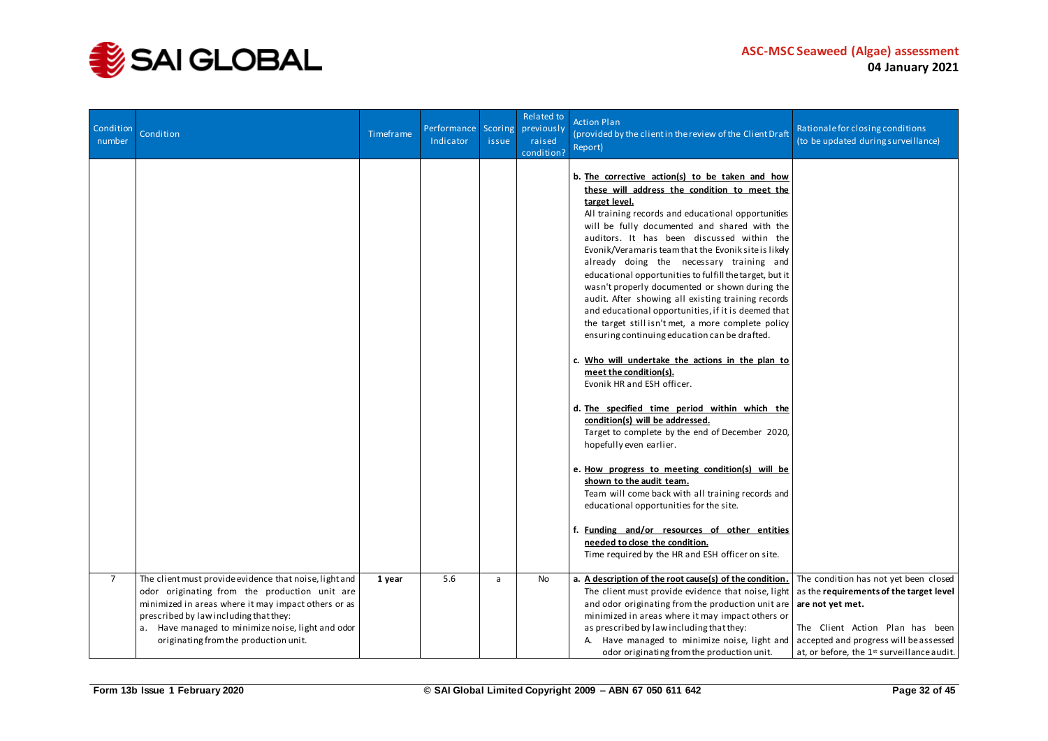| Condition number | Condition | Timeframe | Performance Indicator | Scoring issue | Related to previously raised condition? | Action Plan (provided by the client in the review of the Client Draft Report) | Rationale for closing conditions (to be updated during surveillance) |
|---|---|---|---|---|---|---|---|
| | | | | | | **b. The corrective action(s) to be taken and how these will address the condition to meet the target level.** All training records and educational opportunities will be fully documented and shared with the auditors. It has been discussed within the Evonik/Veramaris team that the Evonik site is likely already doing the necessary training and educational opportunities to fulfill the target, but it wasn't properly documented or shown during the audit. After showing all existing training records and educational opportunities, if it is deemed that the target still isn't met, a more complete policy ensuring continuing education can be drafted.<br><br>**c. Who will undertake the actions in the plan to meet the condition(s).** Evonik HR and ESH officer.<br><br>**d. The specified time period within which the condition(s) will be addressed.** Target to complete by the end of December 2020, hopefully even earlier.<br><br>**e. How progress to meeting condition(s) will be shown to the audit team.** Team will come back with all training records and educational opportunities for the site.<br><br>**f. Funding and/or resources of other entities needed to close the condition.** Time required by the HR and ESH officer on site. | |
| 7 | The client must provide evidence that noise, light and odor originating from the production unit are minimized in areas where it may impact others or as prescribed by law including that they:<br>a. Have managed to minimize noise, light and odor originating from the production unit. | **1 year** | 5.6 | a | No | **a. A description of the root cause(s) of the condition.** The client must provide evidence that noise, light and odor originating from the production unit are minimized in areas where it may impact others or as prescribed by law including that they:<br>A. Have managed to minimize noise, light and odor originating from the production unit. | The condition has not yet been closed as the **requirements of the target level are not yet met.**<br><br>The Client Action Plan has been accepted and progress will be assessed at, or before, the 1st surveillance audit. |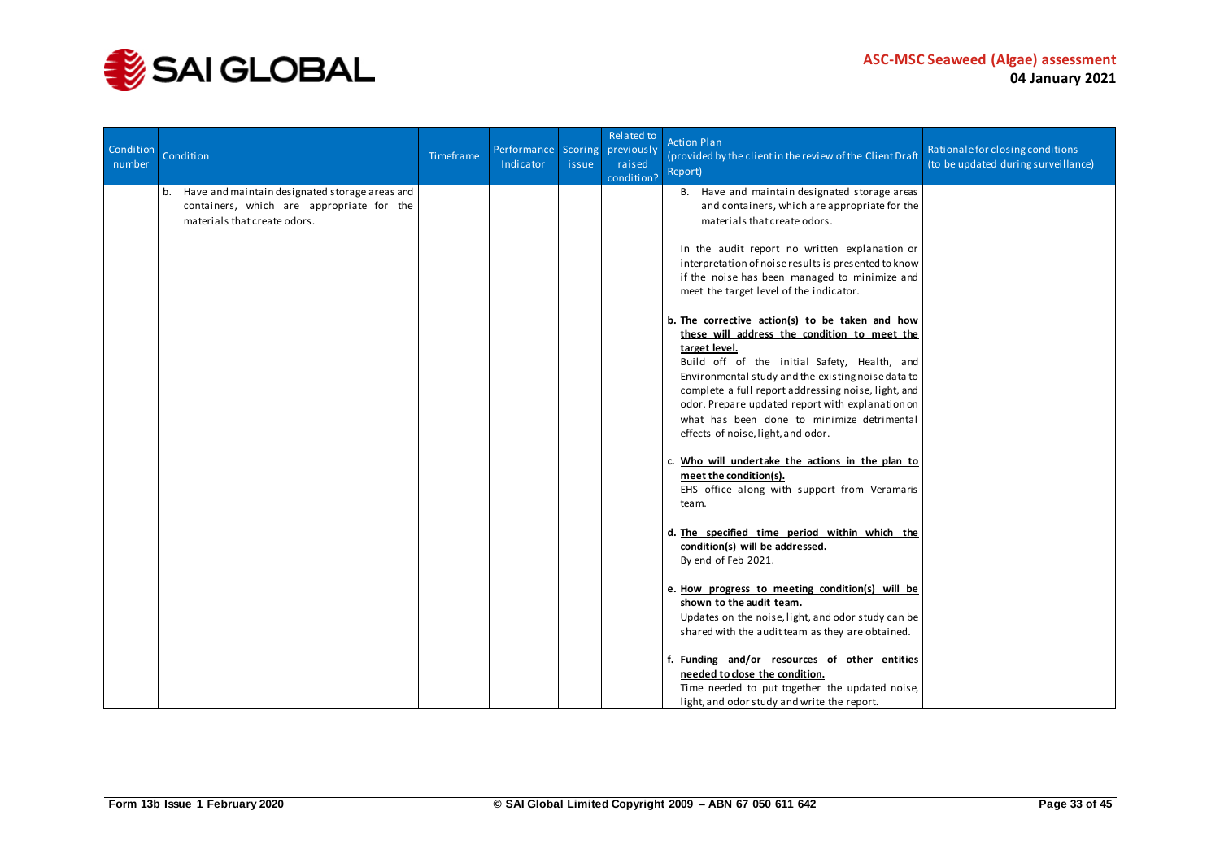| Condition number | Condition | Timeframe | Performance Indicator | Scoring issue | Related to previously raised condition? | Action Plan (provided by the client in the review of the Client Draft Report) | Rationale for closing conditions (to be updated during surveillance) |
|---|---|---|---|---|---|---|---|
| | b. Have and maintain designated storage areas and containers, which are appropriate for the materials that create odors. | | | | | B. Have and maintain designated storage areas and containers, which are appropriate for the materials that create odors.<br><br>In the audit report no written explanation or interpretation of noise results is presented to know if the noise has been managed to minimize and meet the target level of the indicator.<br><br>**b. The corrective action(s) to be taken and how these will address the condition to meet the target level.**<br>Build off of the initial Safety, Health, and Environmental study and the existing noise data to complete a full report addressing noise, light, and odor. Prepare updated report with explanation on what has been done to minimize detrimental effects of noise, light, and odor.<br><br>**c. Who will undertake the actions in the plan to meet the condition(s).**<br>EHS office along with support from Veramaris team.<br><br>**d. The specified time period within which the condition(s) will be addressed.**<br>By end of Feb 2021.<br><br>**e. How progress to meeting condition(s) will be shown to the audit team.**<br>Updates on the noise, light, and odor study can be shared with the audit team as they are obtained.<br><br>**f. Funding and/or resources of other entities needed to close the condition.**<br>Time needed to put together the updated noise, light, and odor study and write the report. | |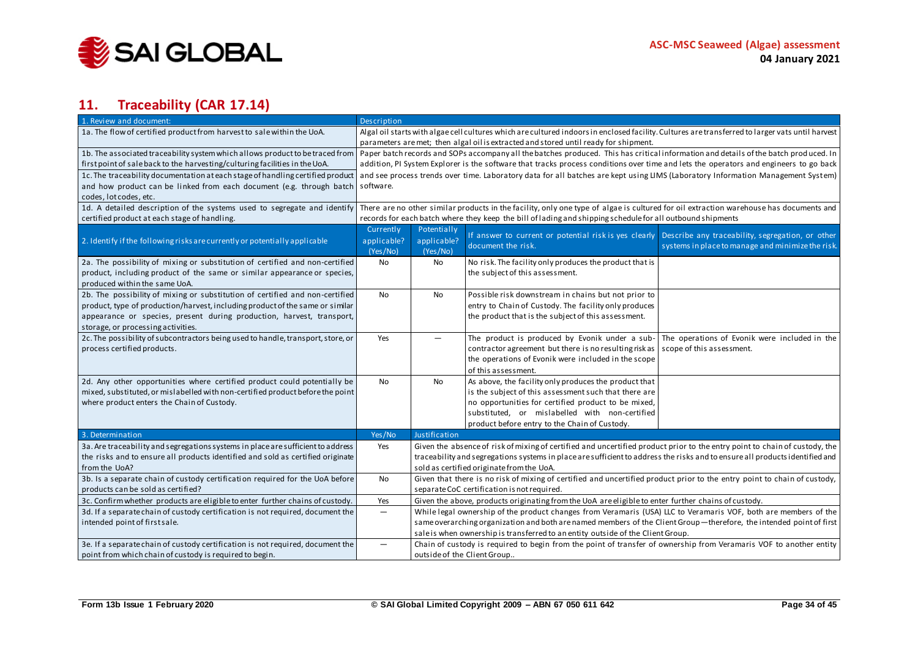## 11. Traceability (CAR 17.14)

| 1. Review and document: | Description | | | |
|---|---|---|---|---|
| 1a. The flow of certified product from harvest to sale within the UoA. | Algal oil starts with algae cell cultures which are cultured indoors in enclosed facility. Cultures are transferred to larger vats until harvest parameters are met; then algal oil is extracted and stored until ready for shipment. | | | |
| 1b. The associated traceability system which allows product to be traced from first point of sale back to the harvesting/culturing facilities in the UoA.<br>1c. The traceability documentation at each stage of handling certified product and how product can be linked from each document (e.g. through batch codes, lot codes, etc. | Paper batch records and SOPs accompany all the batches produced. This has critical information and details of the batch produced. In addition, PI System Explorer is the software that tracks process conditions over time and lets the operators and engineers to go back and see process trends over time. Laboratory data for all batches are kept using LIMS (Laboratory Information Management System) software. | | | |
| 1d. A detailed description of the systems used to segregate and identify certified product at each stage of handling. | There are no other similar products in the facility, only one type of algae is cultured for oil extraction warehouse has documents and records for each batch where they keep the bill of lading and shipping schedule for all outbound shipments | | | |
| 2. Identify if the following risks are currently or potentially applicable | Currently applicable? (Yes/No) | Potentially applicable? (Yes/No) | If answer to current or potential risk is yes clearly document the risk. | Describe any traceability, segregation, or other systems in place to manage and minimize the risk. |
| 2a. The possibility of mixing or substitution of certified and non-certified product, including product of the same or similar appearance or species, produced within the same UoA. | No | No | No risk. The facility only produces the product that is the subject of this assessment. | |
| 2b. The possibility of mixing or substitution of certified and non-certified product, type of production/harvest, including product of the same or similar appearance or species, present during production, harvest, transport, storage, or processing activities. | No | No | Possible risk downstream in chains but not prior to entry to Chain of Custody. The facility only produces the product that is the subject of this assessment. | |
| 2c. The possibility of subcontractors being used to handle, transport, store, or process certified products. | Yes | — | The product is produced by Evonik under a sub-contractor agreement but there is no resulting risk as the operations of Evonik were included in the scope of this assessment. | The operations of Evonik were included in the scope of this assessment. |
| 2d. Any other opportunities where certified product could potentially be mixed, substituted, or mislabelled with non-certified product before the point where product enters the Chain of Custody. | No | No | As above, the facility only produces the product that is the subject of this assessment such that there are no opportunities for certified product to be mixed, substituted, or mislabelled with non-certified product before entry to the Chain of Custody. | |
| 3. Determination | Yes/No | Justification | | |
| 3a. Are traceability and segregations systems in place are sufficient to address the risks and to ensure all products identified and sold as certified originate from the UoA? | Yes | Given the absence of risk of mixing of certified and uncertified product prior to the entry point to chain of custody, the traceability and segregations systems in place are sufficient to address the risks and to ensure all products identified and sold as certified originate from the UoA. | | |
| 3b. Is a separate chain of custody certification required for the UoA before products can be sold as certified? | No | Given that there is no risk of mixing of certified and uncertified product prior to the entry point to chain of custody, separate CoC certification is not required. | | |
| 3c. Confirm whether products are eligible to enter further chains of custody. | Yes | Given the above, products originating from the UoA are eligible to enter further chains of custody. | | |
| 3d. If a separate chain of custody certification is not required, document the intended point of first sale. | — | While legal ownership of the product changes from Veramaris (USA) LLC to Veramaris VOF, both are members of the same overarching organization and both are named members of the Client Group—therefore, the intended point of first sale is when ownership is transferred to an entity outside of the Client Group. | | |
| 3e. If a separate chain of custody certification is not required, document the point from which chain of custody is required to begin. | — | Chain of custody is required to begin from the point of transfer of ownership from Veramaris VOF to another entity outside of the Client Group.. | | |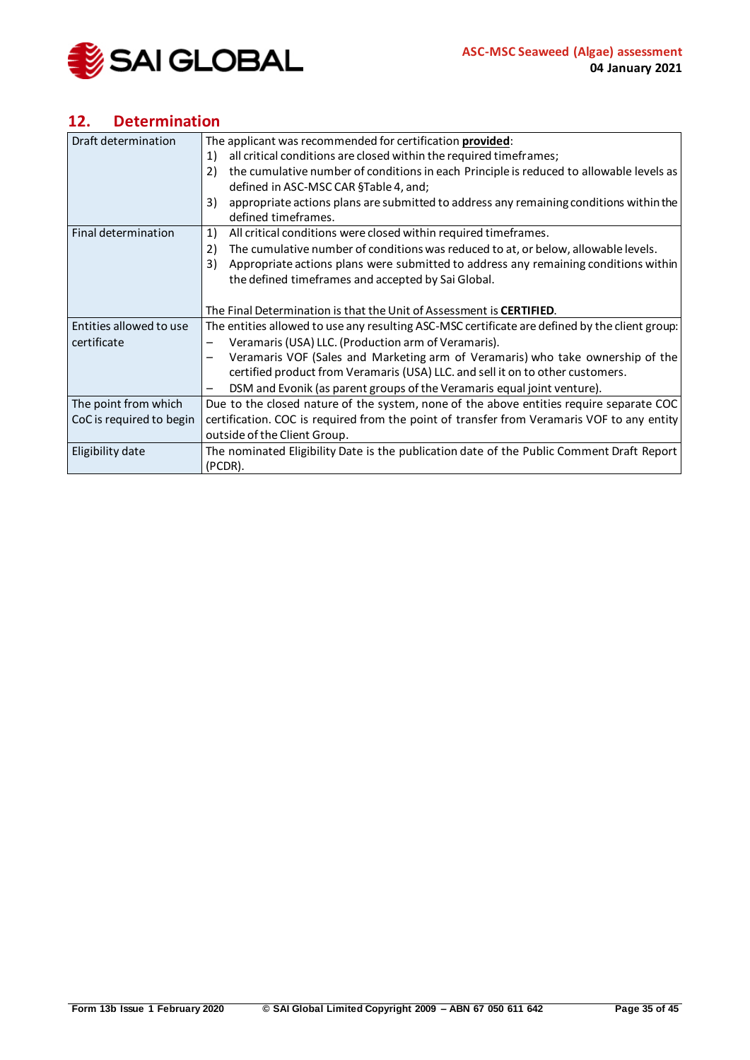## 12. Determination

| | |
|---|---|
| Draft determination | The applicant was recommended for certification **provided**:<br>1) all critical conditions are closed within the required timeframes;<br>2) the cumulative number of conditions in each Principle is reduced to allowable levels as defined in ASC-MSC CAR §Table 4, and;<br>3) appropriate actions plans are submitted to address any remaining conditions within the defined timeframes. |
| Final determination | 1) All critical conditions were closed within required timeframes.<br>2) The cumulative number of conditions was reduced to at, or below, allowable levels.<br>3) Appropriate actions plans were submitted to address any remaining conditions within the defined timeframes and accepted by Sai Global.<br><br>The Final Determination is that the Unit of Assessment is **CERTIFIED**. |
| Entities allowed to use certificate | The entities allowed to use any resulting ASC-MSC certificate are defined by the client group:<br>– Veramaris (USA) LLC. (Production arm of Veramaris).<br>– Veramaris VOF (Sales and Marketing arm of Veramaris) who take ownership of the certified product from Veramaris (USA) LLC. and sell it on to other customers.<br>– DSM and Evonik (as parent groups of the Veramaris equal joint venture). |
| The point from which CoC is required to begin | Due to the closed nature of the system, none of the above entities require separate COC certification. COC is required from the point of transfer from Veramaris VOF to any entity outside of the Client Group. |
| Eligibility date | The nominated Eligibility Date is the publication date of the Public Comment Draft Report (PCDR). |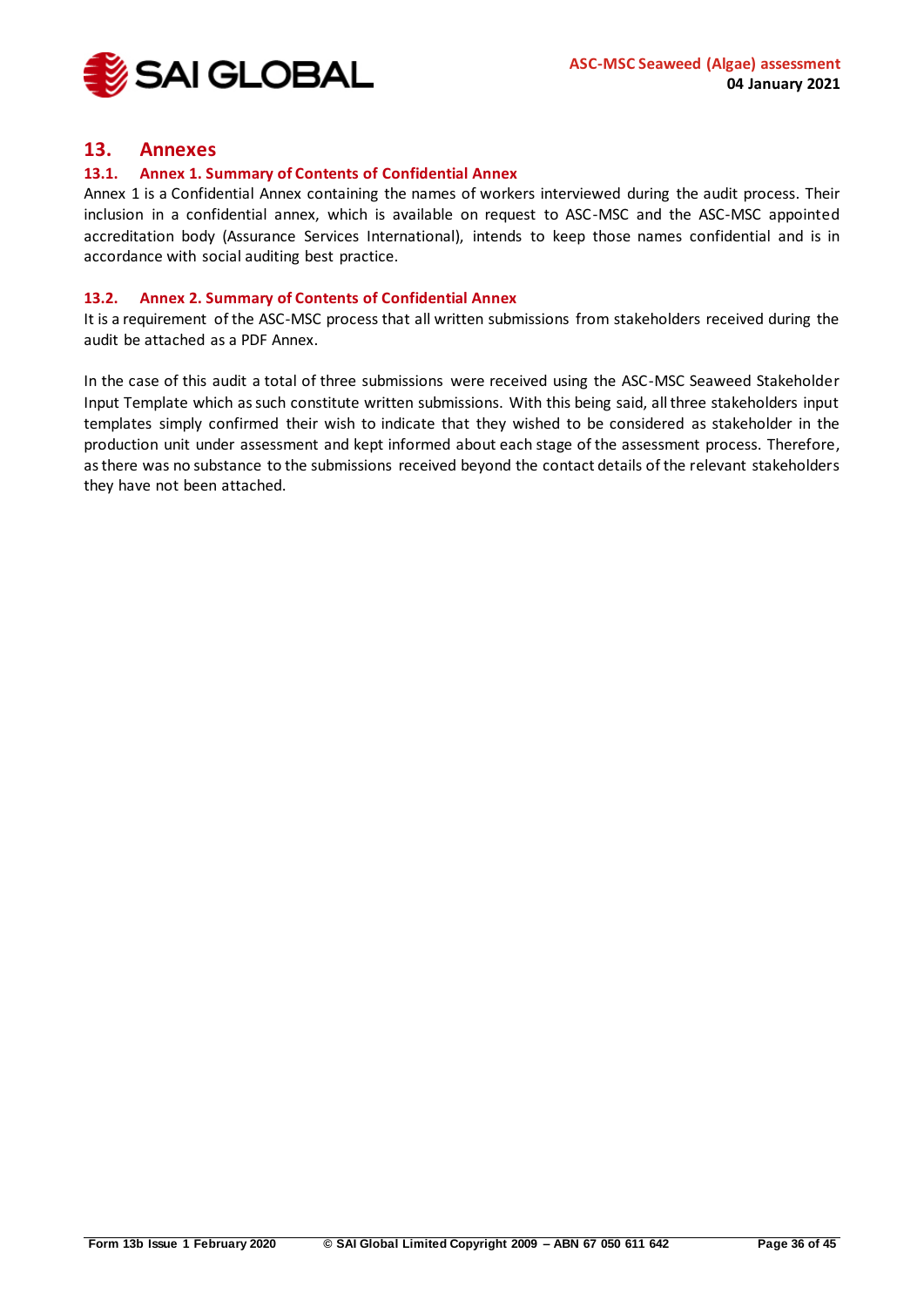# 13. Annexes

## 13.1. Annex 1. Summary of Contents of Confidential Annex

Annex 1 is a Confidential Annex containing the names of workers interviewed during the audit process. Their inclusion in a confidential annex, which is available on request to ASC-MSC and the ASC-MSC appointed accreditation body (Assurance Services International), intends to keep those names confidential and is in accordance with social auditing best practice.

## 13.2. Annex 2. Summary of Contents of Confidential Annex

It is a requirement of the ASC-MSC process that all written submissions from stakeholders received during the audit be attached as a PDF Annex.

In the case of this audit a total of three submissions were received using the ASC-MSC Seaweed Stakeholder Input Template which as such constitute written submissions. With this being said, all three stakeholders input templates simply confirmed their wish to indicate that they wished to be considered as stakeholder in the production unit under assessment and kept informed about each stage of the assessment process. Therefore, as there was no substance to the submissions received beyond the contact details of the relevant stakeholders they have not been attached.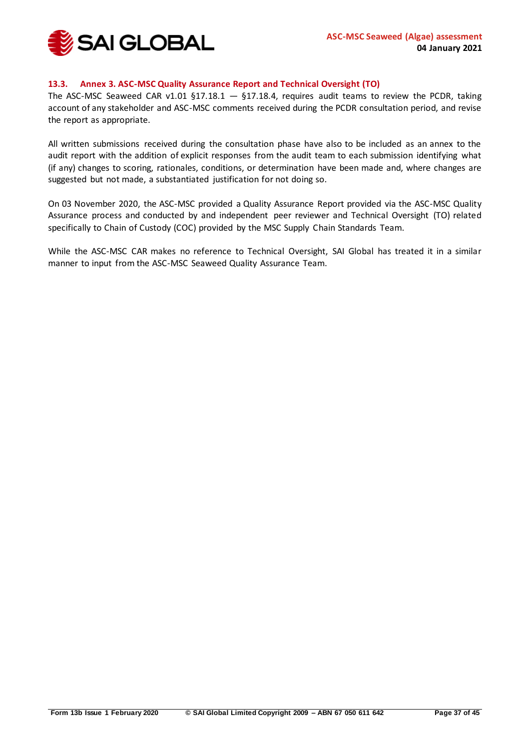### 13.3. Annex 3. ASC-MSC Quality Assurance Report and Technical Oversight (TO)

The ASC-MSC Seaweed CAR v1.01 §17.18.1 — §17.18.4, requires audit teams to review the PCDR, taking account of any stakeholder and ASC-MSC comments received during the PCDR consultation period, and revise the report as appropriate.

All written submissions received during the consultation phase have also to be included as an annex to the audit report with the addition of explicit responses from the audit team to each submission identifying what (if any) changes to scoring, rationales, conditions, or determination have been made and, where changes are suggested but not made, a substantiated justification for not doing so.

On 03 November 2020, the ASC-MSC provided a Quality Assurance Report provided via the ASC-MSC Quality Assurance process and conducted by and independent peer reviewer and Technical Oversight (TO) related specifically to Chain of Custody (COC) provided by the MSC Supply Chain Standards Team.

While the ASC-MSC CAR makes no reference to Technical Oversight, SAI Global has treated it in a similar manner to input from the ASC-MSC Seaweed Quality Assurance Team.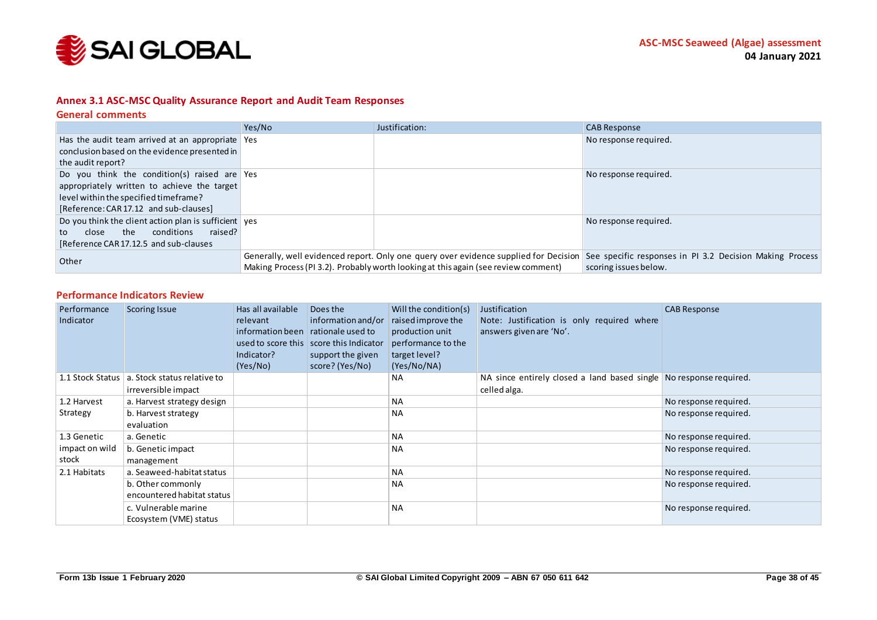## Annex 3.1 ASC-MSC Quality Assurance Report and Audit Team Responses

### General comments

| | Yes/No | Justification: | CAB Response |
|---|---|---|---|
| Has the audit team arrived at an appropriate conclusion based on the evidence presented in the audit report? | Yes | | No response required. |
| Do you think the condition(s) raised are appropriately written to achieve the target level within the specified timeframe? [Reference: CAR 17.12 and sub-clauses] | Yes | | No response required. |
| Do you think the client action plan is sufficient to close the conditions raised? [Reference CAR 17.12.5 and sub-clauses | yes | | No response required. |
| Other | Generally, well evidenced report. Only one query over evidence supplied for Decision Making Process (PI 3.2). Probably worth looking at this again (see review comment) | | See specific responses in PI 3.2 Decision Making Process scoring issues below. |

### Performance Indicators Review

| Performance Indicator | Scoring Issue | Has all available relevant information been used to score this Indicator? (Yes/No) | Does the information and/or rationale used to score this Indicator support the given score? (Yes/No) | Will the condition(s) raised improve the production unit performance to the target level? (Yes/No/NA) | Justification Note: Justification is only required where answers given are 'No'. | CAB Response |
|---|---|---|---|---|---|---|
| 1.1 Stock Status | a. Stock status relative to irreversible impact | | | NA | NA since entirely closed a land based single celled alga. | No response required. |
| 1.2 Harvest Strategy | a. Harvest strategy design | | | NA | | No response required. |
| | b. Harvest strategy evaluation | | | NA | | No response required. |
| 1.3 Genetic impact on wild stock | a. Genetic | | | NA | | No response required. |
| | b. Genetic impact management | | | NA | | No response required. |
| 2.1 Habitats | a. Seaweed-habitat status | | | NA | | No response required. |
| | b. Other commonly encountered habitat status | | | NA | | No response required. |
| | c. Vulnerable marine Ecosystem (VME) status | | | NA | | No response required. |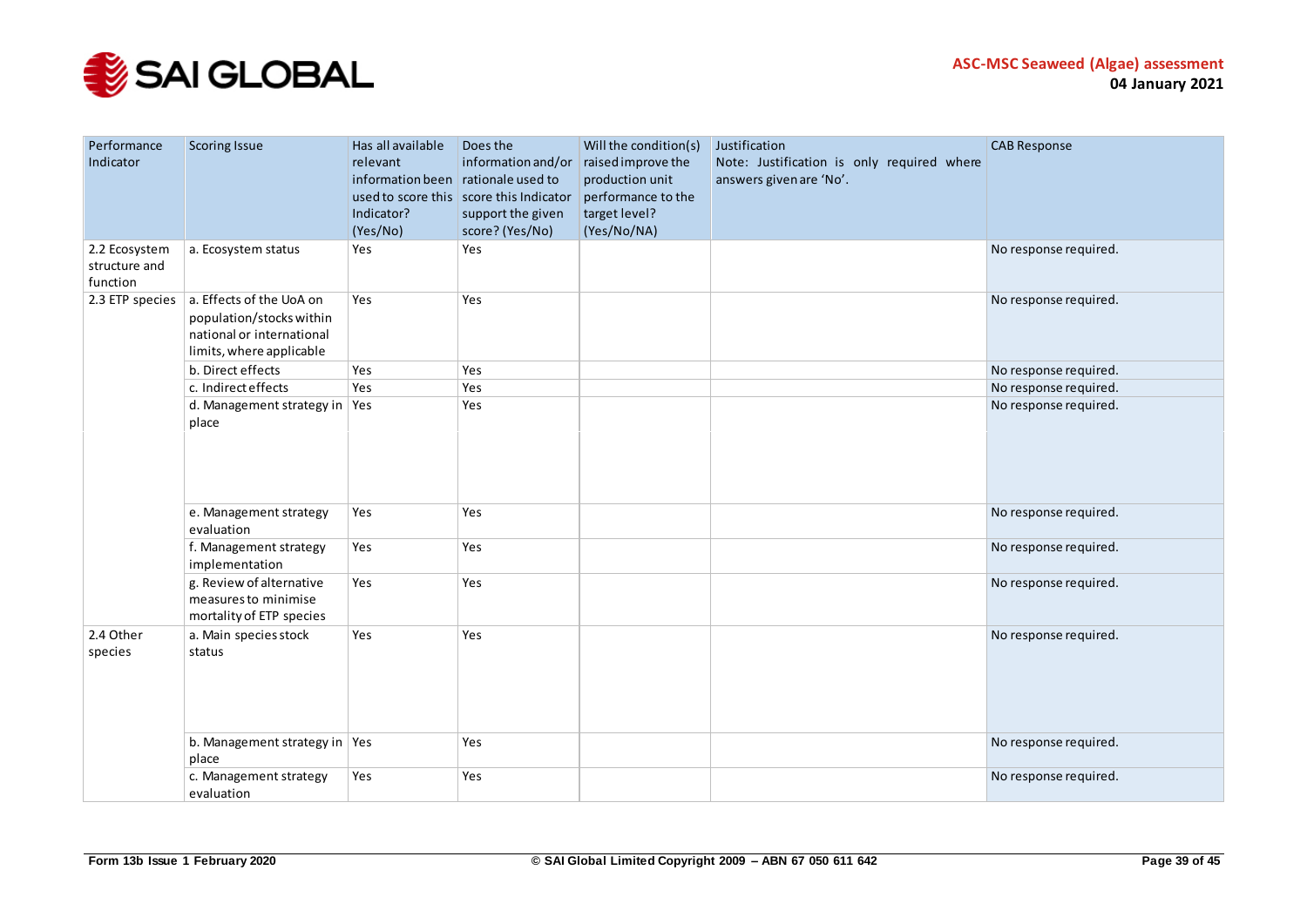| Performance Indicator | Scoring Issue | Has all available relevant information been used to score this Indicator? (Yes/No) | Does the information and/or rationale used to score this Indicator support the given score? (Yes/No) | Will the condition(s) raised improve the production unit performance to the target level? (Yes/No/NA) | Justification Note: Justification is only required where answers given are 'No'. | CAB Response |
|---|---|---|---|---|---|---|
| 2.2 Ecosystem structure and function | a. Ecosystem status | Yes | Yes | | | No response required. |
| 2.3 ETP species | a. Effects of the UoA on population/stocks within national or international limits, where applicable | Yes | Yes | | | No response required. |
| | b. Direct effects | Yes | Yes | | | No response required. |
| | c. Indirect effects | Yes | Yes | | | No response required. |
| | d. Management strategy in place | Yes | Yes | | | No response required. |
| | e. Management strategy evaluation | Yes | Yes | | | No response required. |
| | f. Management strategy implementation | Yes | Yes | | | No response required. |
| | g. Review of alternative measures to minimise mortality of ETP species | Yes | Yes | | | No response required. |
| 2.4 Other species | a. Main species stock status | Yes | Yes | | | No response required. |
| | b. Management strategy in place | Yes | Yes | | | No response required. |
| | c. Management strategy evaluation | Yes | Yes | | | No response required. |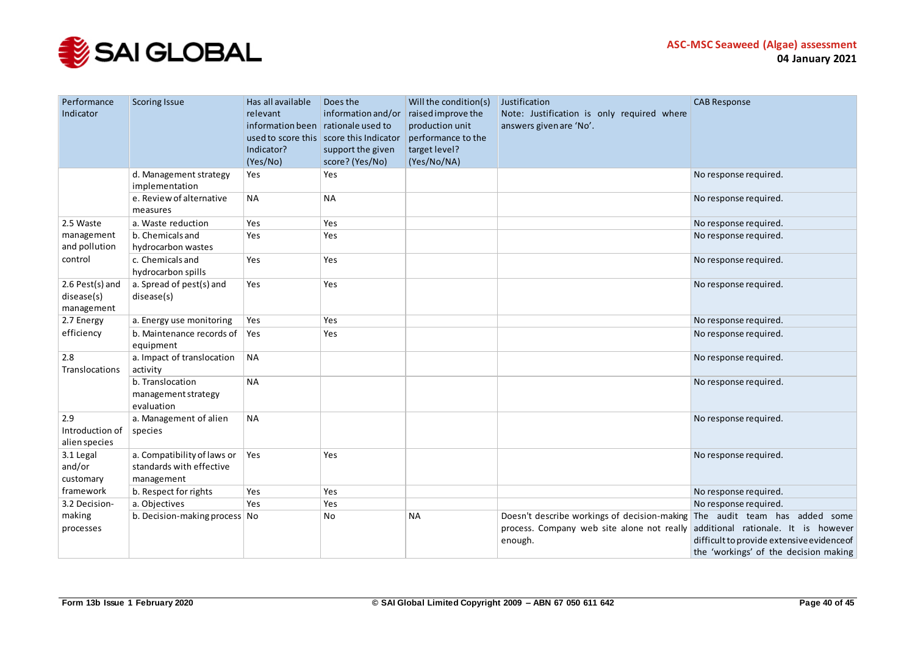| Performance Indicator | Scoring Issue | Has all available relevant information been used to score this Indicator? (Yes/No) | Does the information and/or rationale used to score this Indicator support the given score? (Yes/No) | Will the condition(s) raised improve the production unit performance to the target level? (Yes/No/NA) | Justification Note: Justification is only required where answers given are 'No'. | CAB Response |
|---|---|---|---|---|---|---|
| | d. Management strategy implementation | Yes | Yes | | | No response required. |
| | e. Review of alternative measures | NA | NA | | | No response required. |
| 2.5 Waste management and pollution control | a. Waste reduction | Yes | Yes | | | No response required. |
| | b. Chemicals and hydrocarbon wastes | Yes | Yes | | | No response required. |
| | c. Chemicals and hydrocarbon spills | Yes | Yes | | | No response required. |
| 2.6 Pest(s) and disease(s) management | a. Spread of pest(s) and disease(s) | Yes | Yes | | | No response required. |
| 2.7 Energy efficiency | a. Energy use monitoring | Yes | Yes | | | No response required. |
| | b. Maintenance records of equipment | Yes | Yes | | | No response required. |
| 2.8 Translocations | a. Impact of translocation activity | NA | | | | No response required. |
| | b. Translocation management strategy evaluation | NA | | | | No response required. |
| 2.9 Introduction of alien species | a. Management of alien species | NA | | | | No response required. |
| 3.1 Legal and/or customary framework | a. Compatibility of laws or standards with effective management | Yes | Yes | | | No response required. |
| | b. Respect for rights | Yes | Yes | | | No response required. |
| 3.2 Decision-making processes | a. Objectives | Yes | Yes | | | No response required. |
| | b. Decision-making process | No | No | NA | Doesn't describe workings of decision-making process. Company web site alone not really enough. | The audit team has added some additional rationale. It is however difficult to provide extensive evidence of the 'workings' of the decision making |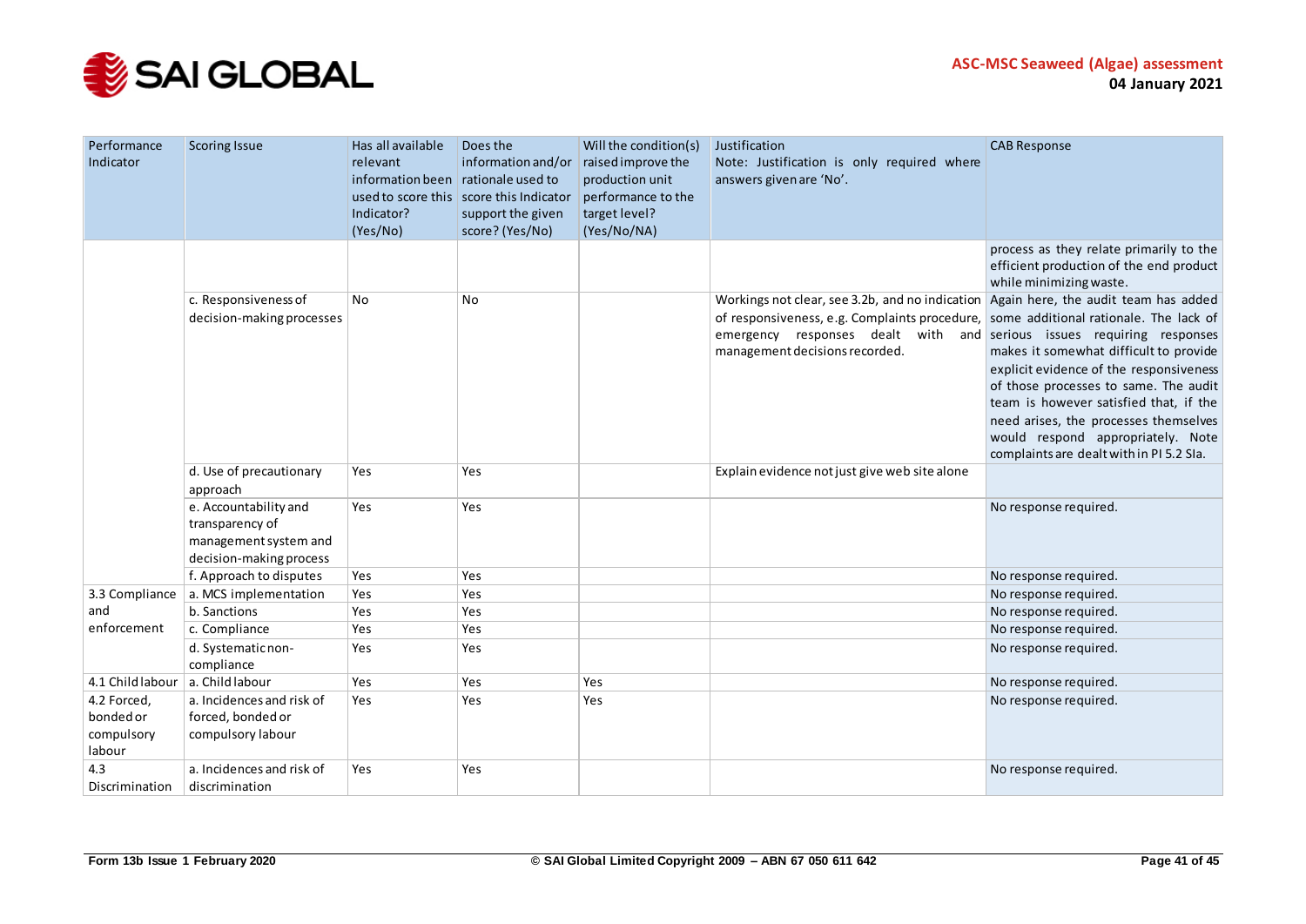| Performance Indicator | Scoring Issue | Has all available relevant information been used to score this Indicator? (Yes/No) | Does the information and/or rationale used to score this Indicator support the given score? (Yes/No) | Will the condition(s) raised improve the production unit performance to the target level? (Yes/No/NA) | Justification Note: Justification is only required where answers given are 'No'. | CAB Response |
|---|---|---|---|---|---|---|
| | | | | | | process as they relate primarily to the efficient production of the end product while minimizing waste. |
| | c. Responsiveness of decision-making processes | No | No | | Workings not clear, see 3.2b, and no indication of responsiveness, e.g. Complaints procedure, emergency responses dealt with and management decisions recorded. | Again here, the audit team has added some additional rationale. The lack of serious issues requiring responses makes it somewhat difficult to provide explicit evidence of the responsiveness of those processes to same. The audit team is however satisfied that, if the need arises, the processes themselves would respond appropriately. Note complaints are dealt with in PI 5.2 SIa. |
| | d. Use of precautionary approach | Yes | Yes | | Explain evidence not just give web site alone | |
| | e. Accountability and transparency of management system and decision-making process | Yes | Yes | | | No response required. |
| | f. Approach to disputes | Yes | Yes | | | No response required. |
| 3.3 Compliance and enforcement | a. MCS implementation | Yes | Yes | | | No response required. |
| | b. Sanctions | Yes | Yes | | | No response required. |
| | c. Compliance | Yes | Yes | | | No response required. |
| | d. Systematic non-compliance | Yes | Yes | | | No response required. |
| 4.1 Child labour | a. Child labour | Yes | Yes | Yes | | No response required. |
| 4.2 Forced, bonded or compulsory labour | a. Incidences and risk of forced, bonded or compulsory labour | Yes | Yes | Yes | | No response required. |
| 4.3 Discrimination | a. Incidences and risk of discrimination | Yes | Yes | | | No response required. |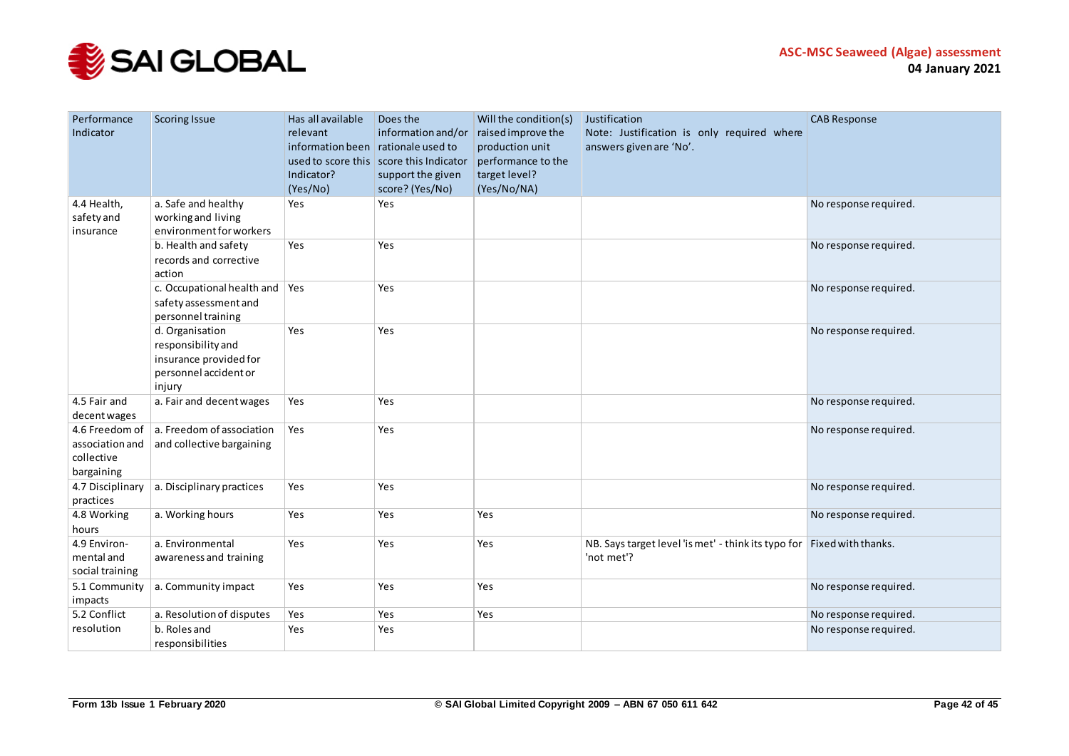| Performance Indicator | Scoring Issue | Has all available relevant information been used to score this Indicator? (Yes/No) | Does the information and/or rationale used to score this Indicator support the given score? (Yes/No) | Will the condition(s) raised improve the production unit performance to the target level? (Yes/No/NA) | Justification Note: Justification is only required where answers given are 'No'. | CAB Response |
|---|---|---|---|---|---|---|
| 4.4 Health, safety and insurance | a. Safe and healthy working and living environment for workers | Yes | Yes | | | No response required. |
| | b. Health and safety records and corrective action | Yes | Yes | | | No response required. |
| | c. Occupational health and safety assessment and personnel training | Yes | Yes | | | No response required. |
| | d. Organisation responsibility and insurance provided for personnel accident or injury | Yes | Yes | | | No response required. |
| 4.5 Fair and decent wages | a. Fair and decent wages | Yes | Yes | | | No response required. |
| 4.6 Freedom of association and collective bargaining | a. Freedom of association and collective bargaining | Yes | Yes | | | No response required. |
| 4.7 Disciplinary practices | a. Disciplinary practices | Yes | Yes | | | No response required. |
| 4.8 Working hours | a. Working hours | Yes | Yes | Yes | | No response required. |
| 4.9 Environ-mental and social training | a. Environmental awareness and training | Yes | Yes | Yes | NB. Says target level 'is met' - think its typo for 'not met'? | Fixed with thanks. |
| 5.1 Community impacts | a. Community impact | Yes | Yes | Yes | | No response required. |
| 5.2 Conflict resolution | a. Resolution of disputes | Yes | Yes | Yes | | No response required. |
| | b. Roles and responsibilities | Yes | Yes | | | No response required. |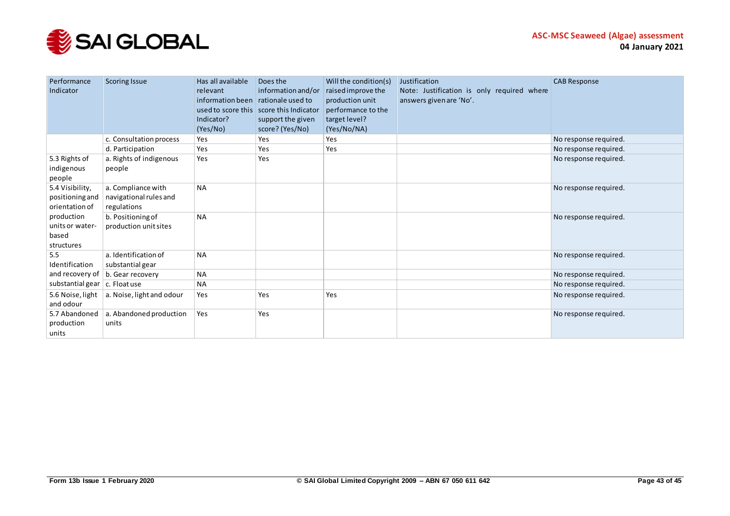| Performance Indicator | Scoring Issue | Has all available relevant information been used to score this Indicator? (Yes/No) | Does the information and/or rationale used to score this Indicator support the given score? (Yes/No) | Will the condition(s) raised improve the production unit performance to the target level? (Yes/No/NA) | Justification Note: Justification is only required where answers given are 'No'. | CAB Response |
|---|---|---|---|---|---|---|
| | c. Consultation process | Yes | Yes | Yes | | No response required. |
| | d. Participation | Yes | Yes | Yes | | No response required. |
| 5.3 Rights of indigenous people | a. Rights of indigenous people | Yes | Yes | | | No response required. |
| 5.4 Visibility, positioning and orientation of production units or water-based structures | a. Compliance with navigational rules and regulations | NA | | | | No response required. |
| | b. Positioning of production unit sites | NA | | | | No response required. |
| 5.5 Identification and recovery of substantial gear | a. Identification of substantial gear | NA | | | | No response required. |
| | b. Gear recovery | NA | | | | No response required. |
| | c. Float use | NA | | | | No response required. |
| 5.6 Noise, light and odour | a. Noise, light and odour | Yes | Yes | Yes | | No response required. |
| 5.7 Abandoned production units | a. Abandoned production units | Yes | Yes | | | No response required. |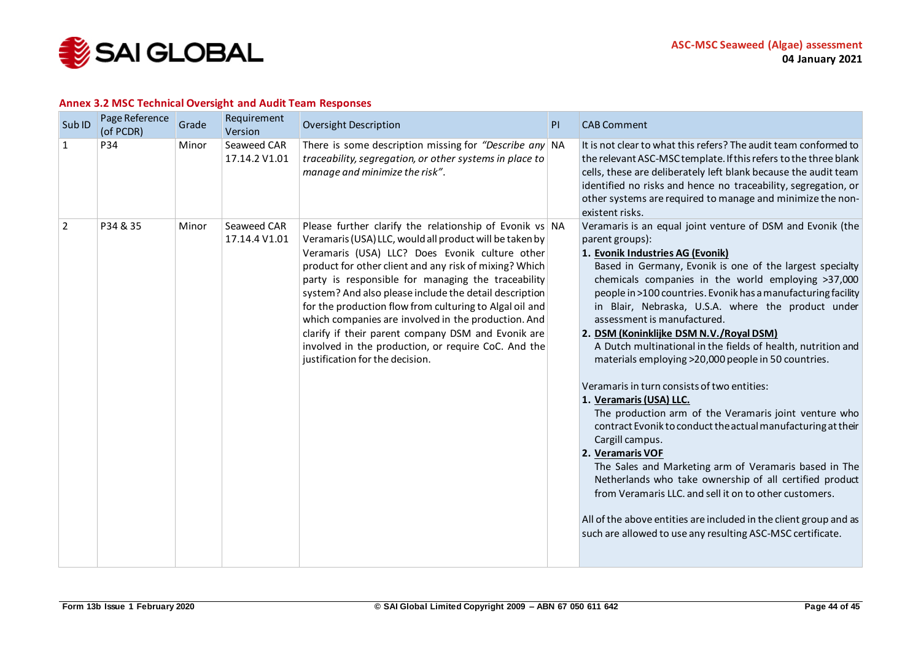### Annex 3.2 MSC Technical Oversight and Audit Team Responses

| Sub ID | Page Reference (of PCDR) | Grade | Requirement Version | Oversight Description | PI | CAB Comment |
|---|---|---|---|---|---|---|
| 1 | P34 | Minor | Seaweed CAR 17.14.2 V1.01 | There is some description missing for *"Describe any traceability, segregation, or other systems in place to manage and minimize the risk"*. | NA | It is not clear to what this refers? The audit team conformed to the relevant ASC-MSC template. If this refers to the three blank cells, these are deliberately left blank because the audit team identified no risks and hence no traceability, segregation, or other systems are required to manage and minimize the non-existent risks. |
| 2 | P34 & 35 | Minor | Seaweed CAR 17.14.4 V1.01 | Please further clarify the relationship of Evonik vs Veramaris (USA) LLC, would all product will be taken by Veramaris (USA) LLC? Does Evonik culture other product for other client and any risk of mixing? Which party is responsible for managing the traceability system? And also please include the detail description for the production flow from culturing to Algal oil and which companies are involved in the production. And clarify if their parent company DSM and Evonik are involved in the production, or require CoC. And the justification for the decision. | NA | Veramaris is an equal joint venture of DSM and Evonik (the parent groups):<br>1. **Evonik Industries AG (Evonik)**<br>Based in Germany, Evonik is one of the largest specialty chemicals companies in the world employing >37,000 people in >100 countries. Evonik has a manufacturing facility in Blair, Nebraska, U.S.A. where the product under assessment is manufactured.<br>2. **DSM (Koninklijke DSM N.V./Royal DSM)**<br>A Dutch multinational in the fields of health, nutrition and materials employing >20,000 people in 50 countries.<br><br>Veramaris in turn consists of two entities:<br>1. **Veramaris (USA) LLC.**<br>The production arm of the Veramaris joint venture who contract Evonik to conduct the actual manufacturing at their Cargill campus.<br>2. **Veramaris VOF**<br>The Sales and Marketing arm of Veramaris based in The Netherlands who take ownership of all certified product from Veramaris LLC. and sell it on to other customers.<br><br>All of the above entities are included in the client group and as such are allowed to use any resulting ASC-MSC certificate. |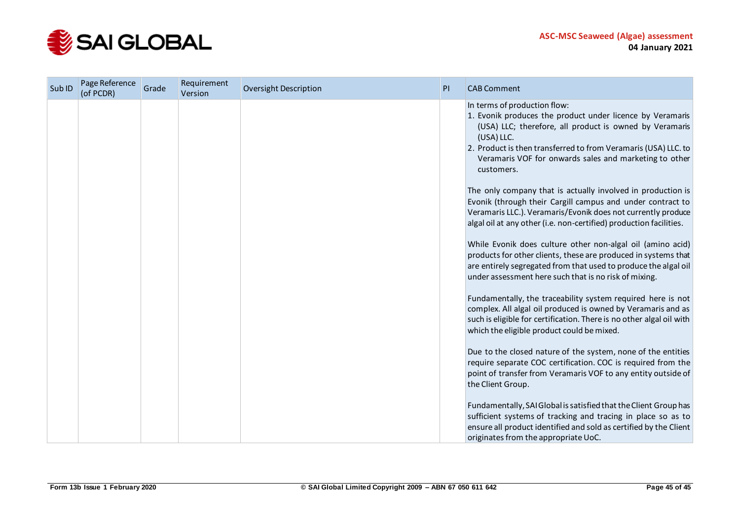| Sub ID | Page Reference (of PCDR) | Grade | Requirement Version | Oversight Description | PI | CAB Comment |
|---|---|---|---|---|---|---|
| | | | | | | In terms of production flow:<br>1. Evonik produces the product under licence by Veramaris (USA) LLC; therefore, all product is owned by Veramaris (USA) LLC.<br>2. Product is then transferred to from Veramaris (USA) LLC. to Veramaris VOF for onwards sales and marketing to other customers.<br><br>The only company that is actually involved in production is Evonik (through their Cargill campus and under contract to Veramaris LLC.). Veramaris/Evonik does not currently produce algal oil at any other (i.e. non-certified) production facilities.<br><br>While Evonik does culture other non-algal oil (amino acid) products for other clients, these are produced in systems that are entirely segregated from that used to produce the algal oil under assessment here such that is no risk of mixing.<br><br>Fundamentally, the traceability system required here is not complex. All algal oil produced is owned by Veramaris and as such is eligible for certification. There is no other algal oil with which the eligible product could be mixed.<br><br>Due to the closed nature of the system, none of the entities require separate COC certification. COC is required from the point of transfer from Veramaris VOF to any entity outside of the Client Group.<br><br>Fundamentally, SAI Global is satisfied that the Client Group has sufficient systems of tracking and tracing in place so as to ensure all product identified and sold as certified by the Client originates from the appropriate UoC. |